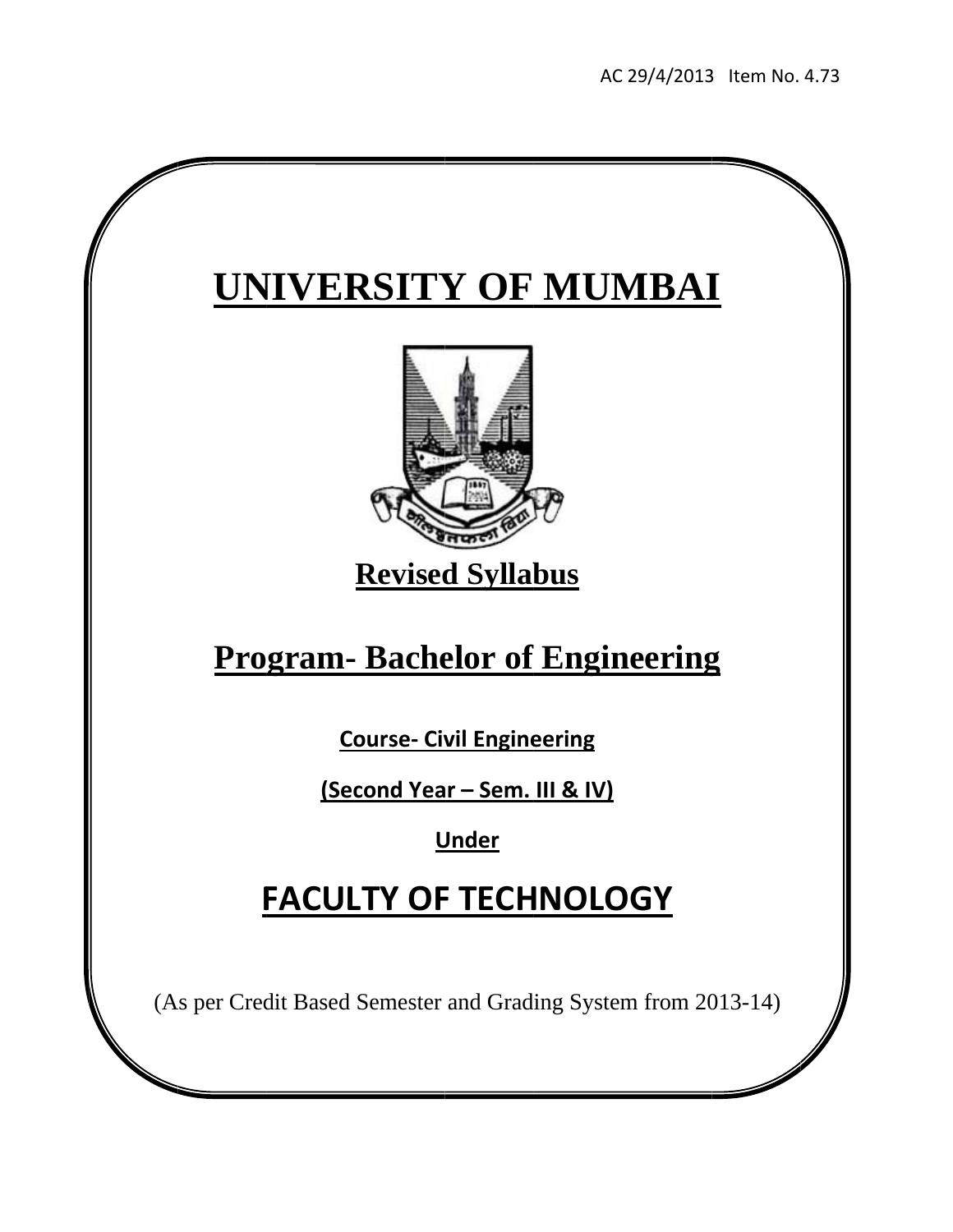AC 29/4/2013 Item No. 4.73

# UNIVERSITY OF MUMBAI

## Revised Syllabus

## Program- Bachelor of Engineering

**Course- Civil Engineering**

**(Second Year – Sem. III & IV)**

**Under**

## FACULTY OF TECHNOLOGY

(As per Credit Based Semester and Grading System from 2013-14)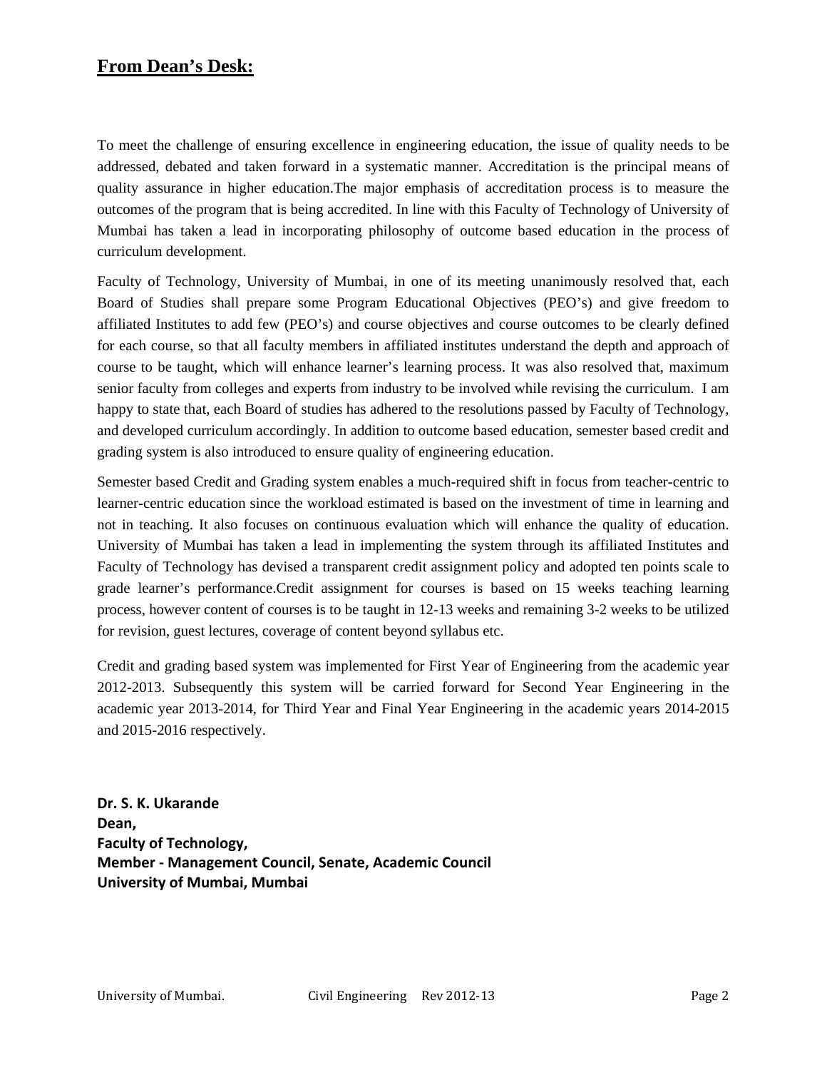## **From Dean's Desk:**

To meet the challenge of ensuring excellence in engineering education, the issue of quality needs to be addressed, debated and taken forward in a systematic manner. Accreditation is the principal means of quality assurance in higher education.The major emphasis of accreditation process is to measure the outcomes of the program that is being accredited. In line with this Faculty of Technology of University of Mumbai has taken a lead in incorporating philosophy of outcome based education in the process of curriculum development.

Faculty of Technology, University of Mumbai, in one of its meeting unanimously resolved that, each Board of Studies shall prepare some Program Educational Objectives (PEO's) and give freedom to affiliated Institutes to add few (PEO's) and course objectives and course outcomes to be clearly defined for each course, so that all faculty members in affiliated institutes understand the depth and approach of course to be taught, which will enhance learner's learning process. It was also resolved that, maximum senior faculty from colleges and experts from industry to be involved while revising the curriculum. I am happy to state that, each Board of studies has adhered to the resolutions passed by Faculty of Technology, and developed curriculum accordingly. In addition to outcome based education, semester based credit and grading system is also introduced to ensure quality of engineering education.

Semester based Credit and Grading system enables a much-required shift in focus from teacher-centric to learner-centric education since the workload estimated is based on the investment of time in learning and not in teaching. It also focuses on continuous evaluation which will enhance the quality of education. University of Mumbai has taken a lead in implementing the system through its affiliated Institutes and Faculty of Technology has devised a transparent credit assignment policy and adopted ten points scale to grade learner's performance.Credit assignment for courses is based on 15 weeks teaching learning process, however content of courses is to be taught in 12-13 weeks and remaining 3-2 weeks to be utilized for revision, guest lectures, coverage of content beyond syllabus etc.

Credit and grading based system was implemented for First Year of Engineering from the academic year 2012-2013. Subsequently this system will be carried forward for Second Year Engineering in the academic year 2013-2014, for Third Year and Final Year Engineering in the academic years 2014-2015 and 2015-2016 respectively.

**Dr. S. K. Ukarande**
**Dean,**
**Faculty of Technology,**
**Member - Management Council, Senate, Academic Council**
**University of Mumbai, Mumbai**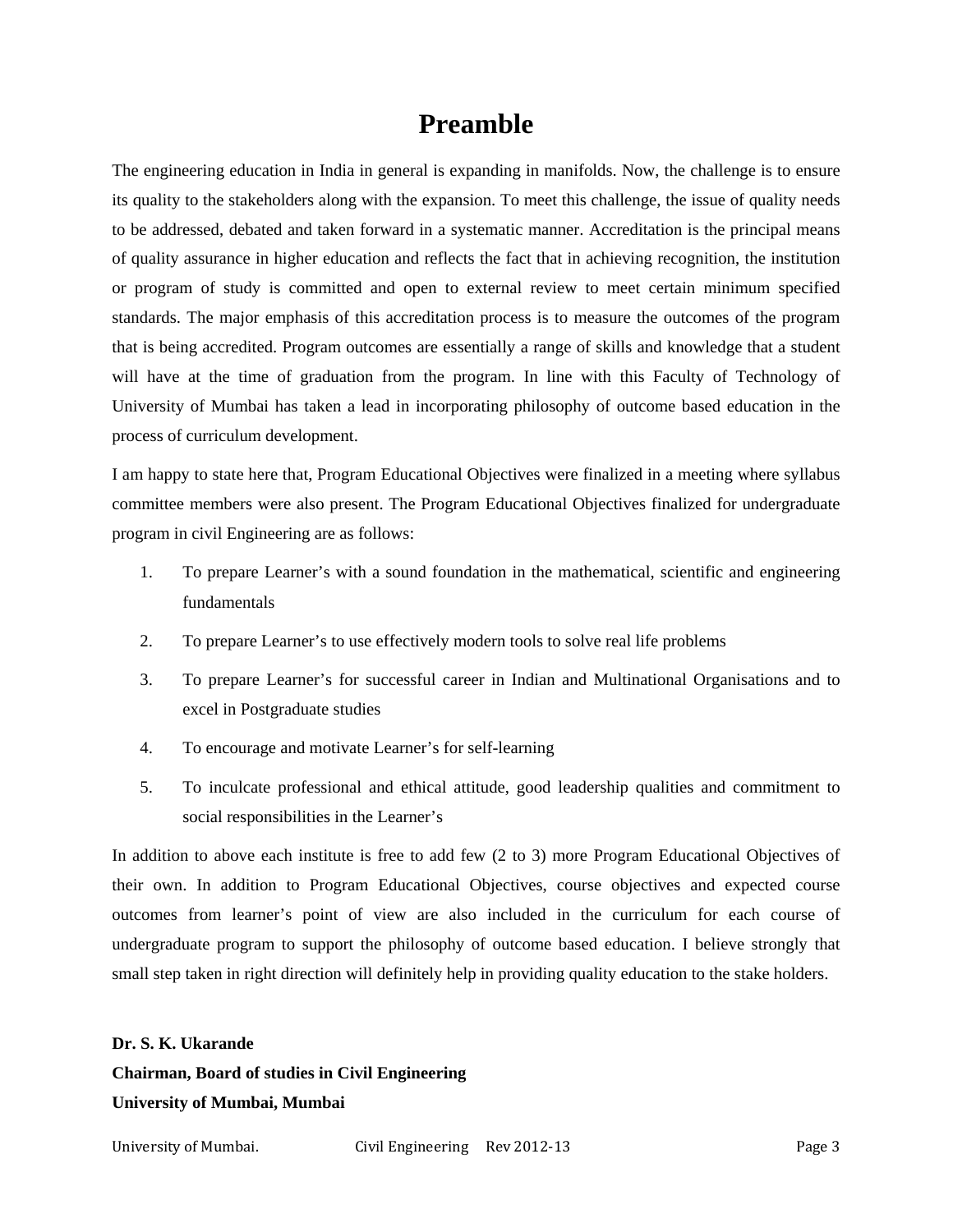# Preamble

The engineering education in India in general is expanding in manifolds. Now, the challenge is to ensure its quality to the stakeholders along with the expansion. To meet this challenge, the issue of quality needs to be addressed, debated and taken forward in a systematic manner. Accreditation is the principal means of quality assurance in higher education and reflects the fact that in achieving recognition, the institution or program of study is committed and open to external review to meet certain minimum specified standards. The major emphasis of this accreditation process is to measure the outcomes of the program that is being accredited. Program outcomes are essentially a range of skills and knowledge that a student will have at the time of graduation from the program. In line with this Faculty of Technology of University of Mumbai has taken a lead in incorporating philosophy of outcome based education in the process of curriculum development.

I am happy to state here that, Program Educational Objectives were finalized in a meeting where syllabus committee members were also present. The Program Educational Objectives finalized for undergraduate program in civil Engineering are as follows:

1. To prepare Learner's with a sound foundation in the mathematical, scientific and engineering fundamentals
2. To prepare Learner's to use effectively modern tools to solve real life problems
3. To prepare Learner's for successful career in Indian and Multinational Organisations and to excel in Postgraduate studies
4. To encourage and motivate Learner's for self-learning
5. To inculcate professional and ethical attitude, good leadership qualities and commitment to social responsibilities in the Learner's

In addition to above each institute is free to add few (2 to 3) more Program Educational Objectives of their own. In addition to Program Educational Objectives, course objectives and expected course outcomes from learner's point of view are also included in the curriculum for each course of undergraduate program to support the philosophy of outcome based education. I believe strongly that small step taken in right direction will definitely help in providing quality education to the stake holders.

**Dr. S. K. Ukarande**
**Chairman, Board of studies in Civil Engineering**
**University of Mumbai, Mumbai**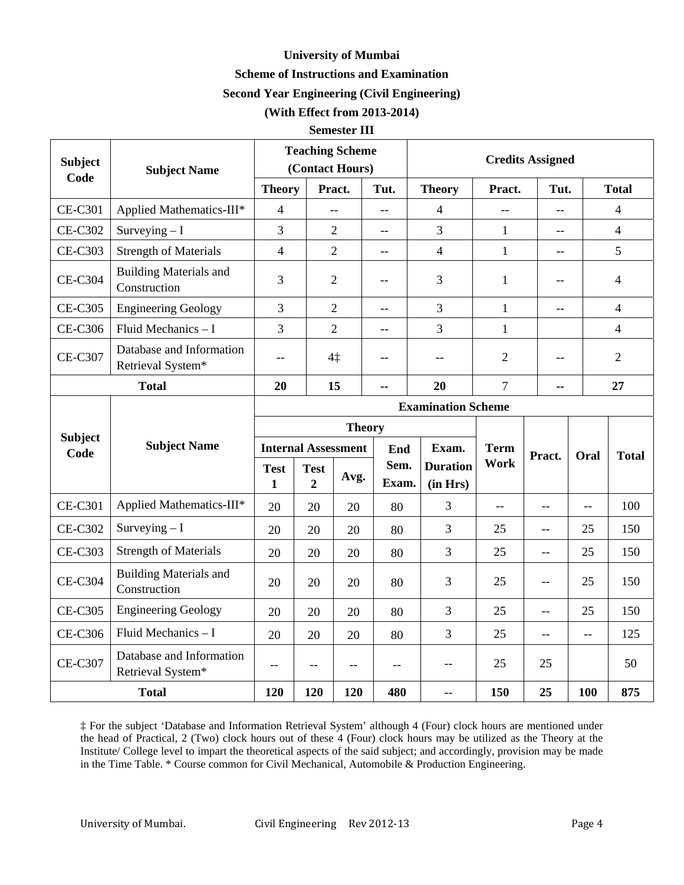**University of Mumbai**

**Scheme of Instructions and Examination**

**Second Year Engineering (Civil Engineering)**

**(With Effect from 2013-2014)**

**Semester III**

| Subject Code | Subject Name | Teaching Scheme (Contact Hours) | | | Credits Assigned | | | |
|---|---|---|---|---|---|---|---|---|
| | | Theory | Pract. | Tut. | Theory | Pract. | Tut. | Total |
| CE-C301 | Applied Mathematics-III* | 4 | -- | -- | 4 | -- | -- | 4 |
| CE-C302 | Surveying – I | 3 | 2 | -- | 3 | 1 | -- | 4 |
| CE-C303 | Strength of Materials | 4 | 2 | -- | 4 | 1 | -- | 5 |
| CE-C304 | Building Materials and Construction | 3 | 2 | -- | 3 | 1 | -- | 4 |
| CE-C305 | Engineering Geology | 3 | 2 | -- | 3 | 1 | -- | 4 |
| CE-C306 | Fluid Mechanics – I | 3 | 2 | -- | 3 | 1 | | 4 |
| CE-C307 | Database and Information Retrieval System* | -- | 4‡ | -- | -- | 2 | -- | 2 |
| **Total** | | **20** | **15** | **--** | **20** | 7 | **--** | **27** |

| Subject Code | Subject Name | Examination Scheme | | | | | | | | |
|---|---|---|---|---|---|---|---|---|---|---|
| | | Theory | | | | | Term Work | Pract. | Oral | Total |
| | | Internal Assessment | | | End Sem. Exam. | Exam. Duration (in Hrs) | | | | |
| | | Test 1 | Test 2 | Avg. | | | | | | |
| CE-C301 | Applied Mathematics-III* | 20 | 20 | 20 | 80 | 3 | -- | -- | -- | 100 |
| CE-C302 | Surveying – I | 20 | 20 | 20 | 80 | 3 | 25 | -- | 25 | 150 |
| CE-C303 | Strength of Materials | 20 | 20 | 20 | 80 | 3 | 25 | -- | 25 | 150 |
| CE-C304 | Building Materials and Construction | 20 | 20 | 20 | 80 | 3 | 25 | -- | 25 | 150 |
| CE-C305 | Engineering Geology | 20 | 20 | 20 | 80 | 3 | 25 | -- | 25 | 150 |
| CE-C306 | Fluid Mechanics – I | 20 | 20 | 20 | 80 | 3 | 25 | -- | -- | 125 |
| CE-C307 | Database and Information Retrieval System* | -- | -- | -- | -- | -- | 25 | 25 | | 50 |
| **Total** | | **120** | **120** | **120** | **480** | **--** | **150** | **25** | **100** | **875** |

‡ For the subject 'Database and Information Retrieval System' although 4 (Four) clock hours are mentioned under the head of Practical, 2 (Two) clock hours out of these 4 (Four) clock hours may be utilized as the Theory at the Institute/ College level to impart the theoretical aspects of the said subject; and accordingly, provision may be made in the Time Table. * Course common for Civil Mechanical, Automobile & Production Engineering.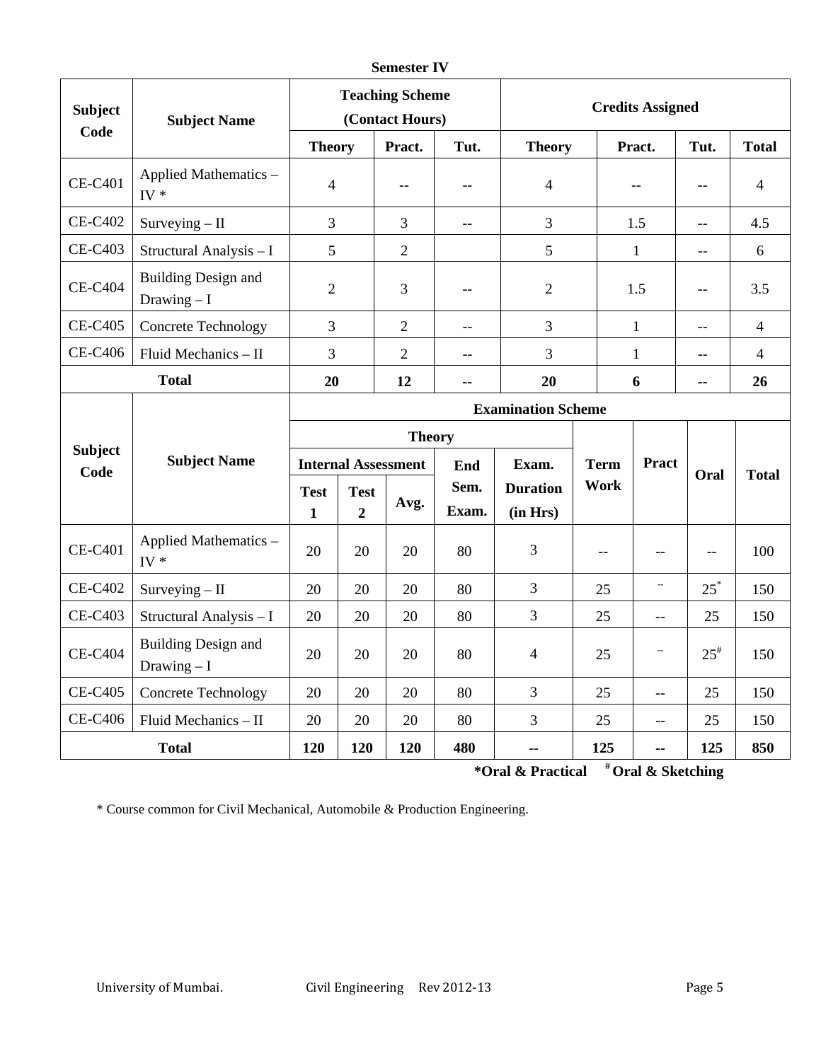## Semester IV

| Subject Code | Subject Name | Teaching Scheme (Contact Hours) | | | Credits Assigned | | | |
|---|---|---|---|---|---|---|---|---|
| | | Theory | Pract. | Tut. | Theory | Pract. | Tut. | Total |
| CE-C401 | Applied Mathematics – IV * | 4 | -- | -- | 4 | -- | -- | 4 |
| CE-C402 | Surveying – II | 3 | 3 | -- | 3 | 1.5 | -- | 4.5 |
| CE-C403 | Structural Analysis – I | 5 | 2 | | 5 | 1 | -- | 6 |
| CE-C404 | Building Design and Drawing – I | 2 | 3 | -- | 2 | 1.5 | -- | 3.5 |
| CE-C405 | Concrete Technology | 3 | 2 | -- | 3 | 1 | -- | 4 |
| CE-C406 | Fluid Mechanics – II | 3 | 2 | -- | 3 | 1 | -- | 4 |
| **Total** | | **20** | **12** | **--** | **20** | **6** | **--** | **26** |

| Subject Code | Subject Name | Examination Scheme | | | | | | | | |
|---|---|---|---|---|---|---|---|---|---|---|
| | | Theory | | | | | Term Work | Pract | Oral | Total |
| | | Internal Assessment | | | End Sem. Exam. | Exam. Duration (in Hrs) | | | | |
| | | Test 1 | Test 2 | Avg. | | | | | | |
| CE-C401 | Applied Mathematics – IV * | 20 | 20 | 20 | 80 | 3 | -- | -- | -- | 100 |
| CE-C402 | Surveying – II | 20 | 20 | 20 | 80 | 3 | 25 | -- | 25* | 150 |
| CE-C403 | Structural Analysis – I | 20 | 20 | 20 | 80 | 3 | 25 | -- | 25 | 150 |
| CE-C404 | Building Design and Drawing – I | 20 | 20 | 20 | 80 | 4 | 25 | -- | 25# | 150 |
| CE-C405 | Concrete Technology | 20 | 20 | 20 | 80 | 3 | 25 | -- | 25 | 150 |
| CE-C406 | Fluid Mechanics – II | 20 | 20 | 20 | 80 | 3 | 25 | -- | 25 | 150 |
| **Total** | | **120** | **120** | **120** | **480** | **--** | **125** | **--** | **125** | **850** |

**\*Oral & Practical** **# Oral & Sketching**

\* Course common for Civil Mechanical, Automobile & Production Engineering.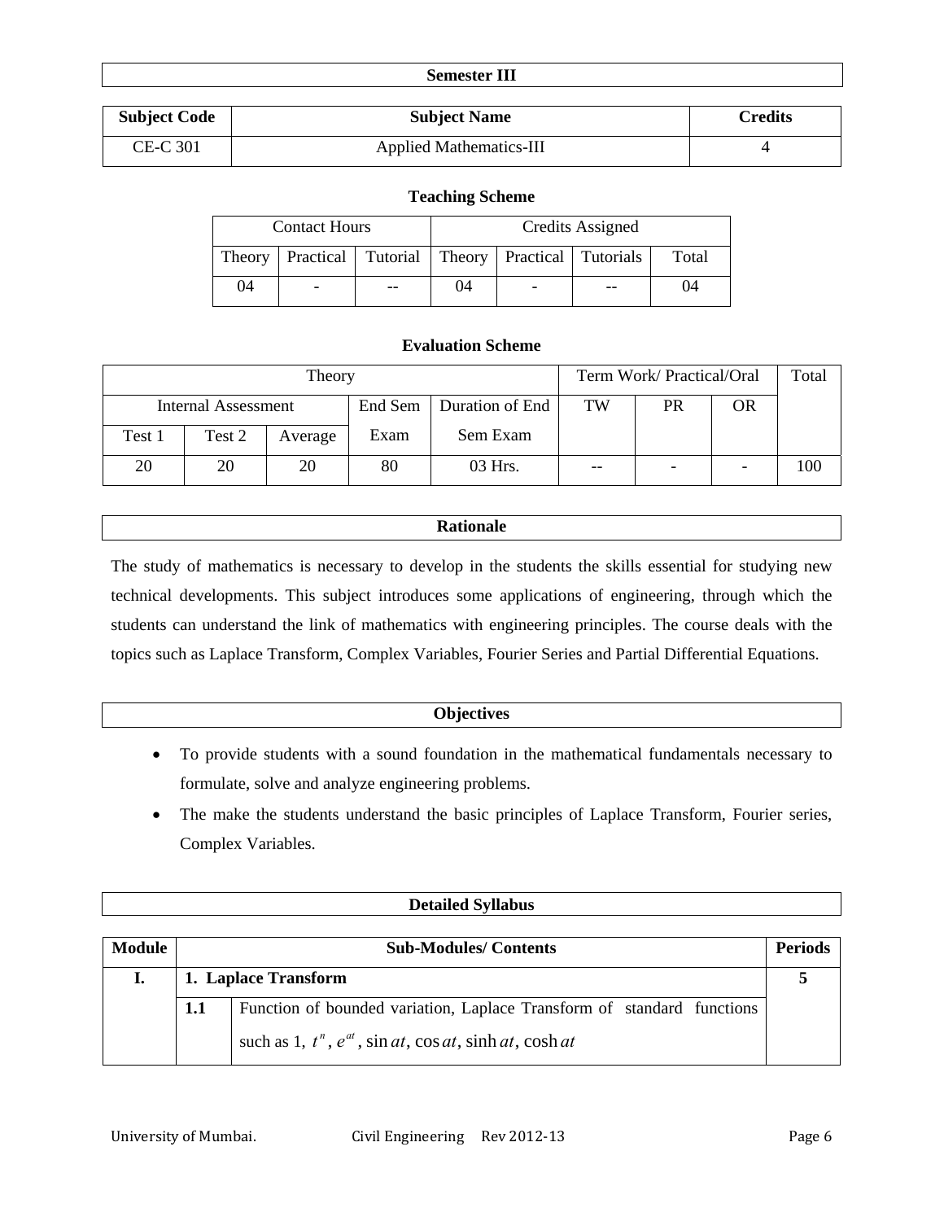## Semester III

| Subject Code | Subject Name | Credits |
|---|---|---|
| CE-C 301 | Applied Mathematics-III | 4 |

### Teaching Scheme

| Contact Hours | | | Credits Assigned | | | |
|---|---|---|---|---|---|---|
| Theory | Practical | Tutorial | Theory | Practical | Tutorials | Total |
| 04 | - | -- | 04 | - | -- | 04 |

### Evaluation Scheme

| Theory | | | | | Term Work/ Practical/Oral | | | Total |
|---|---|---|---|---|---|---|---|---|
| Internal Assessment | | | End Sem Exam | Duration of End Sem Exam | TW | PR | OR | |
| Test 1 | Test 2 | Average | | | | | | |
| 20 | 20 | 20 | 80 | 03 Hrs. | -- | - | - | 100 |

## Rationale

The study of mathematics is necessary to develop in the students the skills essential for studying new technical developments. This subject introduces some applications of engineering, through which the students can understand the link of mathematics with engineering principles. The course deals with the topics such as Laplace Transform, Complex Variables, Fourier Series and Partial Differential Equations.

## Objectives

- To provide students with a sound foundation in the mathematical fundamentals necessary to formulate, solve and analyze engineering problems.
- The make the students understand the basic principles of Laplace Transform, Fourier series, Complex Variables.

## Detailed Syllabus

| Module | Sub-Modules/ Contents | | Periods |
|---|---|---|---|
| **I.** | **1. Laplace Transform** | | **5** |
| | **1.1** | Function of bounded variation, Laplace Transform of standard functions such as 1, $t^n$, $e^{at}$, $\sin at$, $\cos at$, $\sinh at$, $\cosh at$ | |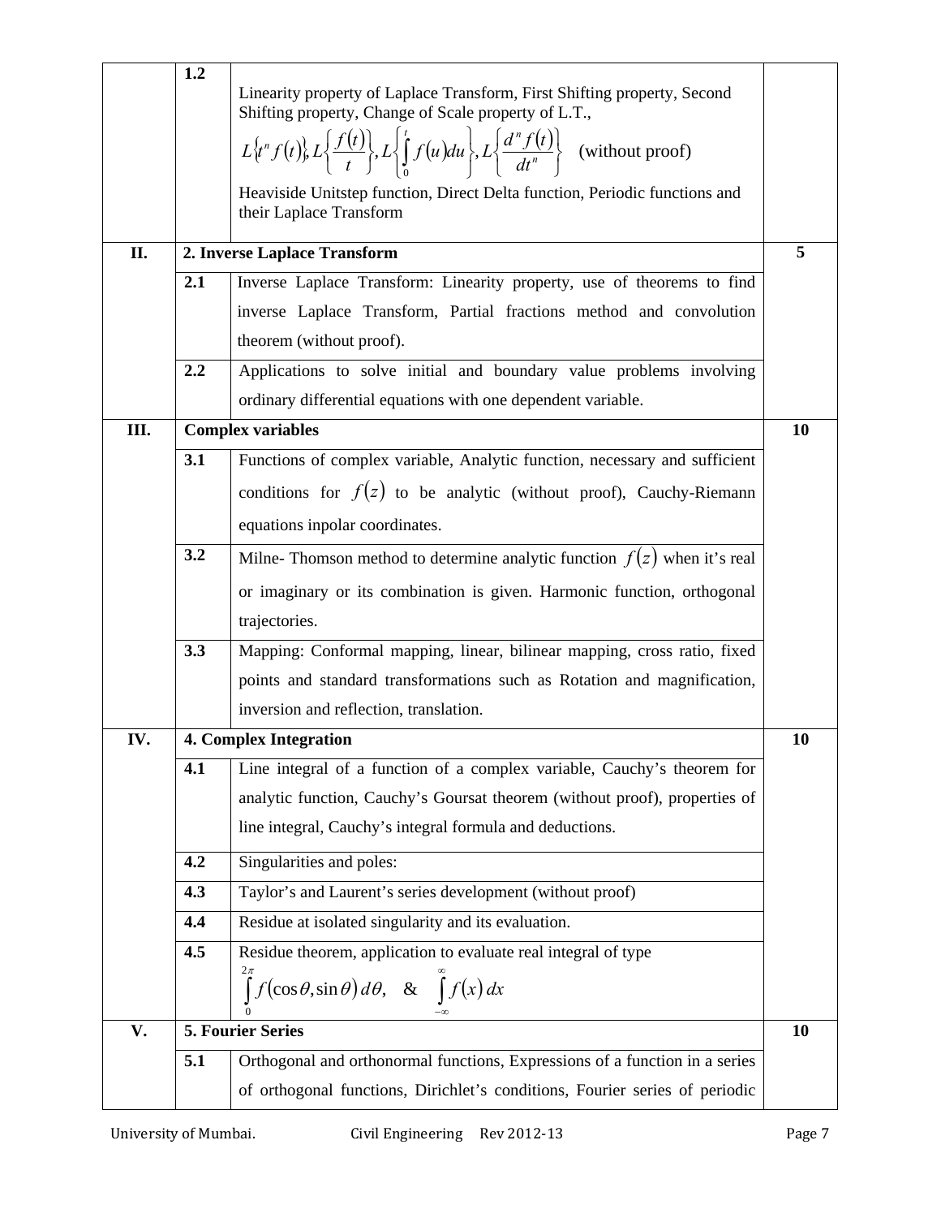| | | | |
|---|---|---|---|
| | 1.2 | Linearity property of Laplace Transform, First Shifting property, Second Shifting property, Change of Scale property of L.T., $L\{t^n f(t)\}, L\left\{\frac{f(t)}{t}\right\}, L\left\{\int_0^t f(u)du\right\}, L\left\{\frac{d^n f(t)}{dt^n}\right\}$ (without proof) Heaviside Unitstep function, Direct Delta function, Periodic functions and their Laplace Transform | |
| **II.** | **2. Inverse Laplace Transform** | | **5** |
| | **2.1** | Inverse Laplace Transform: Linearity property, use of theorems to find inverse Laplace Transform, Partial fractions method and convolution theorem (without proof). | |
| | **2.2** | Applications to solve initial and boundary value problems involving ordinary differential equations with one dependent variable. | |
| **III.** | **Complex variables** | | **10** |
| | **3.1** | Functions of complex variable, Analytic function, necessary and sufficient conditions for $f(z)$ to be analytic (without proof), Cauchy-Riemann equations inpolar coordinates. | |
| | **3.2** | Milne- Thomson method to determine analytic function $f(z)$ when it's real or imaginary or its combination is given. Harmonic function, orthogonal trajectories. | |
| | **3.3** | Mapping: Conformal mapping, linear, bilinear mapping, cross ratio, fixed points and standard transformations such as Rotation and magnification, inversion and reflection, translation. | |
| **IV.** | **4. Complex Integration** | | **10** |
| | **4.1** | Line integral of a function of a complex variable, Cauchy's theorem for analytic function, Cauchy's Goursat theorem (without proof), properties of line integral, Cauchy's integral formula and deductions. | |
| | **4.2** | Singularities and poles: | |
| | **4.3** | Taylor's and Laurent's series development (without proof) | |
| | **4.4** | Residue at isolated singularity and its evaluation. | |
| | **4.5** | Residue theorem, application to evaluate real integral of type $\int_0^{2\pi} f(\cos\theta, \sin\theta)\, d\theta, \quad \& \quad \int_{-\infty}^{\infty} f(x)\, dx$ | |
| **V.** | **5. Fourier Series** | | **10** |
| | **5.1** | Orthogonal and orthonormal functions, Expressions of a function in a series of orthogonal functions, Dirichlet's conditions, Fourier series of periodic | |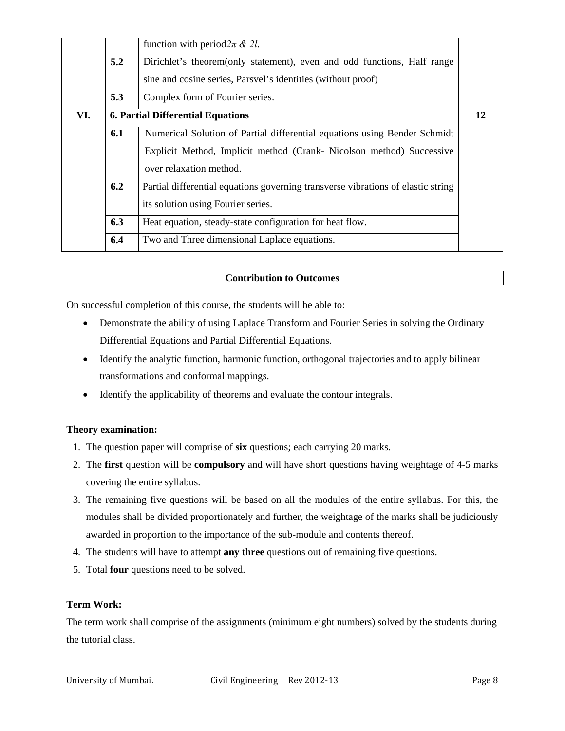| | | | |
|---|---|---|---|
| | | function with period $2\pi$ & $2l$. | |
| | **5.2** | Dirichlet's theorem(only statement), even and odd functions, Half range sine and cosine series, Parsvel's identities (without proof) | |
| | **5.3** | Complex form of Fourier series. | |
| **VI.** | **6. Partial Differential Equations** | | **12** |
| | **6.1** | Numerical Solution of Partial differential equations using Bender Schmidt Explicit Method, Implicit method (Crank- Nicolson method) Successive over relaxation method. | |
| | **6.2** | Partial differential equations governing transverse vibrations of elastic string its solution using Fourier series. | |
| | **6.3** | Heat equation, steady-state configuration for heat flow. | |
| | **6.4** | Two and Three dimensional Laplace equations. | |

| **Contribution to Outcomes** |
|---|

On successful completion of this course, the students will be able to:

- Demonstrate the ability of using Laplace Transform and Fourier Series in solving the Ordinary Differential Equations and Partial Differential Equations.
- Identify the analytic function, harmonic function, orthogonal trajectories and to apply bilinear transformations and conformal mappings.
- Identify the applicability of theorems and evaluate the contour integrals.

**Theory examination:**

1. The question paper will comprise of **six** questions; each carrying 20 marks.
2. The **first** question will be **compulsory** and will have short questions having weightage of 4-5 marks covering the entire syllabus.
3. The remaining five questions will be based on all the modules of the entire syllabus. For this, the modules shall be divided proportionately and further, the weightage of the marks shall be judiciously awarded in proportion to the importance of the sub-module and contents thereof.
4. The students will have to attempt **any three** questions out of remaining five questions.
5. Total **four** questions need to be solved.

**Term Work:**

The term work shall comprise of the assignments (minimum eight numbers) solved by the students during the tutorial class.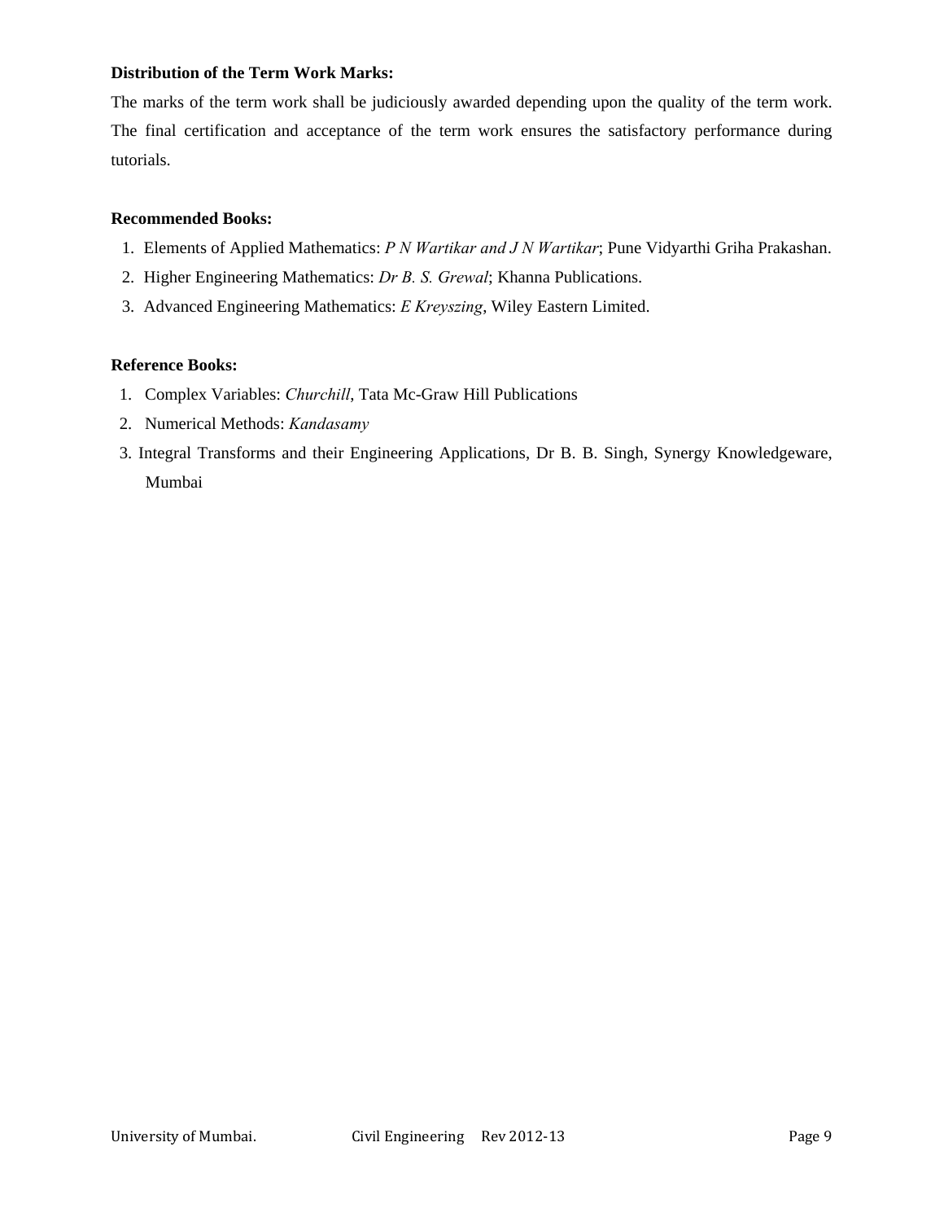**Distribution of the Term Work Marks:**

The marks of the term work shall be judiciously awarded depending upon the quality of the term work. The final certification and acceptance of the term work ensures the satisfactory performance during tutorials.

**Recommended Books:**

1. Elements of Applied Mathematics: *P N Wartikar and J N Wartikar*; Pune Vidyarthi Griha Prakashan.
2. Higher Engineering Mathematics: *Dr B. S. Grewal*; Khanna Publications.
3. Advanced Engineering Mathematics: *E Kreyszing*, Wiley Eastern Limited.

**Reference Books:**

1. Complex Variables: *Churchill*, Tata Mc-Graw Hill Publications
2. Numerical Methods: *Kandasamy*
3. Integral Transforms and their Engineering Applications, Dr B. B. Singh, Synergy Knowledgeware, Mumbai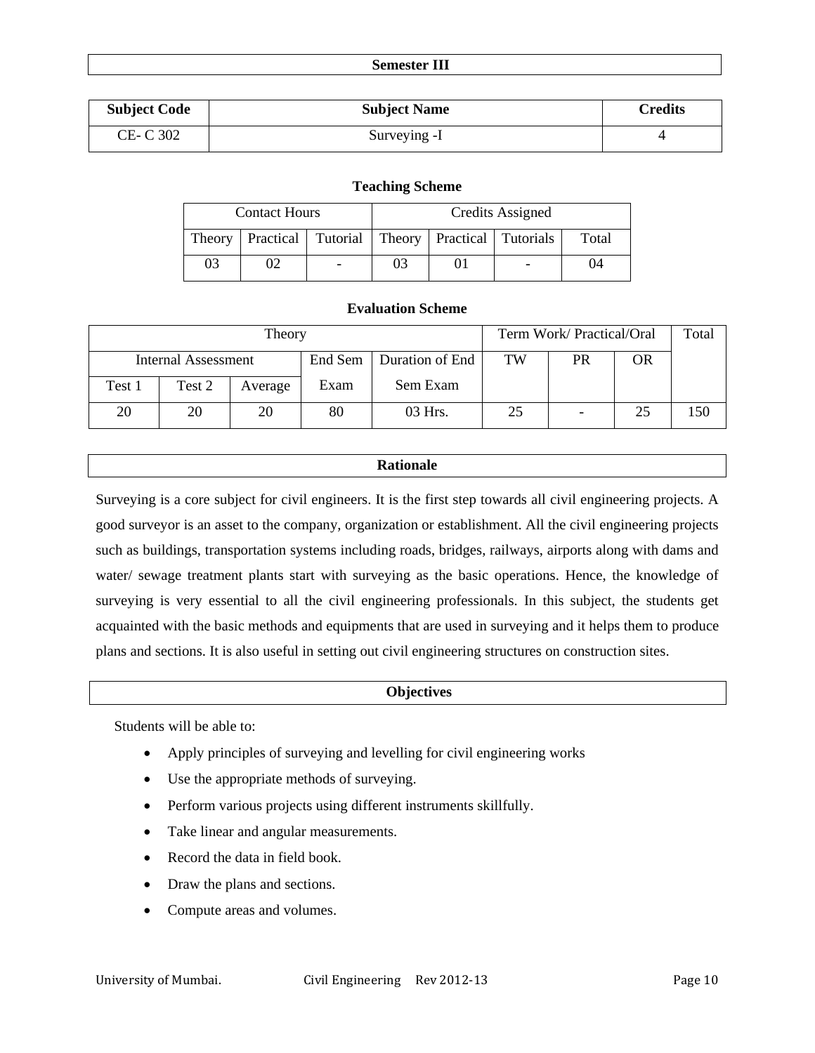## Semester III

| Subject Code | Subject Name | Credits |
|---|---|---|
| CE- C 302 | Surveying -I | 4 |

### Teaching Scheme

| Contact Hours | | | Credits Assigned | | | |
|---|---|---|---|---|---|---|
| Theory | Practical | Tutorial | Theory | Practical | Tutorials | Total |
| 03 | 02 | - | 03 | 01 | - | 04 |

### Evaluation Scheme

| Theory | | | | | Term Work/ Practical/Oral | | | Total |
|---|---|---|---|---|---|---|---|---|
| Internal Assessment | | | End Sem Exam | Duration of End Sem Exam | TW | PR | OR | |
| Test 1 | Test 2 | Average | | | | | | |
| 20 | 20 | 20 | 80 | 03 Hrs. | 25 | - | 25 | 150 |

## Rationale

Surveying is a core subject for civil engineers. It is the first step towards all civil engineering projects. A good surveyor is an asset to the company, organization or establishment. All the civil engineering projects such as buildings, transportation systems including roads, bridges, railways, airports along with dams and water/ sewage treatment plants start with surveying as the basic operations. Hence, the knowledge of surveying is very essential to all the civil engineering professionals. In this subject, the students get acquainted with the basic methods and equipments that are used in surveying and it helps them to produce plans and sections. It is also useful in setting out civil engineering structures on construction sites.

## Objectives

Students will be able to:

- Apply principles of surveying and levelling for civil engineering works
- Use the appropriate methods of surveying.
- Perform various projects using different instruments skillfully.
- Take linear and angular measurements.
- Record the data in field book.
- Draw the plans and sections.
- Compute areas and volumes.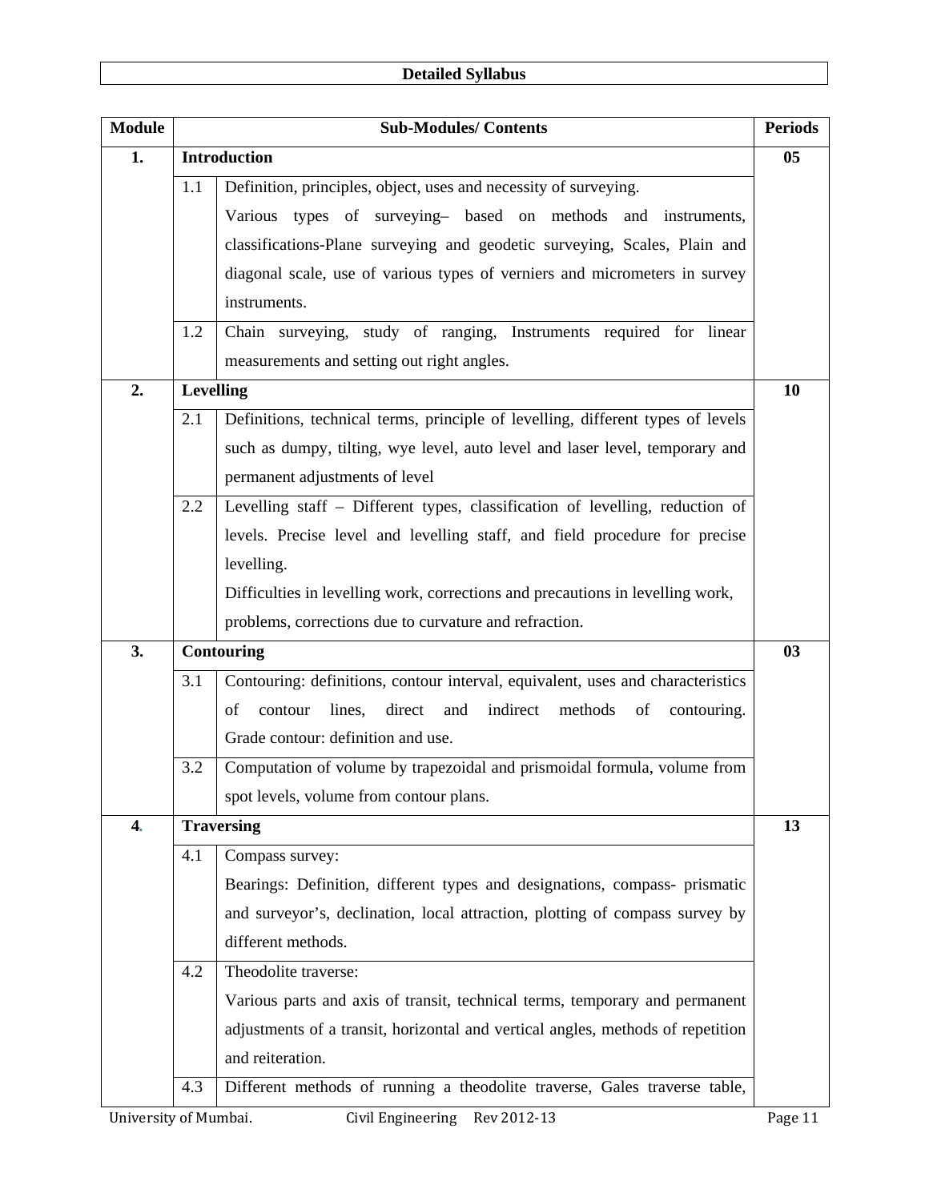## Detailed Syllabus

| Module | Sub-Modules/ Contents | | Periods |
|---|---|---|---|
| **1.** | **Introduction** | | **05** |
| | 1.1 | Definition, principles, object, uses and necessity of surveying. Various types of surveying– based on methods and instruments, classifications-Plane surveying and geodetic surveying, Scales, Plain and diagonal scale, use of various types of verniers and micrometers in survey instruments. | |
| | 1.2 | Chain surveying, study of ranging, Instruments required for linear measurements and setting out right angles. | |
| **2.** | **Levelling** | | **10** |
| | 2.1 | Definitions, technical terms, principle of levelling, different types of levels such as dumpy, tilting, wye level, auto level and laser level, temporary and permanent adjustments of level | |
| | 2.2 | Levelling staff – Different types, classification of levelling, reduction of levels. Precise level and levelling staff, and field procedure for precise levelling. Difficulties in levelling work, corrections and precautions in levelling work, problems, corrections due to curvature and refraction. | |
| **3.** | **Contouring** | | **03** |
| | 3.1 | Contouring: definitions, contour interval, equivalent, uses and characteristics of contour lines, direct and indirect methods of contouring. Grade contour: definition and use. | |
| | 3.2 | Computation of volume by trapezoidal and prismoidal formula, volume from spot levels, volume from contour plans. | |
| **4.** | **Traversing** | | **13** |
| | 4.1 | Compass survey: Bearings: Definition, different types and designations, compass- prismatic and surveyor's, declination, local attraction, plotting of compass survey by different methods. | |
| | 4.2 | Theodolite traverse: Various parts and axis of transit, technical terms, temporary and permanent adjustments of a transit, horizontal and vertical angles, methods of repetition and reiteration. | |
| | 4.3 | Different methods of running a theodolite traverse, Gales traverse table, | |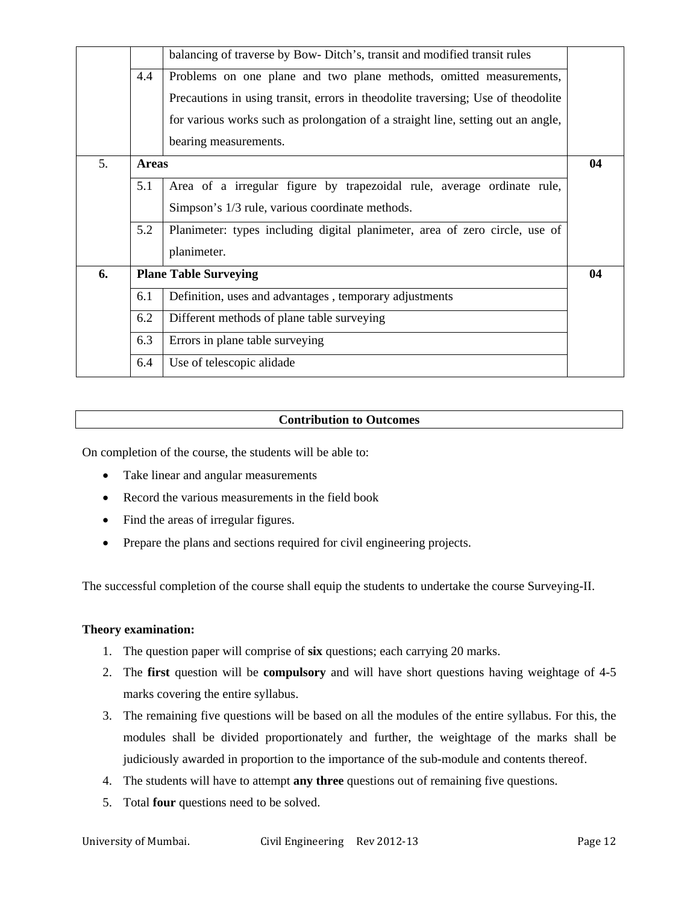| | | | |
|---|---|---|---|
| | | balancing of traverse by Bow- Ditch's, transit and modified transit rules | |
| | 4.4 | Problems on one plane and two plane methods, omitted measurements, Precautions in using transit, errors in theodolite traversing; Use of theodolite for various works such as prolongation of a straight line, setting out an angle, bearing measurements. | |
| 5. | **Areas** | | **04** |
| | 5.1 | Area of a irregular figure by trapezoidal rule, average ordinate rule, Simpson's 1/3 rule, various coordinate methods. | |
| | 5.2 | Planimeter: types including digital planimeter, area of zero circle, use of planimeter. | |
| **6.** | **Plane Table Surveying** | | **04** |
| | 6.1 | Definition, uses and advantages , temporary adjustments | |
| | 6.2 | Different methods of plane table surveying | |
| | 6.3 | Errors in plane table surveying | |
| | 6.4 | Use of telescopic alidade | |

| **Contribution to Outcomes** |
|---|

On completion of the course, the students will be able to:

- Take linear and angular measurements
- Record the various measurements in the field book
- Find the areas of irregular figures.
- Prepare the plans and sections required for civil engineering projects.

The successful completion of the course shall equip the students to undertake the course Surveying-II.

**Theory examination:**

1. The question paper will comprise of **six** questions; each carrying 20 marks.
2. The **first** question will be **compulsory** and will have short questions having weightage of 4-5 marks covering the entire syllabus.
3. The remaining five questions will be based on all the modules of the entire syllabus. For this, the modules shall be divided proportionately and further, the weightage of the marks shall be judiciously awarded in proportion to the importance of the sub-module and contents thereof.
4. The students will have to attempt **any three** questions out of remaining five questions.
5. Total **four** questions need to be solved.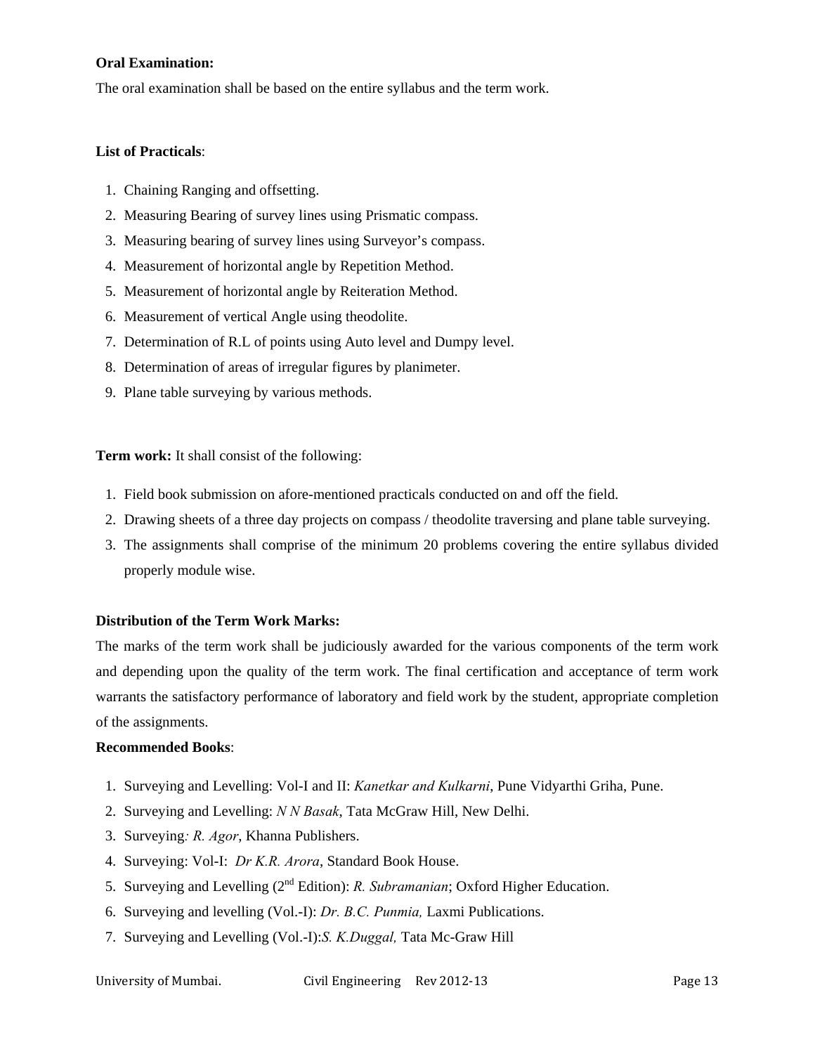**Oral Examination:**

The oral examination shall be based on the entire syllabus and the term work.

**List of Practicals**:

1. Chaining Ranging and offsetting.
2. Measuring Bearing of survey lines using Prismatic compass.
3. Measuring bearing of survey lines using Surveyor's compass.
4. Measurement of horizontal angle by Repetition Method.
5. Measurement of horizontal angle by Reiteration Method.
6. Measurement of vertical Angle using theodolite.
7. Determination of R.L of points using Auto level and Dumpy level.
8. Determination of areas of irregular figures by planimeter.
9. Plane table surveying by various methods.

**Term work:** It shall consist of the following:

1. Field book submission on afore-mentioned practicals conducted on and off the field.
2. Drawing sheets of a three day projects on compass / theodolite traversing and plane table surveying.
3. The assignments shall comprise of the minimum 20 problems covering the entire syllabus divided properly module wise.

**Distribution of the Term Work Marks:**

The marks of the term work shall be judiciously awarded for the various components of the term work and depending upon the quality of the term work. The final certification and acceptance of term work warrants the satisfactory performance of laboratory and field work by the student, appropriate completion of the assignments.

**Recommended Books**:

1. Surveying and Levelling: Vol-I and II: *Kanetkar and Kulkarni*, Pune Vidyarthi Griha, Pune.
2. Surveying and Levelling: *N N Basak*, Tata McGraw Hill, New Delhi.
3. Surveying*: R. Agor*, Khanna Publishers.
4. Surveying: Vol-I: *Dr K.R. Arora*, Standard Book House.
5. Surveying and Levelling (2nd Edition): *R. Subramanian*; Oxford Higher Education.
6. Surveying and levelling (Vol.-I): *Dr. B.C. Punmia,* Laxmi Publications.
7. Surveying and Levelling (Vol.-I):*S. K.Duggal,* Tata Mc-Graw Hill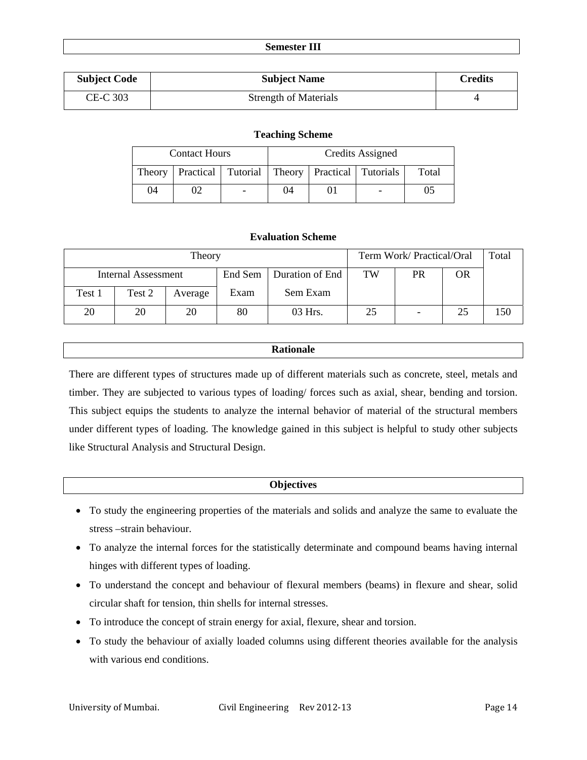## Semester III

| Subject Code | Subject Name | Credits |
|---|---|---|
| CE-C 303 | Strength of Materials | 4 |

### Teaching Scheme

| Contact Hours | | | Credits Assigned | | | |
|---|---|---|---|---|---|---|
| Theory | Practical | Tutorial | Theory | Practical | Tutorials | Total |
| 04 | 02 | - | 04 | 01 | - | 05 |

### Evaluation Scheme

| Theory | | | | | Term Work/ Practical/Oral | | | Total |
|---|---|---|---|---|---|---|---|---|
| Internal Assessment | | | End Sem Exam | Duration of End Sem Exam | TW | PR | OR | |
| Test 1 | Test 2 | Average | | | | | | |
| 20 | 20 | 20 | 80 | 03 Hrs. | 25 | - | 25 | 150 |

## Rationale

There are different types of structures made up of different materials such as concrete, steel, metals and timber. They are subjected to various types of loading/ forces such as axial, shear, bending and torsion. This subject equips the students to analyze the internal behavior of material of the structural members under different types of loading. The knowledge gained in this subject is helpful to study other subjects like Structural Analysis and Structural Design.

## Objectives

- To study the engineering properties of the materials and solids and analyze the same to evaluate the stress –strain behaviour.
- To analyze the internal forces for the statistically determinate and compound beams having internal hinges with different types of loading.
- To understand the concept and behaviour of flexural members (beams) in flexure and shear, solid circular shaft for tension, thin shells for internal stresses.
- To introduce the concept of strain energy for axial, flexure, shear and torsion.
- To study the behaviour of axially loaded columns using different theories available for the analysis with various end conditions.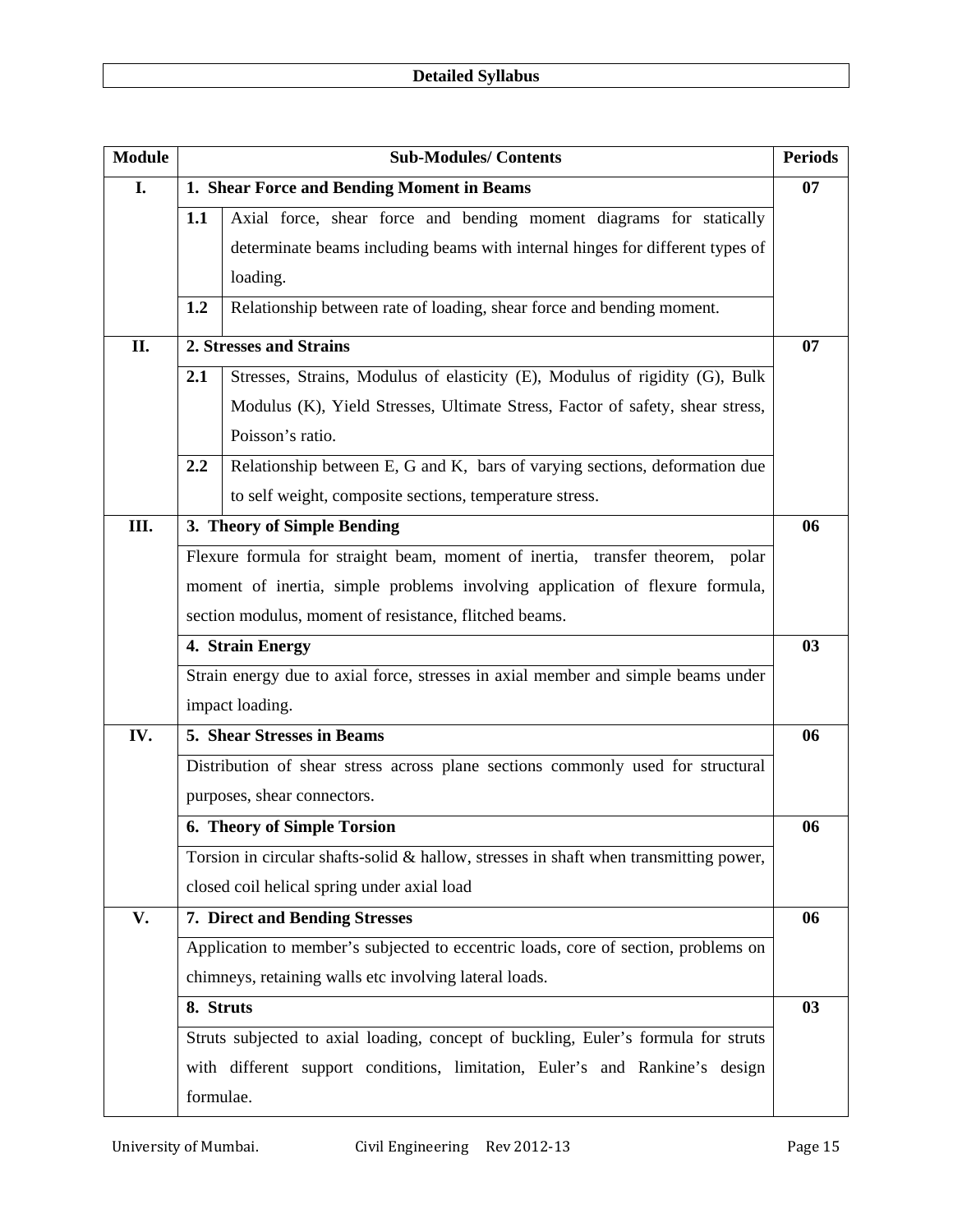## Detailed Syllabus

| Module | Sub-Modules/ Contents | | Periods |
|---|---|---|---|
| I. | **1. Shear Force and Bending Moment in Beams** | | 07 |
| | 1.1 | Axial force, shear force and bending moment diagrams for statically determinate beams including beams with internal hinges for different types of loading. | |
| | 1.2 | Relationship between rate of loading, shear force and bending moment. | |
| II. | **2. Stresses and Strains** | | 07 |
| | 2.1 | Stresses, Strains, Modulus of elasticity (E), Modulus of rigidity (G), Bulk Modulus (K), Yield Stresses, Ultimate Stress, Factor of safety, shear stress, Poisson's ratio. | |
| | 2.2 | Relationship between E, G and K, bars of varying sections, deformation due to self weight, composite sections, temperature stress. | |
| III. | **3. Theory of Simple Bending** | | 06 |
| | Flexure formula for straight beam, moment of inertia, transfer theorem, polar moment of inertia, simple problems involving application of flexure formula, section modulus, moment of resistance, flitched beams. | | |
| | **4. Strain Energy** | | 03 |
| | Strain energy due to axial force, stresses in axial member and simple beams under impact loading. | | |
| IV. | **5. Shear Stresses in Beams** | | 06 |
| | Distribution of shear stress across plane sections commonly used for structural purposes, shear connectors. | | |
| | **6. Theory of Simple Torsion** | | 06 |
| | Torsion in circular shafts-solid & hallow, stresses in shaft when transmitting power, closed coil helical spring under axial load | | |
| V. | **7. Direct and Bending Stresses** | | 06 |
| | Application to member's subjected to eccentric loads, core of section, problems on chimneys, retaining walls etc involving lateral loads. | | |
| | **8. Struts** | | 03 |
| | Struts subjected to axial loading, concept of buckling, Euler's formula for struts with different support conditions, limitation, Euler's and Rankine's design formulae. | | |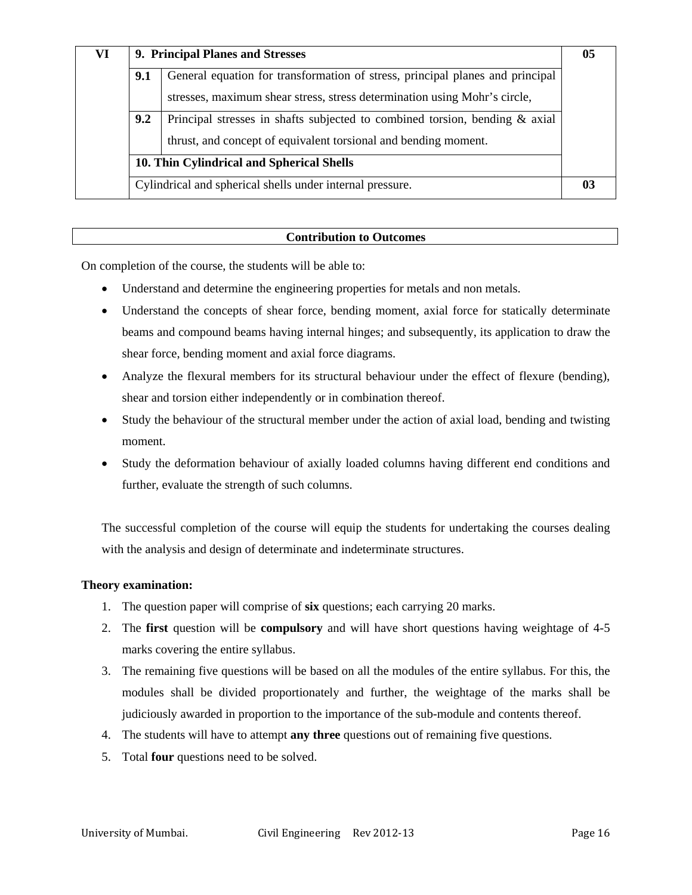| VI | 9. Principal Planes and Stresses | | 05 |
|---|---|---|---|
| | **9.1** | General equation for transformation of stress, principal planes and principal stresses, maximum shear stress, stress determination using Mohr's circle, | |
| | **9.2** | Principal stresses in shafts subjected to combined torsion, bending & axial thrust, and concept of equivalent torsional and bending moment. | |
| | **10. Thin Cylindrical and Spherical Shells** | | |
| | Cylindrical and spherical shells under internal pressure. | | **03** |

## Contribution to Outcomes

On completion of the course, the students will be able to:

- Understand and determine the engineering properties for metals and non metals.
- Understand the concepts of shear force, bending moment, axial force for statically determinate beams and compound beams having internal hinges; and subsequently, its application to draw the shear force, bending moment and axial force diagrams.
- Analyze the flexural members for its structural behaviour under the effect of flexure (bending), shear and torsion either independently or in combination thereof.
- Study the behaviour of the structural member under the action of axial load, bending and twisting moment.
- Study the deformation behaviour of axially loaded columns having different end conditions and further, evaluate the strength of such columns.

The successful completion of the course will equip the students for undertaking the courses dealing with the analysis and design of determinate and indeterminate structures.

**Theory examination:**

1. The question paper will comprise of **six** questions; each carrying 20 marks.
2. The **first** question will be **compulsory** and will have short questions having weightage of 4-5 marks covering the entire syllabus.
3. The remaining five questions will be based on all the modules of the entire syllabus. For this, the modules shall be divided proportionately and further, the weightage of the marks shall be judiciously awarded in proportion to the importance of the sub-module and contents thereof.
4. The students will have to attempt **any three** questions out of remaining five questions.
5. Total **four** questions need to be solved.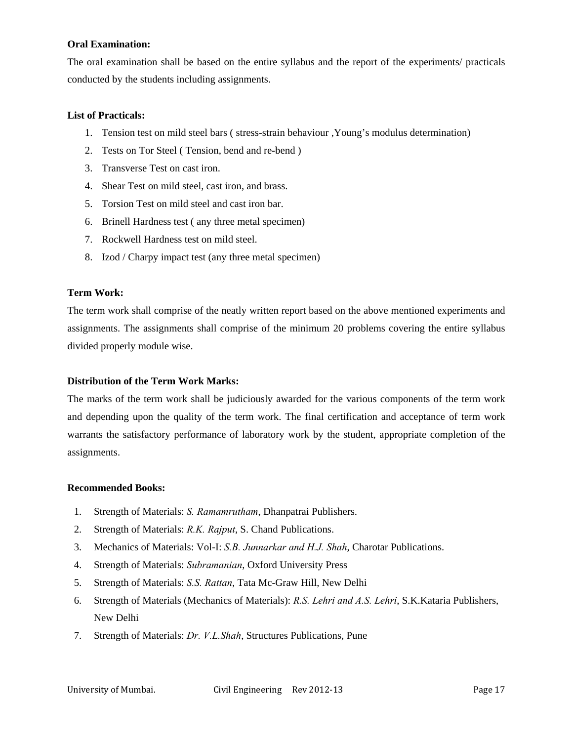**Oral Examination:**

The oral examination shall be based on the entire syllabus and the report of the experiments/ practicals conducted by the students including assignments.

**List of Practicals:**

1. Tension test on mild steel bars ( stress-strain behaviour ,Young's modulus determination)
2. Tests on Tor Steel ( Tension, bend and re-bend )
3. Transverse Test on cast iron.
4. Shear Test on mild steel, cast iron, and brass.
5. Torsion Test on mild steel and cast iron bar.
6. Brinell Hardness test ( any three metal specimen)
7. Rockwell Hardness test on mild steel.
8. Izod / Charpy impact test (any three metal specimen)

**Term Work:**

The term work shall comprise of the neatly written report based on the above mentioned experiments and assignments. The assignments shall comprise of the minimum 20 problems covering the entire syllabus divided properly module wise.

**Distribution of the Term Work Marks:**

The marks of the term work shall be judiciously awarded for the various components of the term work and depending upon the quality of the term work. The final certification and acceptance of term work warrants the satisfactory performance of laboratory work by the student, appropriate completion of the assignments.

**Recommended Books:**

1. Strength of Materials: *S. Ramamrutham*, Dhanpatrai Publishers.
2. Strength of Materials: *R.K. Rajput*, S. Chand Publications.
3. Mechanics of Materials: Vol-I: *S.B. Junnarkar and H.J. Shah*, Charotar Publications.
4. Strength of Materials: *Subramanian*, Oxford University Press
5. Strength of Materials: *S.S. Rattan*, Tata Mc-Graw Hill, New Delhi
6. Strength of Materials (Mechanics of Materials): *R.S. Lehri and A.S. Lehri*, S.K.Kataria Publishers, New Delhi
7. Strength of Materials: *Dr. V.L.Shah*, Structures Publications, Pune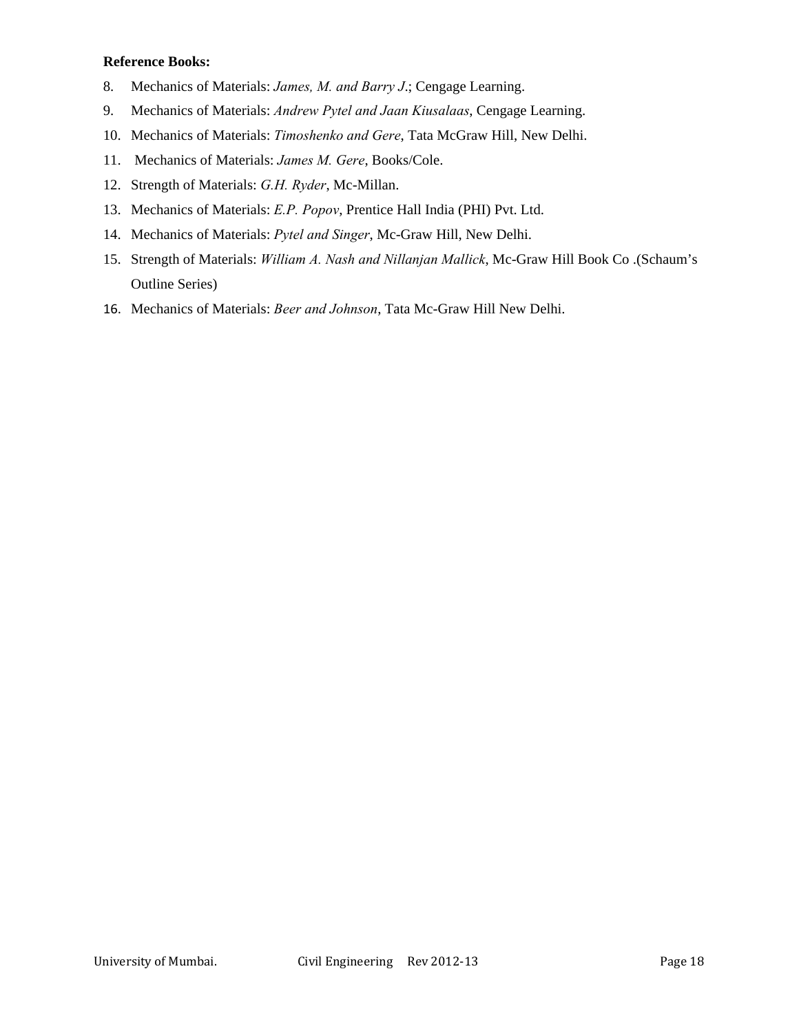**Reference Books:**

8. Mechanics of Materials: *James, M. and Barry J*.; Cengage Learning.
9. Mechanics of Materials: *Andrew Pytel and Jaan Kiusalaas*, Cengage Learning.
10. Mechanics of Materials: *Timoshenko and Gere*, Tata McGraw Hill, New Delhi.
11. Mechanics of Materials: *James M. Gere*, Books/Cole.
12. Strength of Materials: *G.H. Ryder*, Mc-Millan.
13. Mechanics of Materials: *E.P. Popov*, Prentice Hall India (PHI) Pvt. Ltd.
14. Mechanics of Materials: *Pytel and Singer*, Mc-Graw Hill, New Delhi.
15. Strength of Materials: *William A. Nash and Nillanjan Mallick*, Mc-Graw Hill Book Co .(Schaum's Outline Series)
16. Mechanics of Materials: *Beer and Johnson*, Tata Mc-Graw Hill New Delhi.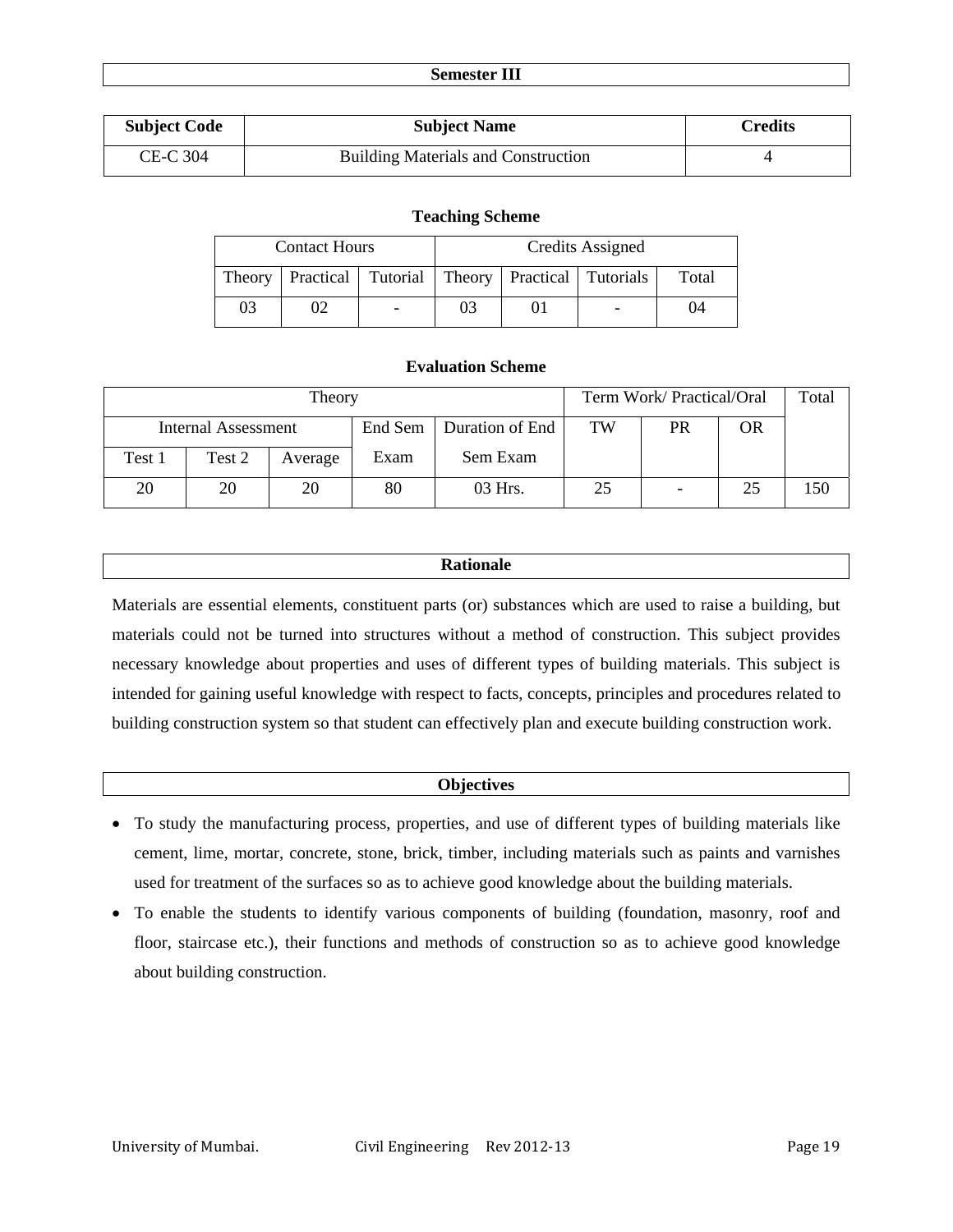## Semester III

| Subject Code | Subject Name | Credits |
|---|---|---|
| CE-C 304 | Building Materials and Construction | 4 |

### Teaching Scheme

| Contact Hours | | | Credits Assigned | | | |
|---|---|---|---|---|---|---|
| Theory | Practical | Tutorial | Theory | Practical | Tutorials | Total |
| 03 | 02 | - | 03 | 01 | - | 04 |

### Evaluation Scheme

| Theory | | | | | Term Work/ Practical/Oral | | | Total |
|---|---|---|---|---|---|---|---|---|
| Internal Assessment | | | End Sem Exam | Duration of End Sem Exam | TW | PR | OR | |
| Test 1 | Test 2 | Average | | | | | | |
| 20 | 20 | 20 | 80 | 03 Hrs. | 25 | - | 25 | 150 |

## Rationale

Materials are essential elements, constituent parts (or) substances which are used to raise a building, but materials could not be turned into structures without a method of construction. This subject provides necessary knowledge about properties and uses of different types of building materials. This subject is intended for gaining useful knowledge with respect to facts, concepts, principles and procedures related to building construction system so that student can effectively plan and execute building construction work.

## Objectives

- To study the manufacturing process, properties, and use of different types of building materials like cement, lime, mortar, concrete, stone, brick, timber, including materials such as paints and varnishes used for treatment of the surfaces so as to achieve good knowledge about the building materials.
- To enable the students to identify various components of building (foundation, masonry, roof and floor, staircase etc.), their functions and methods of construction so as to achieve good knowledge about building construction.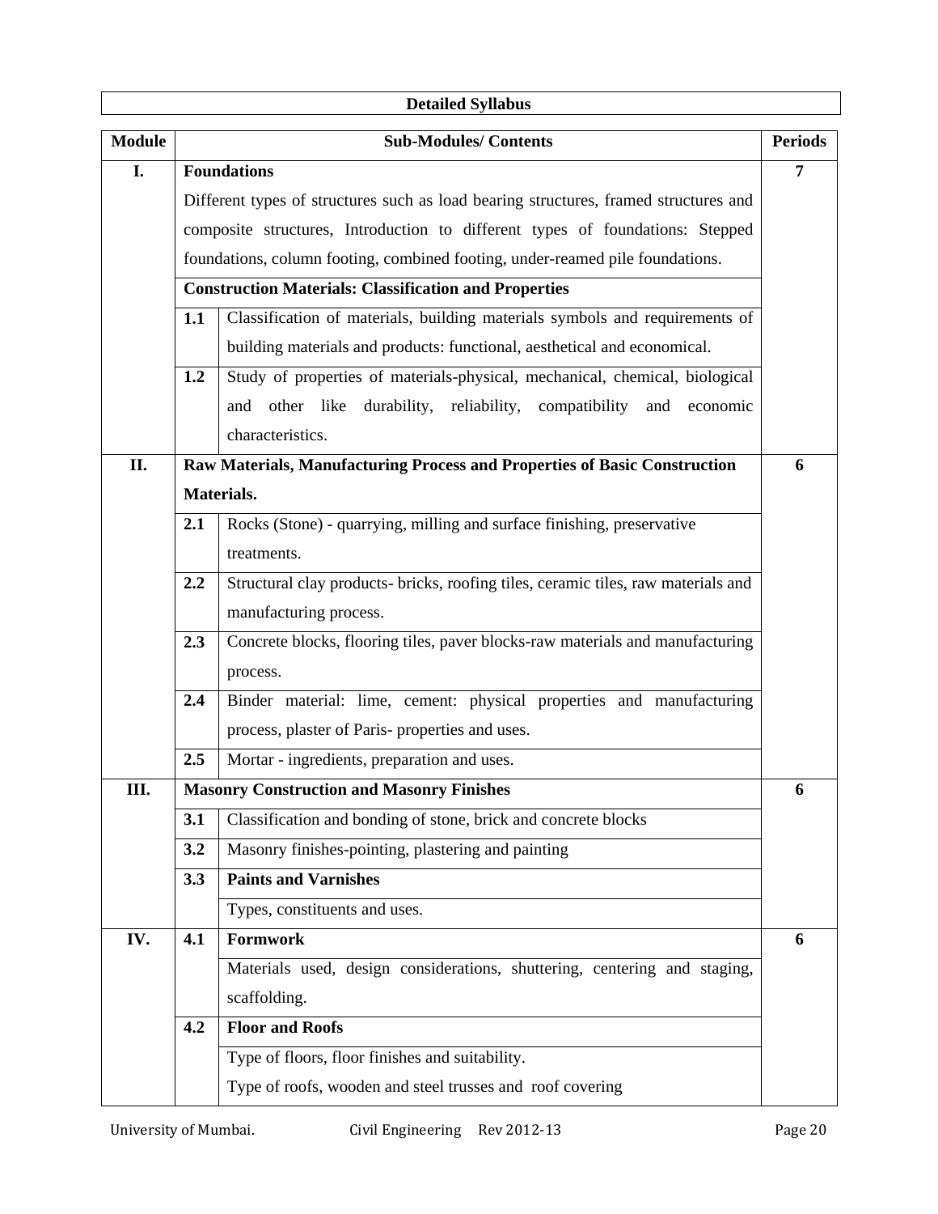## Detailed Syllabus

| Module | | Sub-Modules/ Contents | Periods |
|---|---|---|---|
| I. | | **Foundations** | 7 |
| | | Different types of structures such as load bearing structures, framed structures and composite structures, Introduction to different types of foundations: Stepped foundations, column footing, combined footing, under-reamed pile foundations. | |
| | | **Construction Materials: Classification and Properties** | |
| | 1.1 | Classification of materials, building materials symbols and requirements of building materials and products: functional, aesthetical and economical. | |
| | 1.2 | Study of properties of materials-physical, mechanical, chemical, biological and other like durability, reliability, compatibility and economic characteristics. | |
| II. | | **Raw Materials, Manufacturing Process and Properties of Basic Construction Materials.** | 6 |
| | 2.1 | Rocks (Stone) - quarrying, milling and surface finishing, preservative treatments. | |
| | 2.2 | Structural clay products- bricks, roofing tiles, ceramic tiles, raw materials and manufacturing process. | |
| | 2.3 | Concrete blocks, flooring tiles, paver blocks-raw materials and manufacturing process. | |
| | 2.4 | Binder material: lime, cement: physical properties and manufacturing process, plaster of Paris- properties and uses. | |
| | 2.5 | Mortar - ingredients, preparation and uses. | |
| III. | | **Masonry Construction and Masonry Finishes** | 6 |
| | 3.1 | Classification and bonding of stone, brick and concrete blocks | |
| | 3.2 | Masonry finishes-pointing, plastering and painting | |
| | 3.3 | **Paints and Varnishes** | |
| | | Types, constituents and uses. | |
| IV. | 4.1 | **Formwork** | 6 |
| | | Materials used, design considerations, shuttering, centering and staging, scaffolding. | |
| | 4.2 | **Floor and Roofs** | |
| | | Type of floors, floor finishes and suitability. Type of roofs, wooden and steel trusses and roof covering | |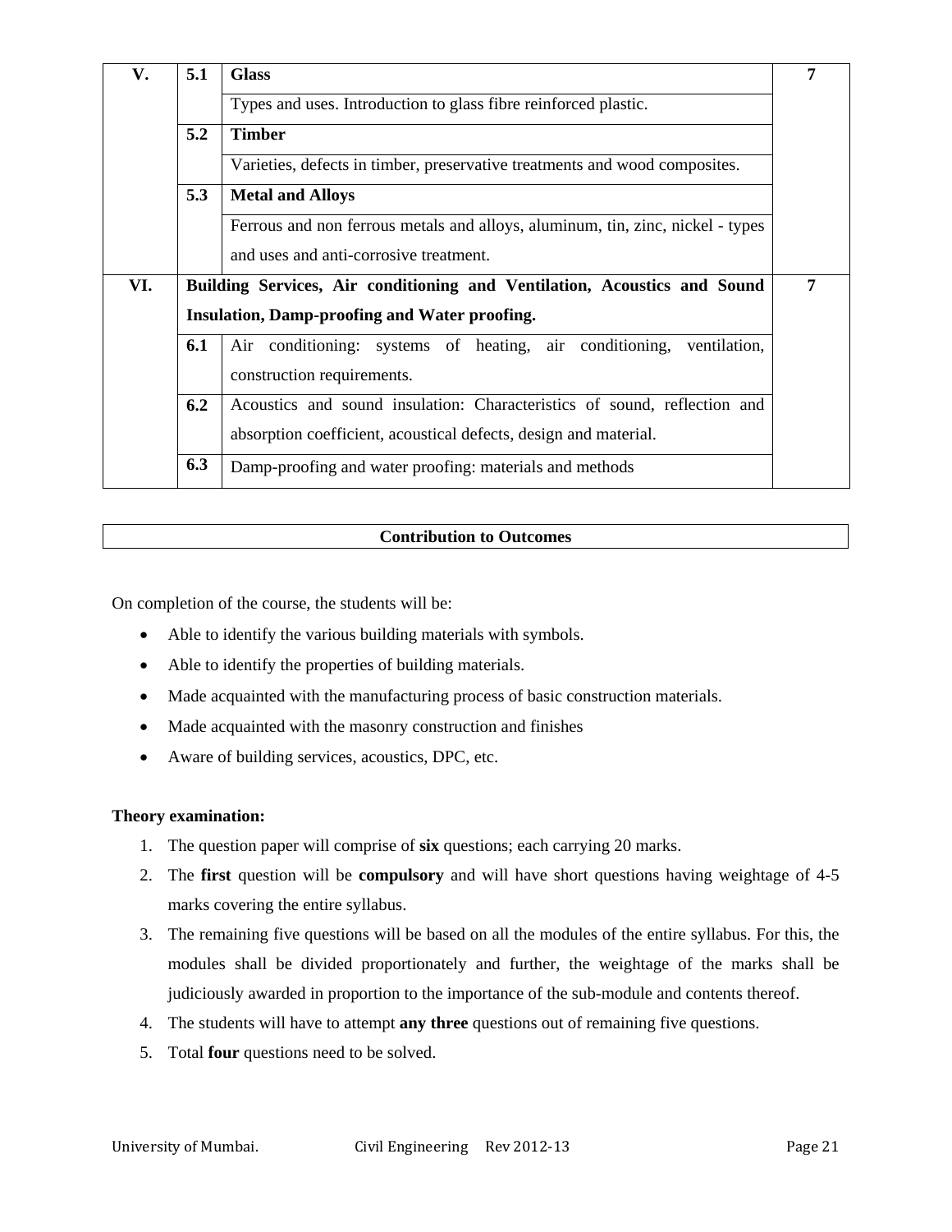| | | | |
|---|---|---|---|
| V. | 5.1 | **Glass** | 7 |
| | | Types and uses. Introduction to glass fibre reinforced plastic. | |
| | 5.2 | **Timber** | |
| | | Varieties, defects in timber, preservative treatments and wood composites. | |
| | 5.3 | **Metal and Alloys** | |
| | | Ferrous and non ferrous metals and alloys, aluminum, tin, zinc, nickel - types and uses and anti-corrosive treatment. | |
| VI. | **Building Services, Air conditioning and Ventilation, Acoustics and Sound Insulation, Damp-proofing and Water proofing.** | | 7 |
| | 6.1 | Air conditioning: systems of heating, air conditioning, ventilation, construction requirements. | |
| | 6.2 | Acoustics and sound insulation: Characteristics of sound, reflection and absorption coefficient, acoustical defects, design and material. | |
| | 6.3 | Damp-proofing and water proofing: materials and methods | |

## Contribution to Outcomes

On completion of the course, the students will be:

- Able to identify the various building materials with symbols.
- Able to identify the properties of building materials.
- Made acquainted with the manufacturing process of basic construction materials.
- Made acquainted with the masonry construction and finishes
- Aware of building services, acoustics, DPC, etc.

**Theory examination:**

1. The question paper will comprise of **six** questions; each carrying 20 marks.
2. The **first** question will be **compulsory** and will have short questions having weightage of 4-5 marks covering the entire syllabus.
3. The remaining five questions will be based on all the modules of the entire syllabus. For this, the modules shall be divided proportionately and further, the weightage of the marks shall be judiciously awarded in proportion to the importance of the sub-module and contents thereof.
4. The students will have to attempt **any three** questions out of remaining five questions.
5. Total **four** questions need to be solved.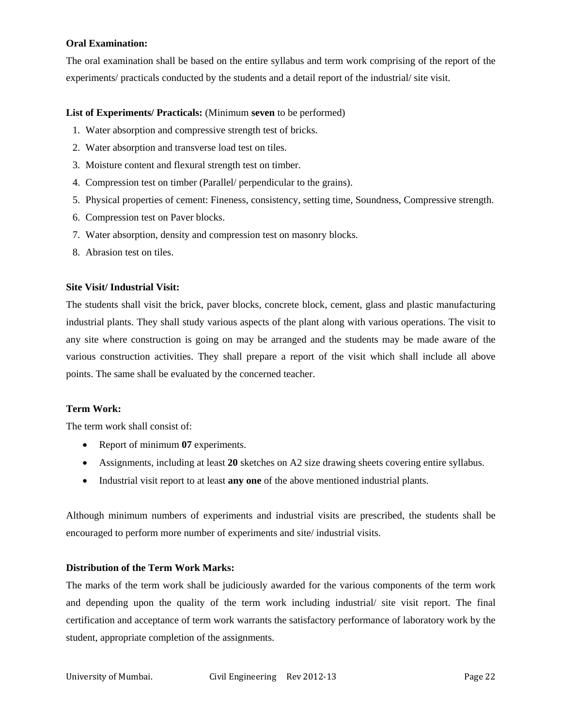**Oral Examination:**

The oral examination shall be based on the entire syllabus and term work comprising of the report of the experiments/ practicals conducted by the students and a detail report of the industrial/ site visit.

**List of Experiments/ Practicals:** (Minimum **seven** to be performed)

1. Water absorption and compressive strength test of bricks.
2. Water absorption and transverse load test on tiles.
3. Moisture content and flexural strength test on timber.
4. Compression test on timber (Parallel/ perpendicular to the grains).
5. Physical properties of cement: Fineness, consistency, setting time, Soundness, Compressive strength.
6. Compression test on Paver blocks.
7. Water absorption, density and compression test on masonry blocks.
8. Abrasion test on tiles.

**Site Visit/ Industrial Visit:**

The students shall visit the brick, paver blocks, concrete block, cement, glass and plastic manufacturing industrial plants. They shall study various aspects of the plant along with various operations. The visit to any site where construction is going on may be arranged and the students may be made aware of the various construction activities. They shall prepare a report of the visit which shall include all above points. The same shall be evaluated by the concerned teacher.

**Term Work:**

The term work shall consist of:

- Report of minimum **07** experiments.
- Assignments, including at least **20** sketches on A2 size drawing sheets covering entire syllabus.
- Industrial visit report to at least **any one** of the above mentioned industrial plants.

Although minimum numbers of experiments and industrial visits are prescribed, the students shall be encouraged to perform more number of experiments and site/ industrial visits.

**Distribution of the Term Work Marks:**

The marks of the term work shall be judiciously awarded for the various components of the term work and depending upon the quality of the term work including industrial/ site visit report. The final certification and acceptance of term work warrants the satisfactory performance of laboratory work by the student, appropriate completion of the assignments.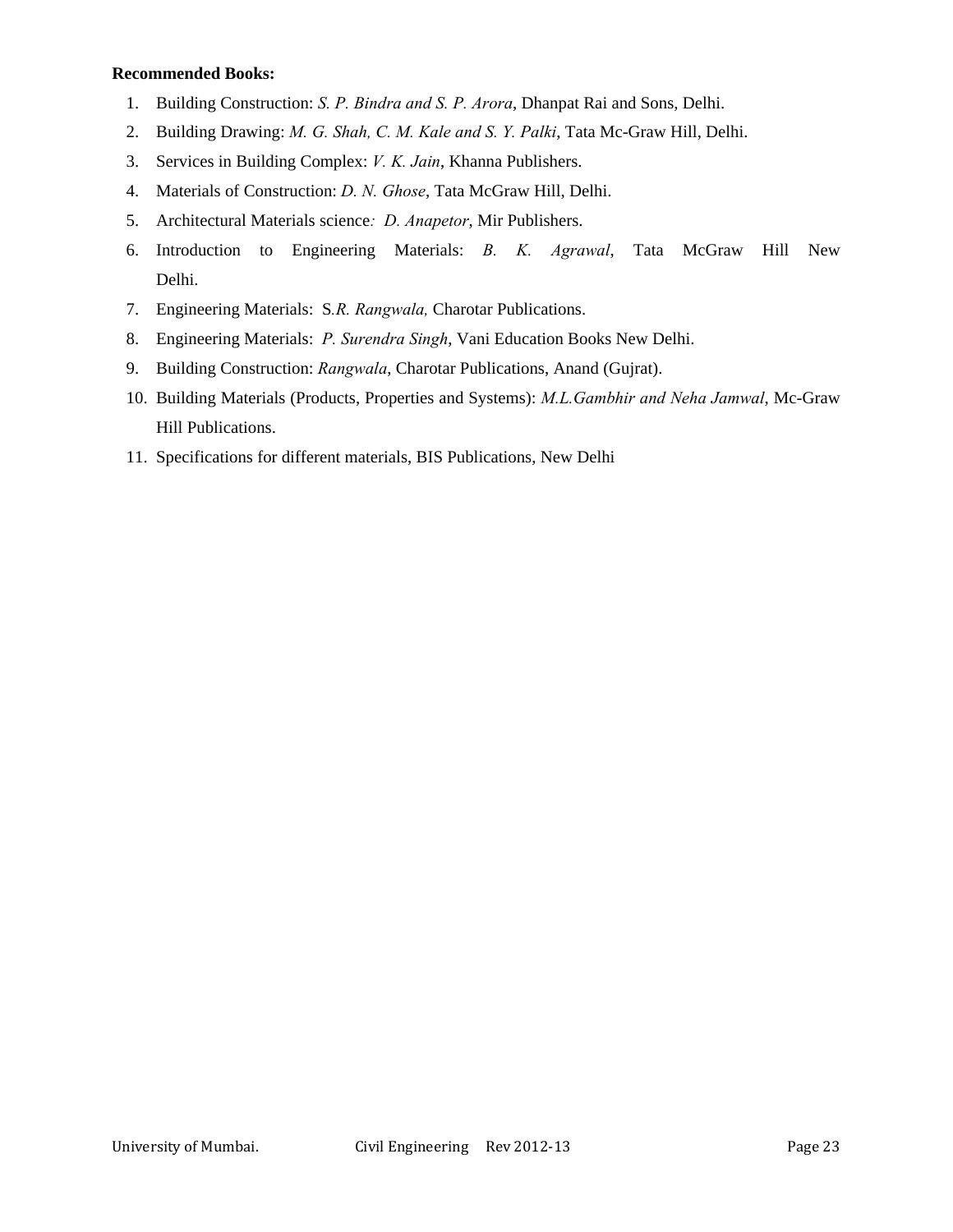**Recommended Books:**

1. Building Construction: *S. P. Bindra and S. P. Arora*, Dhanpat Rai and Sons, Delhi.
2. Building Drawing: *M. G. Shah, C. M. Kale and S. Y. Palki*, Tata Mc-Graw Hill, Delhi.
3. Services in Building Complex: *V. K. Jain*, Khanna Publishers.
4. Materials of Construction: *D. N. Ghose*, Tata McGraw Hill, Delhi.
5. Architectural Materials science*: D. Anapetor*, Mir Publishers.
6. Introduction to Engineering Materials: *B. K. Agrawal*, Tata McGraw Hill New Delhi.
7. Engineering Materials: S*.R. Rangwala,* Charotar Publications.
8. Engineering Materials: *P. Surendra Singh*, Vani Education Books New Delhi.
9. Building Construction: *Rangwala*, Charotar Publications, Anand (Gujrat).
10. Building Materials (Products, Properties and Systems): *M.L.Gambhir and Neha Jamwal*, Mc-Graw Hill Publications.
11. Specifications for different materials, BIS Publications, New Delhi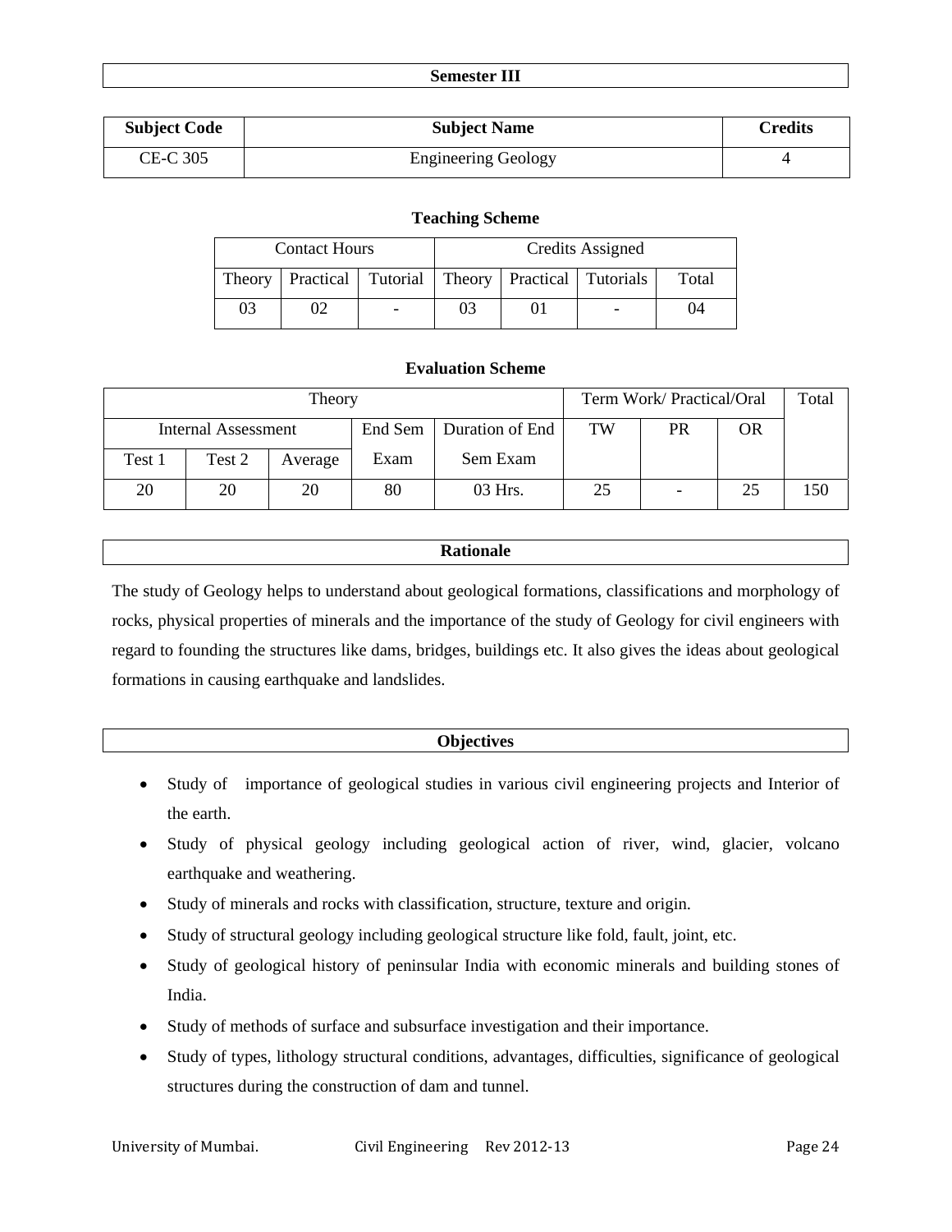## Semester III

| Subject Code | Subject Name | Credits |
|---|---|---|
| CE-C 305 | Engineering Geology | 4 |

### Teaching Scheme

| Contact Hours | | | Credits Assigned | | | |
|---|---|---|---|---|---|---|
| Theory | Practical | Tutorial | Theory | Practical | Tutorials | Total |
| 03 | 02 | - | 03 | 01 | - | 04 |

### Evaluation Scheme

| Theory | | | | | Term Work/ Practical/Oral | | | Total |
|---|---|---|---|---|---|---|---|---|
| Internal Assessment | | | End Sem Exam | Duration of End Sem Exam | TW | PR | OR | |
| Test 1 | Test 2 | Average | | | | | | |
| 20 | 20 | 20 | 80 | 03 Hrs. | 25 | - | 25 | 150 |

## Rationale

The study of Geology helps to understand about geological formations, classifications and morphology of rocks, physical properties of minerals and the importance of the study of Geology for civil engineers with regard to founding the structures like dams, bridges, buildings etc. It also gives the ideas about geological formations in causing earthquake and landslides.

## Objectives

- Study of importance of geological studies in various civil engineering projects and Interior of the earth.
- Study of physical geology including geological action of river, wind, glacier, volcano earthquake and weathering.
- Study of minerals and rocks with classification, structure, texture and origin.
- Study of structural geology including geological structure like fold, fault, joint, etc.
- Study of geological history of peninsular India with economic minerals and building stones of India.
- Study of methods of surface and subsurface investigation and their importance.
- Study of types, lithology structural conditions, advantages, difficulties, significance of geological structures during the construction of dam and tunnel.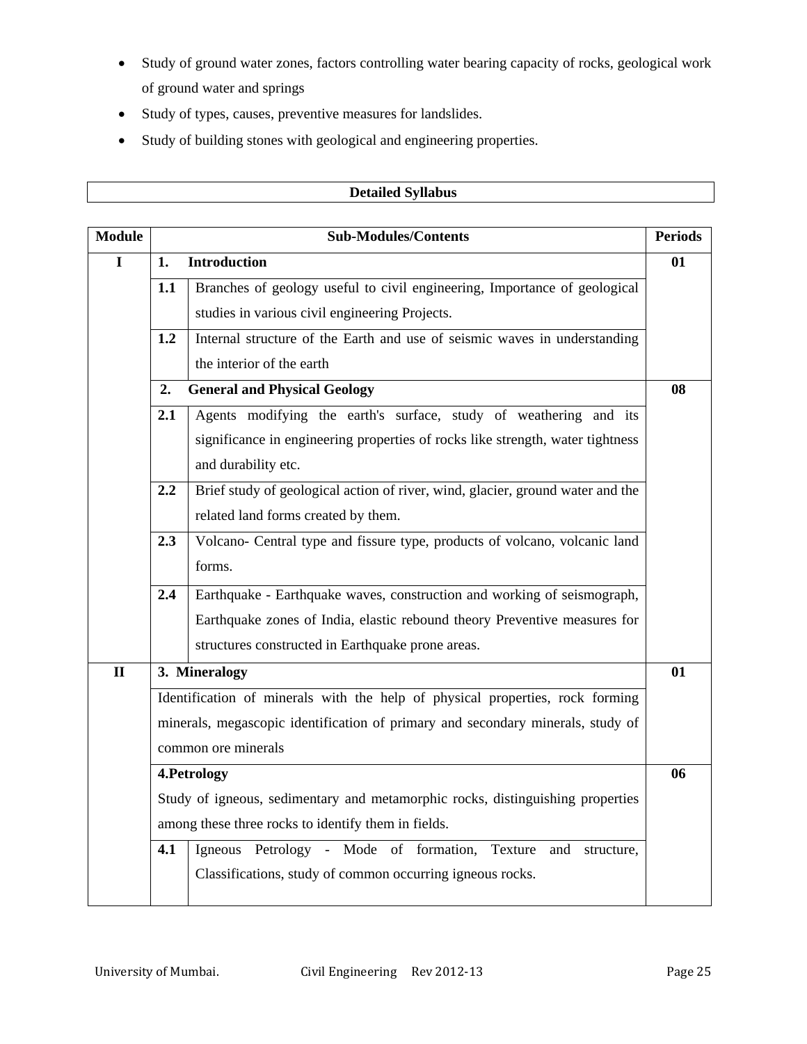- Study of ground water zones, factors controlling water bearing capacity of rocks, geological work of ground water and springs
- Study of types, causes, preventive measures for landslides.
- Study of building stones with geological and engineering properties.

## Detailed Syllabus

| Module | Sub-Modules/Contents | | Periods |
|---|---|---|---|
| I | **1.** | **Introduction** | **01** |
| | **1.1** | Branches of geology useful to civil engineering, Importance of geological studies in various civil engineering Projects. | |
| | **1.2** | Internal structure of the Earth and use of seismic waves in understanding the interior of the earth | |
| | **2.** | **General and Physical Geology** | **08** |
| | **2.1** | Agents modifying the earth's surface, study of weathering and its significance in engineering properties of rocks like strength, water tightness and durability etc. | |
| | **2.2** | Brief study of geological action of river, wind, glacier, ground water and the related land forms created by them. | |
| | **2.3** | Volcano- Central type and fissure type, products of volcano, volcanic land forms. | |
| | **2.4** | Earthquake - Earthquake waves, construction and working of seismograph, Earthquake zones of India, elastic rebound theory Preventive measures for structures constructed in Earthquake prone areas. | |
| II | **3. Mineralogy** | | **01** |
| | Identification of minerals with the help of physical properties, rock forming minerals, megascopic identification of primary and secondary minerals, study of common ore minerals | | |
| | **4.Petrology** | | **06** |
| | Study of igneous, sedimentary and metamorphic rocks, distinguishing properties among these three rocks to identify them in fields. | | |
| | **4.1** | Igneous Petrology - Mode of formation, Texture and structure, Classifications, study of common occurring igneous rocks. | |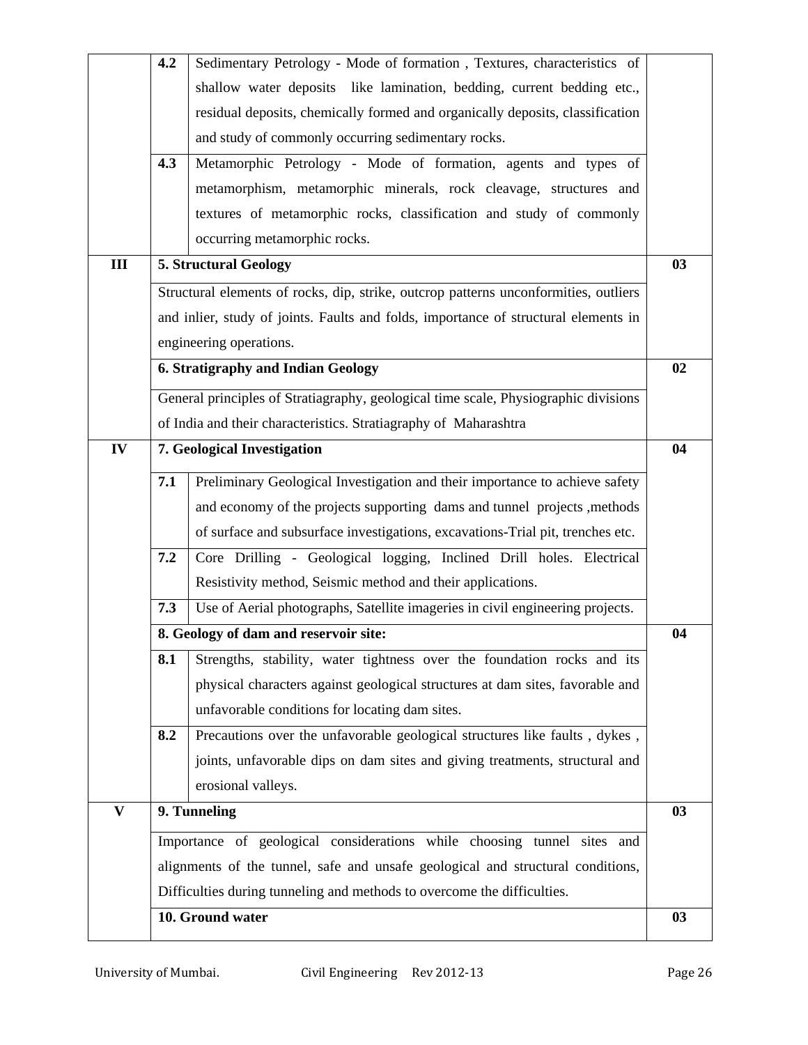| | | | |
|---|---|---|---|
| | 4.2 | Sedimentary Petrology - Mode of formation , Textures, characteristics of shallow water deposits like lamination, bedding, current bedding etc., residual deposits, chemically formed and organically deposits, classification and study of commonly occurring sedimentary rocks. | |
| | 4.3 | Metamorphic Petrology - Mode of formation, agents and types of metamorphism, metamorphic minerals, rock cleavage, structures and textures of metamorphic rocks, classification and study of commonly occurring metamorphic rocks. | |
| **III** | **5. Structural Geology** | | **03** |
| | Structural elements of rocks, dip, strike, outcrop patterns unconformities, outliers and inlier, study of joints. Faults and folds, importance of structural elements in engineering operations. | | |
| | **6. Stratigraphy and Indian Geology** | | **02** |
| | General principles of Stratiagraphy, geological time scale, Physiographic divisions of India and their characteristics. Stratiagraphy of Maharashtra | | |
| **IV** | **7. Geological Investigation** | | **04** |
| | 7.1 | Preliminary Geological Investigation and their importance to achieve safety and economy of the projects supporting dams and tunnel projects ,methods of surface and subsurface investigations, excavations-Trial pit, trenches etc. | |
| | 7.2 | Core Drilling - Geological logging, Inclined Drill holes. Electrical Resistivity method, Seismic method and their applications. | |
| | 7.3 | Use of Aerial photographs, Satellite imageries in civil engineering projects. | |
| | **8. Geology of dam and reservoir site:** | | **04** |
| | 8.1 | Strengths, stability, water tightness over the foundation rocks and its physical characters against geological structures at dam sites, favorable and unfavorable conditions for locating dam sites. | |
| | 8.2 | Precautions over the unfavorable geological structures like faults , dykes , joints, unfavorable dips on dam sites and giving treatments, structural and erosional valleys. | |
| **V** | **9. Tunneling** | | **03** |
| | Importance of geological considerations while choosing tunnel sites and alignments of the tunnel, safe and unsafe geological and structural conditions, Difficulties during tunneling and methods to overcome the difficulties. | | |
| | **10. Ground water** | | **03** |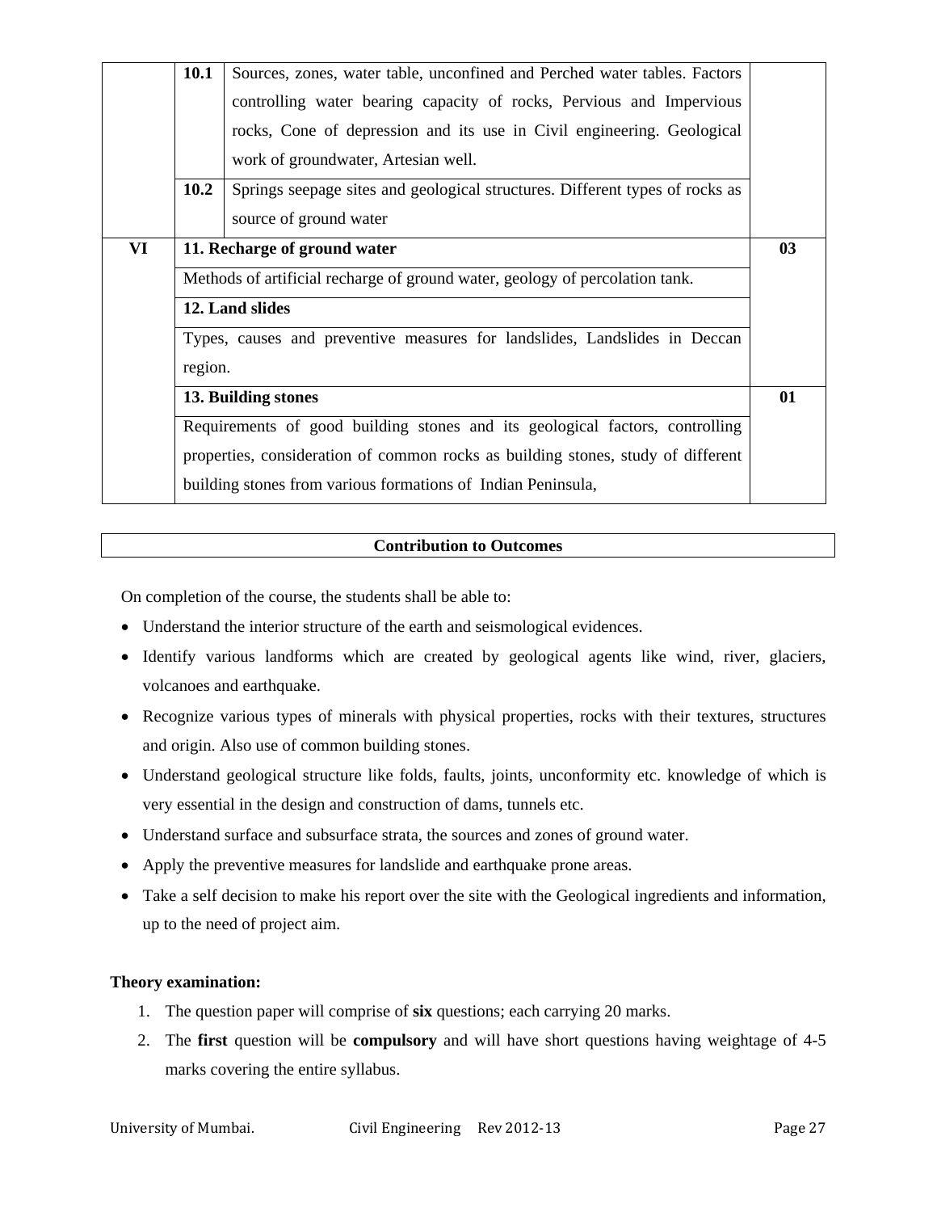| | | | |
|---|---|---|---|
| | 10.1 | Sources, zones, water table, unconfined and Perched water tables. Factors controlling water bearing capacity of rocks, Pervious and Impervious rocks, Cone of depression and its use in Civil engineering. Geological work of groundwater, Artesian well. | |
| | 10.2 | Springs seepage sites and geological structures. Different types of rocks as source of ground water | |
| VI | **11. Recharge of ground water** | | 03 |
| | Methods of artificial recharge of ground water, geology of percolation tank. | | |
| | **12. Land slides** | | |
| | Types, causes and preventive measures for landslides, Landslides in Deccan region. | | |
| | **13. Building stones** | | 01 |
| | Requirements of good building stones and its geological factors, controlling properties, consideration of common rocks as building stones, study of different building stones from various formations of Indian Peninsula, | | |

**Contribution to Outcomes**

On completion of the course, the students shall be able to:

- Understand the interior structure of the earth and seismological evidences.
- Identify various landforms which are created by geological agents like wind, river, glaciers, volcanoes and earthquake.
- Recognize various types of minerals with physical properties, rocks with their textures, structures and origin. Also use of common building stones.
- Understand geological structure like folds, faults, joints, unconformity etc. knowledge of which is very essential in the design and construction of dams, tunnels etc.
- Understand surface and subsurface strata, the sources and zones of ground water.
- Apply the preventive measures for landslide and earthquake prone areas.
- Take a self decision to make his report over the site with the Geological ingredients and information, up to the need of project aim.

**Theory examination:**

1. The question paper will comprise of **six** questions; each carrying 20 marks.
2. The **first** question will be **compulsory** and will have short questions having weightage of 4-5 marks covering the entire syllabus.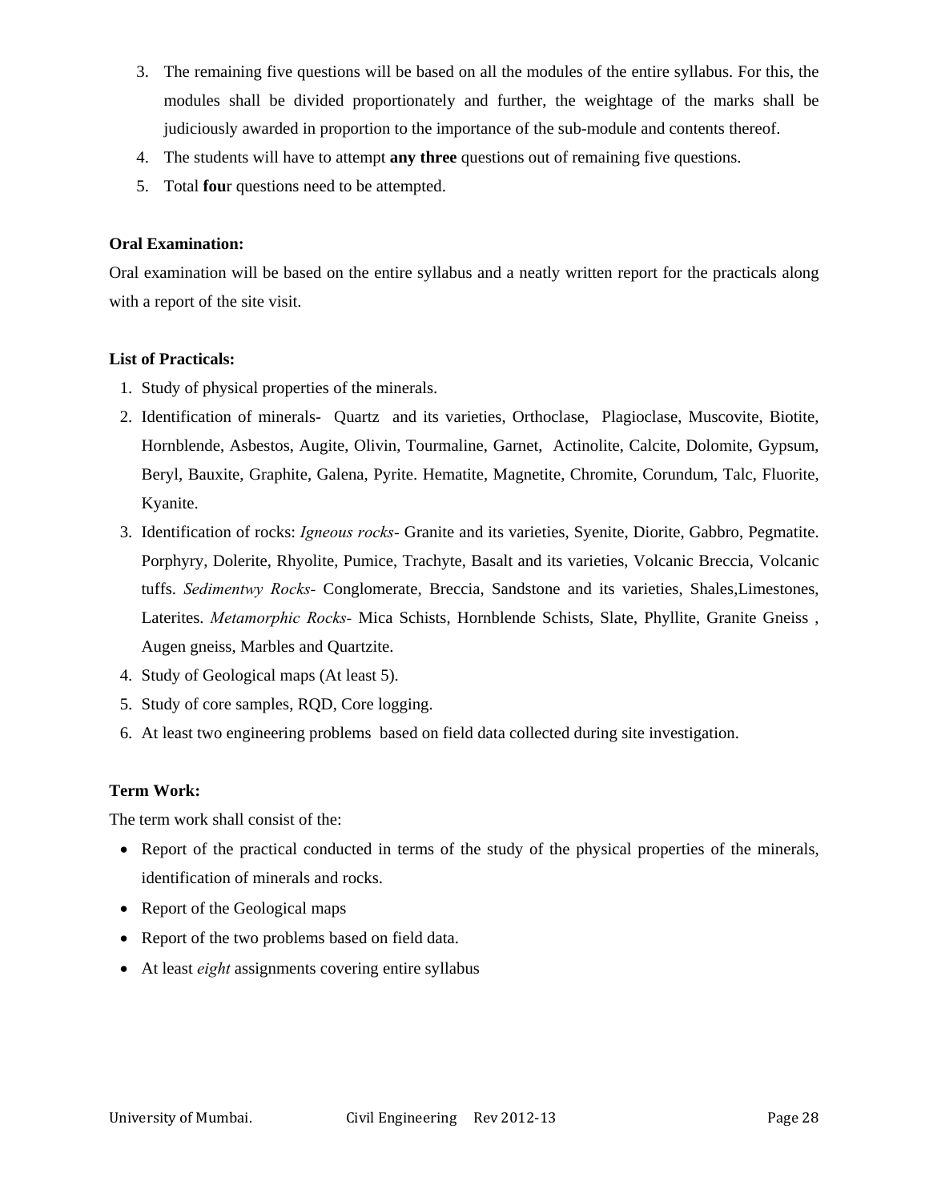3. The remaining five questions will be based on all the modules of the entire syllabus. For this, the modules shall be divided proportionately and further, the weightage of the marks shall be judiciously awarded in proportion to the importance of the sub-module and contents thereof.
4. The students will have to attempt **any three** questions out of remaining five questions.
5. Total **fou**r questions need to be attempted.

**Oral Examination:**

Oral examination will be based on the entire syllabus and a neatly written report for the practicals along with a report of the site visit.

**List of Practicals:**

1. Study of physical properties of the minerals.
2. Identification of minerals- Quartz and its varieties, Orthoclase, Plagioclase, Muscovite, Biotite, Hornblende, Asbestos, Augite, Olivin, Tourmaline, Garnet, Actinolite, Calcite, Dolomite, Gypsum, Beryl, Bauxite, Graphite, Galena, Pyrite. Hematite, Magnetite, Chromite, Corundum, Talc, Fluorite, Kyanite.
3. Identification of rocks: *Igneous rocks-* Granite and its varieties, Syenite, Diorite, Gabbro, Pegmatite. Porphyry, Dolerite, Rhyolite, Pumice, Trachyte, Basalt and its varieties, Volcanic Breccia, Volcanic tuffs. *Sedimentwy Rocks-* Conglomerate, Breccia, Sandstone and its varieties, Shales,Limestones, Laterites. *Metamorphic Rocks-* Mica Schists, Hornblende Schists, Slate, Phyllite, Granite Gneiss , Augen gneiss, Marbles and Quartzite.
4. Study of Geological maps (At least 5).
5. Study of core samples, RQD, Core logging.
6. At least two engineering problems based on field data collected during site investigation.

**Term Work:**

The term work shall consist of the:

- Report of the practical conducted in terms of the study of the physical properties of the minerals, identification of minerals and rocks.
- Report of the Geological maps
- Report of the two problems based on field data.
- At least *eight* assignments covering entire syllabus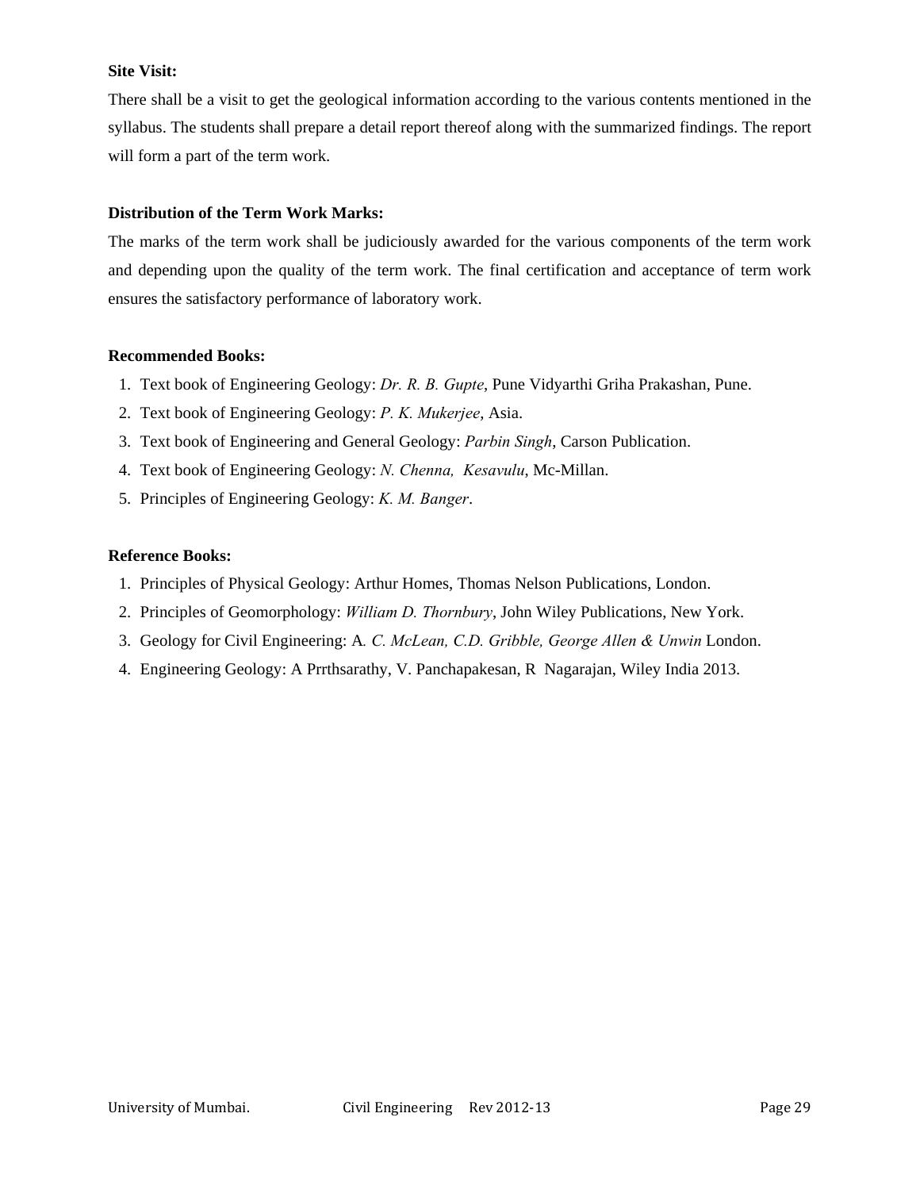**Site Visit:**

There shall be a visit to get the geological information according to the various contents mentioned in the syllabus. The students shall prepare a detail report thereof along with the summarized findings. The report will form a part of the term work.

**Distribution of the Term Work Marks:**

The marks of the term work shall be judiciously awarded for the various components of the term work and depending upon the quality of the term work. The final certification and acceptance of term work ensures the satisfactory performance of laboratory work.

**Recommended Books:**

1. Text book of Engineering Geology: *Dr. R. B. Gupte*, Pune Vidyarthi Griha Prakashan, Pune.
2. Text book of Engineering Geology: *P. K. Mukerjee*, Asia.
3. Text book of Engineering and General Geology: *Parbin Singh*, Carson Publication.
4. Text book of Engineering Geology: *N. Chenna, Kesavulu*, Mc-Millan.
5. Principles of Engineering Geology: *K. M. Banger*.

**Reference Books:**

1. Principles of Physical Geology: Arthur Homes, Thomas Nelson Publications, London.
2. Principles of Geomorphology: *William D. Thornbury*, John Wiley Publications, New York.
3. Geology for Civil Engineering: A*. C. McLean, C.D. Gribble, George Allen & Unwin* London.
4. Engineering Geology: A Prrthsarathy, V. Panchapakesan, R Nagarajan, Wiley India 2013.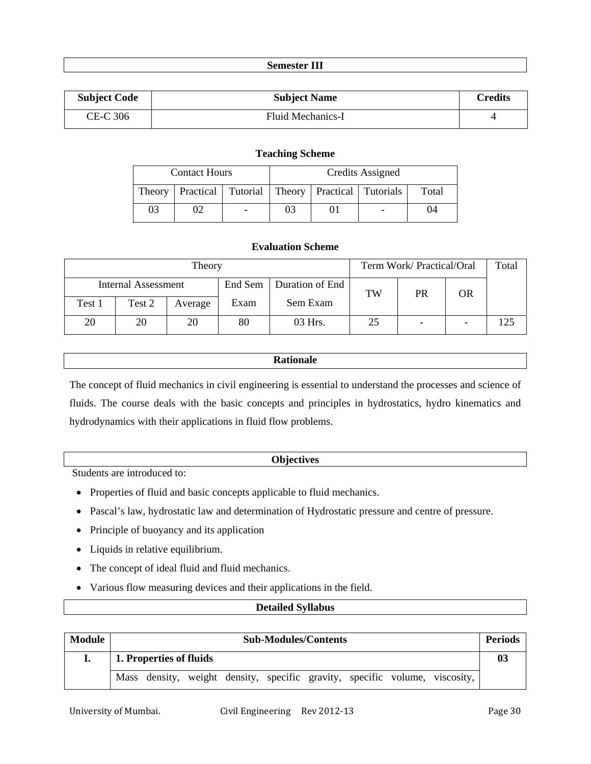## Semester III

| Subject Code | Subject Name | Credits |
|---|---|---|
| CE-C 306 | Fluid Mechanics-I | 4 |

### Teaching Scheme

| Contact Hours | | | Credits Assigned | | | |
|---|---|---|---|---|---|---|
| Theory | Practical | Tutorial | Theory | Practical | Tutorials | Total |
| 03 | 02 | - | 03 | 01 | - | 04 |

### Evaluation Scheme

| Theory | | | | | Term Work/ Practical/Oral | | | Total |
|---|---|---|---|---|---|---|---|---|
| Internal Assessment | | | End Sem Exam | Duration of End Sem Exam | TW | PR | OR | |
| Test 1 | Test 2 | Average | | | | | | |
| 20 | 20 | 20 | 80 | 03 Hrs. | 25 | - | - | 125 |

## Rationale

The concept of fluid mechanics in civil engineering is essential to understand the processes and science of fluids. The course deals with the basic concepts and principles in hydrostatics, hydro kinematics and hydrodynamics with their applications in fluid flow problems.

## Objectives

Students are introduced to:

- Properties of fluid and basic concepts applicable to fluid mechanics.
- Pascal's law, hydrostatic law and determination of Hydrostatic pressure and centre of pressure.
- Principle of buoyancy and its application
- Liquids in relative equilibrium.
- The concept of ideal fluid and fluid mechanics.
- Various flow measuring devices and their applications in the field.

## Detailed Syllabus

| Module | Sub-Modules/Contents | Periods |
|---|---|---|
| I. | **1. Properties of fluids** | **03** |
| | Mass density, weight density, specific gravity, specific volume, viscosity, | |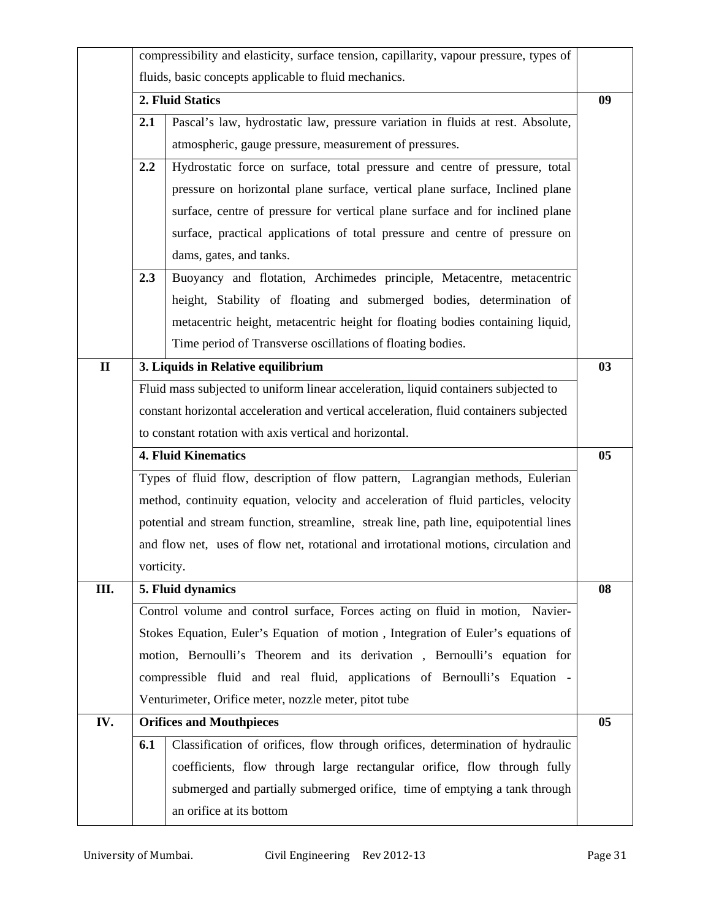| | | | |
|---|---|---|---|
| | compressibility and elasticity, surface tension, capillarity, vapour pressure, types of fluids, basic concepts applicable to fluid mechanics. | | |
| | **2. Fluid Statics** | | **09** |
| | **2.1** | Pascal's law, hydrostatic law, pressure variation in fluids at rest. Absolute, atmospheric, gauge pressure, measurement of pressures. | |
| | **2.2** | Hydrostatic force on surface, total pressure and centre of pressure, total pressure on horizontal plane surface, vertical plane surface, Inclined plane surface, centre of pressure for vertical plane surface and for inclined plane surface, practical applications of total pressure and centre of pressure on dams, gates, and tanks. | |
| | **2.3** | Buoyancy and flotation, Archimedes principle, Metacentre, metacentric height, Stability of floating and submerged bodies, determination of metacentric height, metacentric height for floating bodies containing liquid, Time period of Transverse oscillations of floating bodies. | |
| **II** | **3. Liquids in Relative equilibrium** | | **03** |
| | Fluid mass subjected to uniform linear acceleration, liquid containers subjected to constant horizontal acceleration and vertical acceleration, fluid containers subjected to constant rotation with axis vertical and horizontal. | | |
| | **4. Fluid Kinematics** | | **05** |
| | Types of fluid flow, description of flow pattern, Lagrangian methods, Eulerian method, continuity equation, velocity and acceleration of fluid particles, velocity potential and stream function, streamline, streak line, path line, equipotential lines and flow net, uses of flow net, rotational and irrotational motions, circulation and vorticity. | | |
| **III.** | **5. Fluid dynamics** | | **08** |
| | Control volume and control surface, Forces acting on fluid in motion, Navier-Stokes Equation, Euler's Equation of motion , Integration of Euler's equations of motion, Bernoulli's Theorem and its derivation , Bernoulli's equation for compressible fluid and real fluid, applications of Bernoulli's Equation - Venturimeter, Orifice meter, nozzle meter, pitot tube | | |
| **IV.** | **Orifices and Mouthpieces** | | **05** |
| | **6.1** | Classification of orifices, flow through orifices, determination of hydraulic coefficients, flow through large rectangular orifice, flow through fully submerged and partially submerged orifice, time of emptying a tank through an orifice at its bottom | |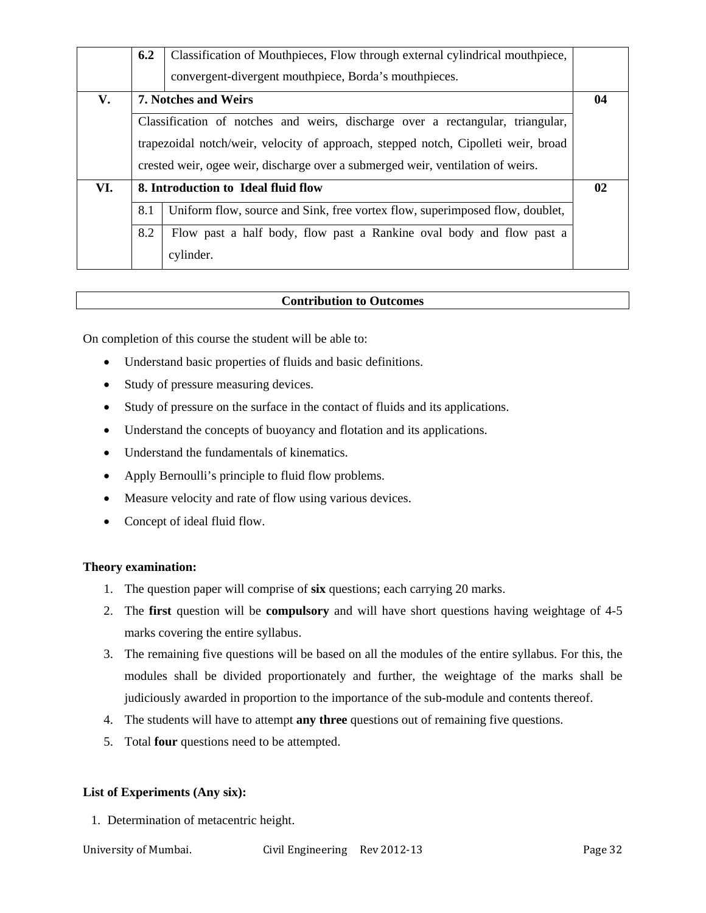| | | | |
|---|---|---|---|
| | **6.2** | Classification of Mouthpieces, Flow through external cylindrical mouthpiece, convergent-divergent mouthpiece, Borda's mouthpieces. | |
| **V.** | **7. Notches and Weirs** | | **04** |
| | Classification of notches and weirs, discharge over a rectangular, triangular, trapezoidal notch/weir, velocity of approach, stepped notch, Cipolleti weir, broad crested weir, ogee weir, discharge over a submerged weir, ventilation of weirs. | | |
| **VI.** | **8. Introduction to Ideal fluid flow** | | **02** |
| | 8.1 | Uniform flow, source and Sink, free vortex flow, superimposed flow, doublet, | |
| | 8.2 | Flow past a half body, flow past a Rankine oval body and flow past a cylinder. | |

| Contribution to Outcomes |
|---|

On completion of this course the student will be able to:

- Understand basic properties of fluids and basic definitions.
- Study of pressure measuring devices.
- Study of pressure on the surface in the contact of fluids and its applications.
- Understand the concepts of buoyancy and flotation and its applications.
- Understand the fundamentals of kinematics.
- Apply Bernoulli's principle to fluid flow problems.
- Measure velocity and rate of flow using various devices.
- Concept of ideal fluid flow.

**Theory examination:**

1. The question paper will comprise of **six** questions; each carrying 20 marks.
2. The **first** question will be **compulsory** and will have short questions having weightage of 4-5 marks covering the entire syllabus.
3. The remaining five questions will be based on all the modules of the entire syllabus. For this, the modules shall be divided proportionately and further, the weightage of the marks shall be judiciously awarded in proportion to the importance of the sub-module and contents thereof.
4. The students will have to attempt **any three** questions out of remaining five questions.
5. Total **four** questions need to be attempted.

**List of Experiments (Any six):**

1. Determination of metacentric height.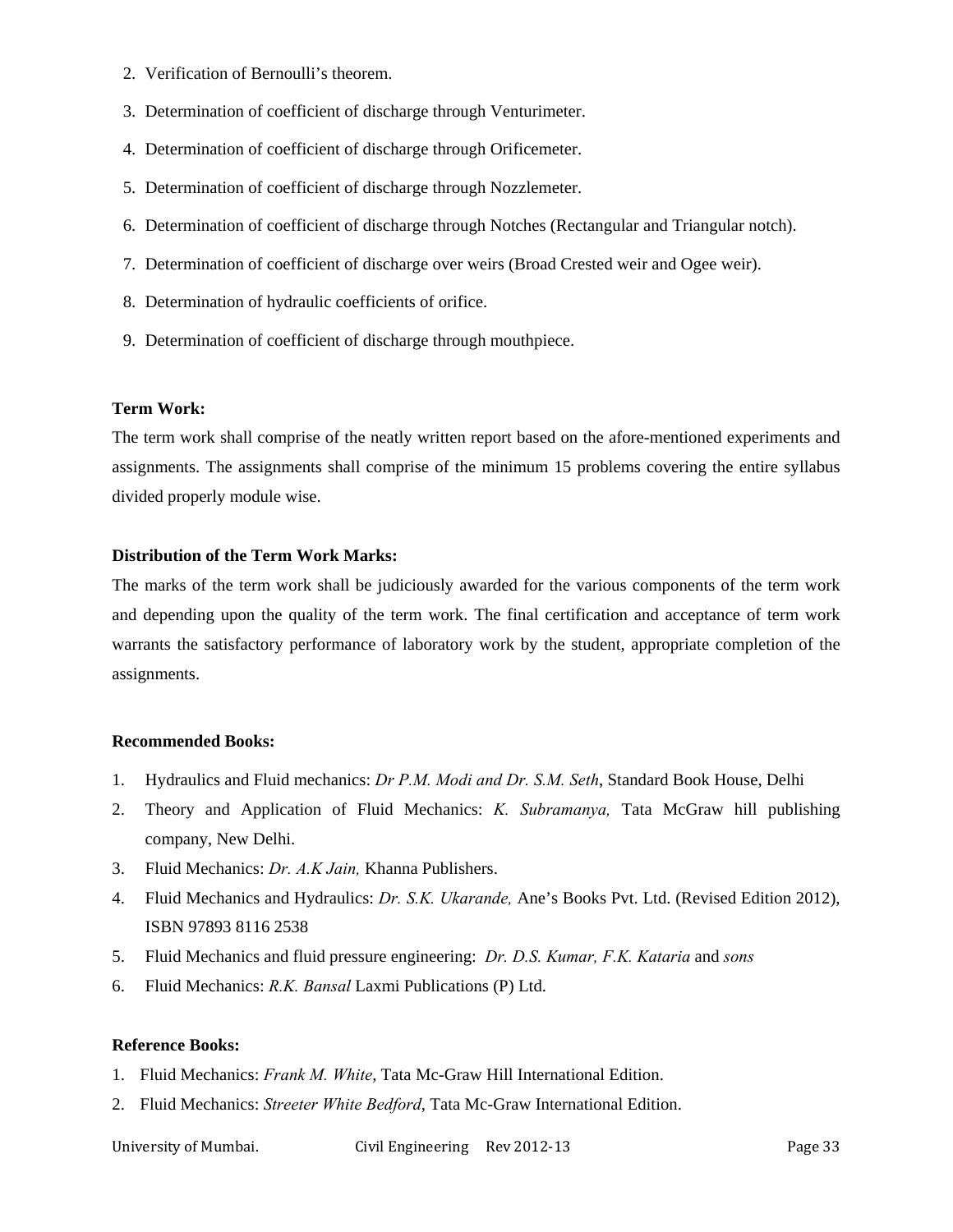2. Verification of Bernoulli's theorem.
3. Determination of coefficient of discharge through Venturimeter.
4. Determination of coefficient of discharge through Orificemeter.
5. Determination of coefficient of discharge through Nozzlemeter.
6. Determination of coefficient of discharge through Notches (Rectangular and Triangular notch).
7. Determination of coefficient of discharge over weirs (Broad Crested weir and Ogee weir).
8. Determination of hydraulic coefficients of orifice.
9. Determination of coefficient of discharge through mouthpiece.

**Term Work:**

The term work shall comprise of the neatly written report based on the afore-mentioned experiments and assignments. The assignments shall comprise of the minimum 15 problems covering the entire syllabus divided properly module wise.

**Distribution of the Term Work Marks:**

The marks of the term work shall be judiciously awarded for the various components of the term work and depending upon the quality of the term work. The final certification and acceptance of term work warrants the satisfactory performance of laboratory work by the student, appropriate completion of the assignments.

**Recommended Books:**

1. Hydraulics and Fluid mechanics: *Dr P.M. Modi and Dr. S.M. Seth*, Standard Book House, Delhi
2. Theory and Application of Fluid Mechanics: *K. Subramanya,* Tata McGraw hill publishing company, New Delhi.
3. Fluid Mechanics: *Dr. A.K Jain,* Khanna Publishers.
4. Fluid Mechanics and Hydraulics: *Dr. S.K. Ukarande,* Ane's Books Pvt. Ltd. (Revised Edition 2012), ISBN 97893 8116 2538
5. Fluid Mechanics and fluid pressure engineering: *Dr. D.S. Kumar, F.K. Kataria* and *sons*
6. Fluid Mechanics: *R.K. Bansal* Laxmi Publications (P) Ltd.

**Reference Books:**

1. Fluid Mechanics: *Frank M. White*, Tata Mc-Graw Hill International Edition.
2. Fluid Mechanics: *Streeter White Bedford*, Tata Mc-Graw International Edition.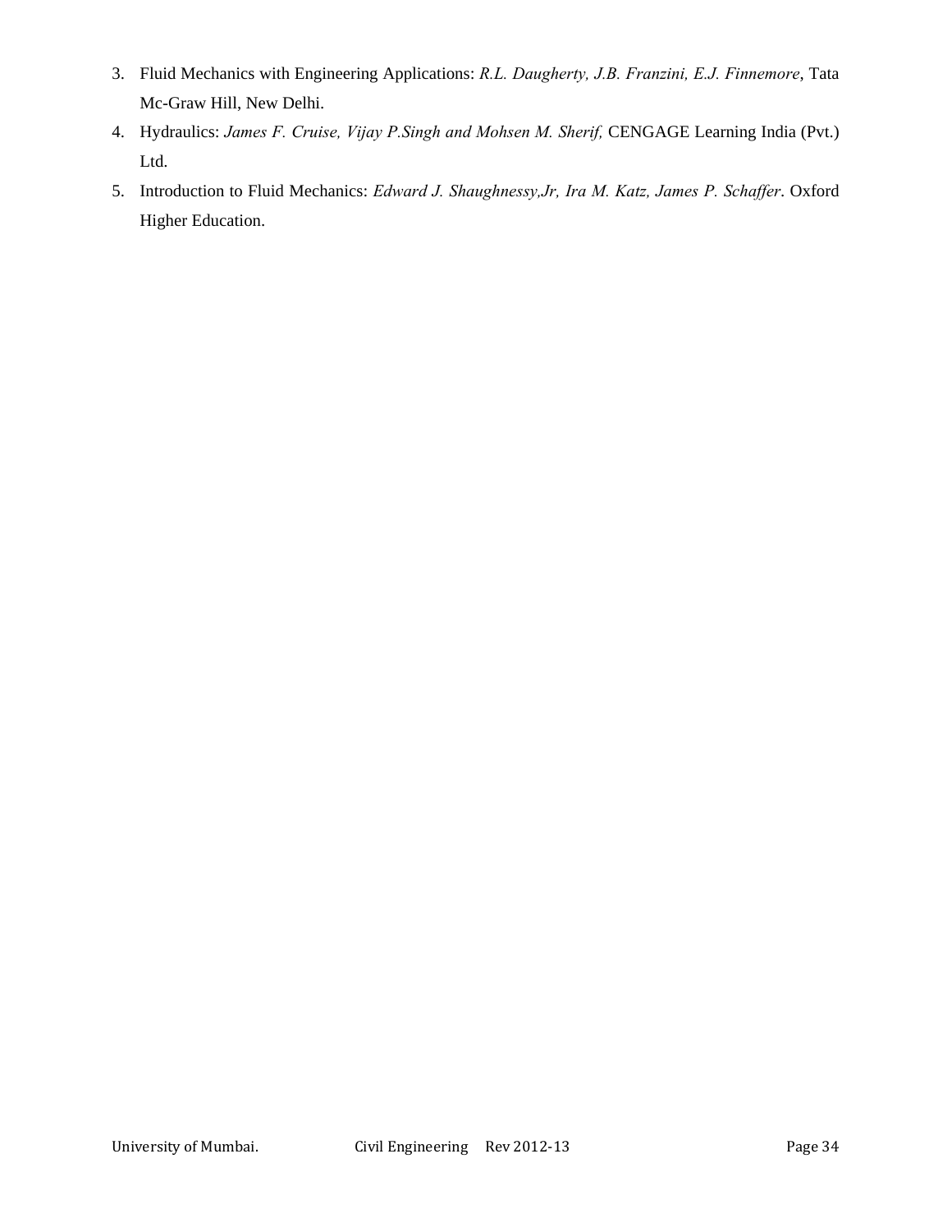3. Fluid Mechanics with Engineering Applications: *R.L. Daugherty, J.B. Franzini, E.J. Finnemore*, Tata Mc-Graw Hill, New Delhi.
4. Hydraulics: *James F. Cruise, Vijay P.Singh and Mohsen M. Sherif,* CENGAGE Learning India (Pvt.) Ltd.
5. Introduction to Fluid Mechanics: *Edward J. Shaughnessy,Jr, Ira M. Katz, James P. Schaffer*. Oxford Higher Education.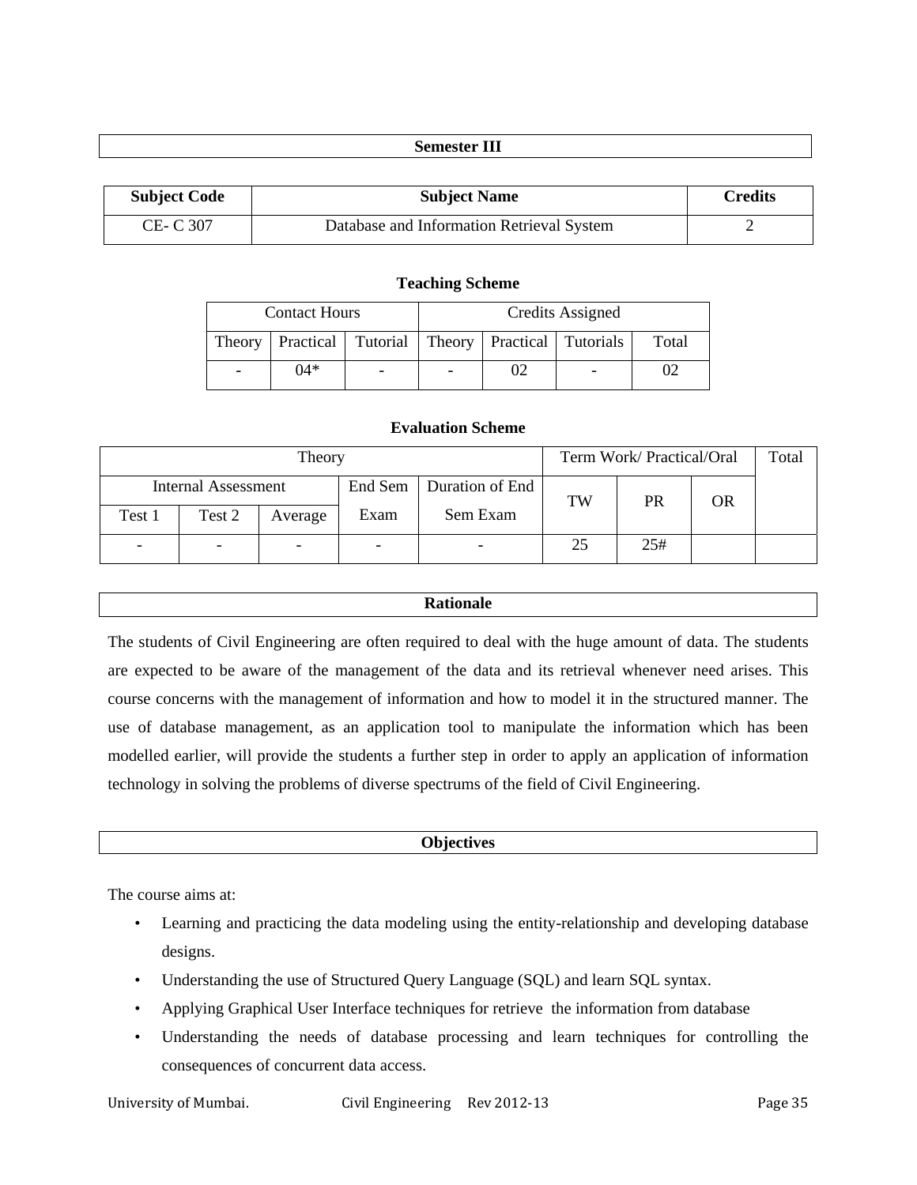## Semester III

| Subject Code | Subject Name | Credits |
|---|---|---|
| CE- C 307 | Database and Information Retrieval System | 2 |

### Teaching Scheme

| Contact Hours | | | Credits Assigned | | | |
|---|---|---|---|---|---|---|
| Theory | Practical | Tutorial | Theory | Practical | Tutorials | Total |
| - | 04* | - | - | 02 | - | 02 |

### Evaluation Scheme

| Theory | | | | | Term Work/ Practical/Oral | | | Total |
|---|---|---|---|---|---|---|---|---|
| Internal Assessment | | | End Sem Exam | Duration of End Sem Exam | TW | PR | OR | |
| Test 1 | Test 2 | Average | | | | | | |
| - | - | - | - | - | 25 | 25# | | |

## Rationale

The students of Civil Engineering are often required to deal with the huge amount of data. The students are expected to be aware of the management of the data and its retrieval whenever need arises. This course concerns with the management of information and how to model it in the structured manner. The use of database management, as an application tool to manipulate the information which has been modelled earlier, will provide the students a further step in order to apply an application of information technology in solving the problems of diverse spectrums of the field of Civil Engineering.

## Objectives

The course aims at:

- Learning and practicing the data modeling using the entity-relationship and developing database designs.
- Understanding the use of Structured Query Language (SQL) and learn SQL syntax.
- Applying Graphical User Interface techniques for retrieve the information from database
- Understanding the needs of database processing and learn techniques for controlling the consequences of concurrent data access.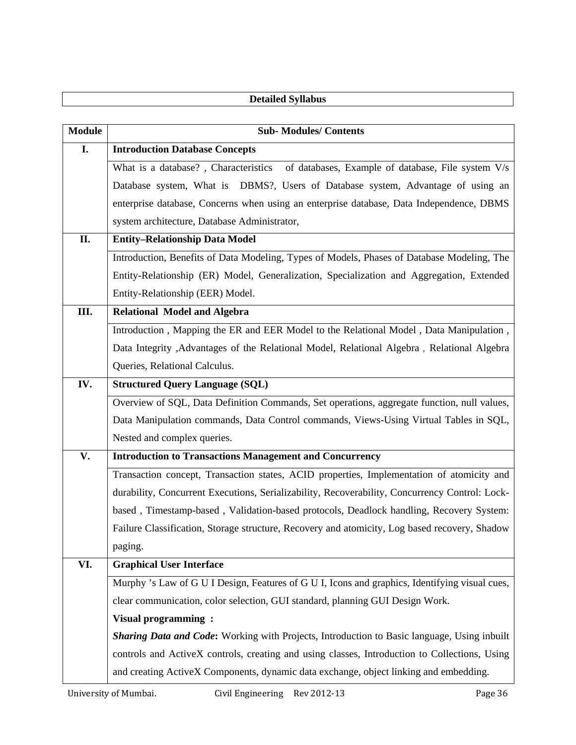## Detailed Syllabus

| Module | Sub- Modules/ Contents |
|---|---|
| I. | **Introduction Database Concepts** |
| | What is a database? , Characteristics of databases, Example of database, File system V/s Database system, What is DBMS?, Users of Database system, Advantage of using an enterprise database, Concerns when using an enterprise database, Data Independence, DBMS system architecture, Database Administrator, |
| II. | **Entity–Relationship Data Model** |
| | Introduction, Benefits of Data Modeling, Types of Models, Phases of Database Modeling, The Entity-Relationship (ER) Model, Generalization, Specialization and Aggregation, Extended Entity-Relationship (EER) Model. |
| III. | **Relational Model and Algebra** |
| | Introduction , Mapping the ER and EER Model to the Relational Model , Data Manipulation , Data Integrity ,Advantages of the Relational Model, Relational Algebra , Relational Algebra Queries, Relational Calculus. |
| IV. | **Structured Query Language (SQL)** |
| | Overview of SQL, Data Definition Commands, Set operations, aggregate function, null values, Data Manipulation commands, Data Control commands, Views-Using Virtual Tables in SQL, Nested and complex queries. |
| V. | **Introduction to Transactions Management and Concurrency** |
| | Transaction concept, Transaction states, ACID properties, Implementation of atomicity and durability, Concurrent Executions, Serializability, Recoverability, Concurrency Control: Lock-based , Timestamp-based , Validation-based protocols, Deadlock handling, Recovery System: Failure Classification, Storage structure, Recovery and atomicity, Log based recovery, Shadow paging. |
| VI. | **Graphical User Interface** |
| | Murphy 's Law of G U I Design, Features of G U I, Icons and graphics, Identifying visual cues, clear communication, color selection, GUI standard, planning GUI Design Work. **Visual programming :** ***Sharing Data and Code*****:** Working with Projects, Introduction to Basic language, Using inbuilt controls and ActiveX controls, creating and using classes, Introduction to Collections, Using and creating ActiveX Components, dynamic data exchange, object linking and embedding. |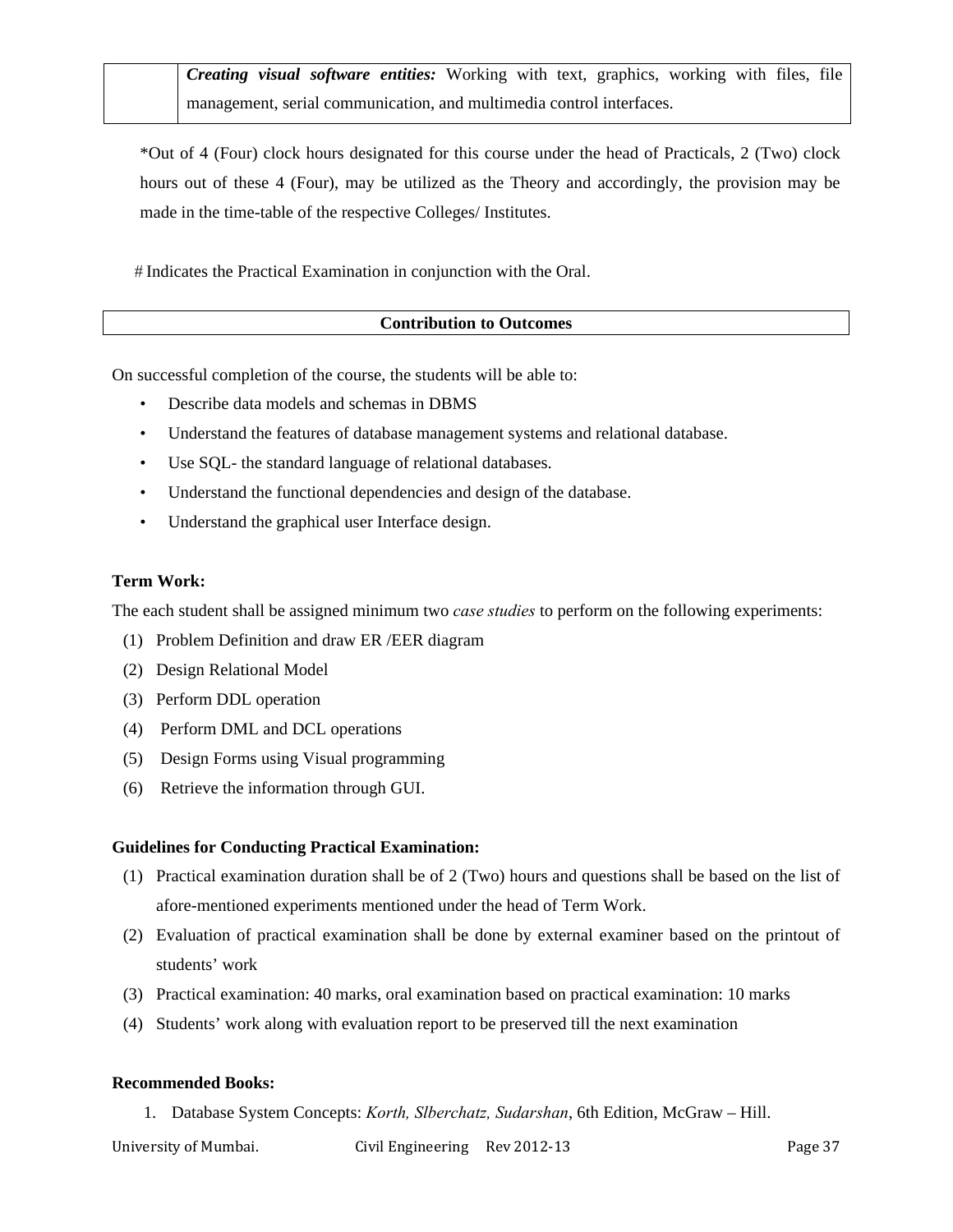| | ***Creating visual software entities:*** Working with text, graphics, working with files, file management, serial communication, and multimedia control interfaces. |
|---|---|

*Out of 4 (Four) clock hours designated for this course under the head of Practicals, 2 (Two) clock hours out of these 4 (Four), may be utilized as the Theory and accordingly, the provision may be made in the time-table of the respective Colleges/ Institutes.

# Indicates the Practical Examination in conjunction with the Oral.

| **Contribution to Outcomes** |
|---|

On successful completion of the course, the students will be able to:

- Describe data models and schemas in DBMS
- Understand the features of database management systems and relational database.
- Use SQL- the standard language of relational databases.
- Understand the functional dependencies and design of the database.
- Understand the graphical user Interface design.

**Term Work:**

The each student shall be assigned minimum two *case studies* to perform on the following experiments:

(1) Problem Definition and draw ER /EER diagram
(2) Design Relational Model
(3) Perform DDL operation
(4) Perform DML and DCL operations
(5) Design Forms using Visual programming
(6) Retrieve the information through GUI.

**Guidelines for Conducting Practical Examination:**

(1) Practical examination duration shall be of 2 (Two) hours and questions shall be based on the list of afore-mentioned experiments mentioned under the head of Term Work.
(2) Evaluation of practical examination shall be done by external examiner based on the printout of students' work
(3) Practical examination: 40 marks, oral examination based on practical examination: 10 marks
(4) Students' work along with evaluation report to be preserved till the next examination

**Recommended Books:**

1. Database System Concepts: *Korth, Slberchatz, Sudarshan*, 6th Edition, McGraw – Hill.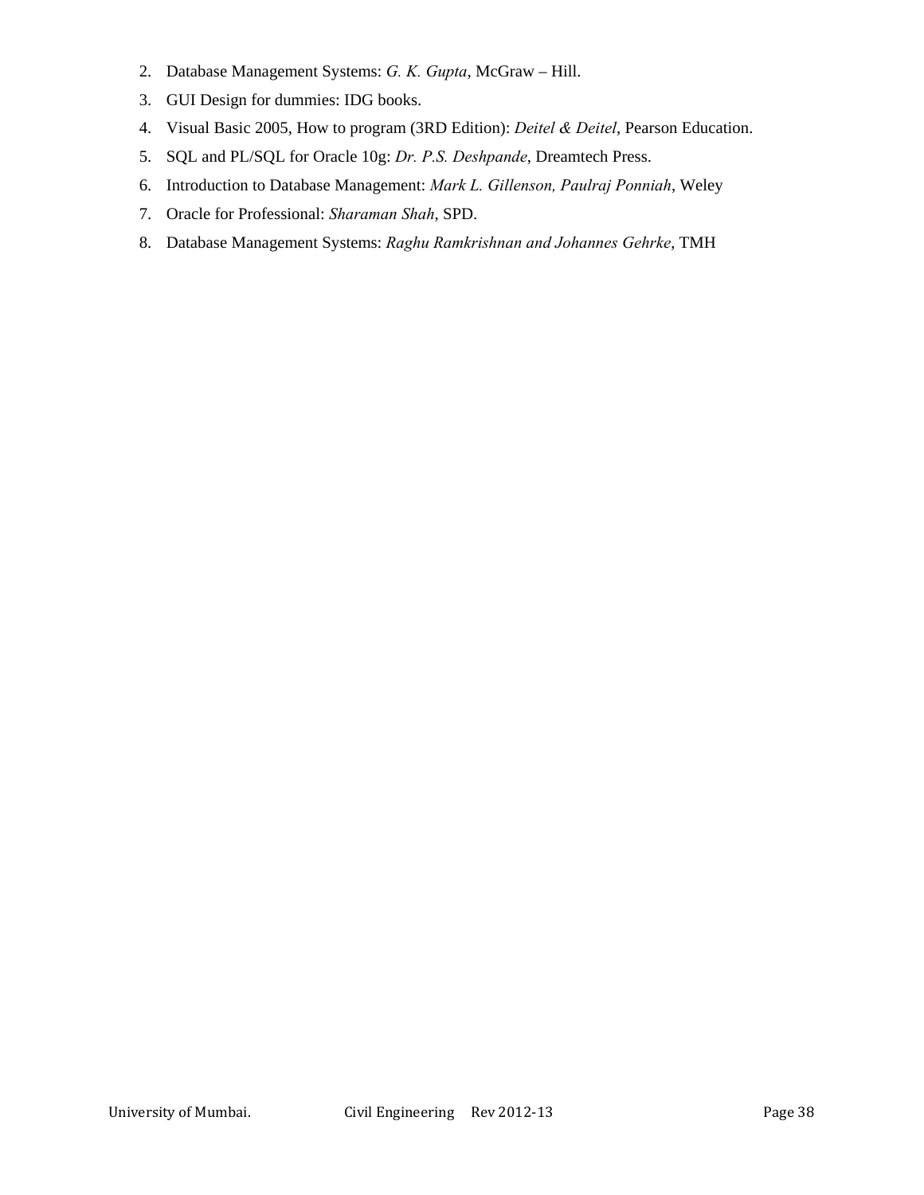2. Database Management Systems: *G. K. Gupta*, McGraw – Hill.
3. GUI Design for dummies: IDG books.
4. Visual Basic 2005, How to program (3RD Edition): *Deitel & Deitel*, Pearson Education.
5. SQL and PL/SQL for Oracle 10g: *Dr. P.S. Deshpande*, Dreamtech Press.
6. Introduction to Database Management: *Mark L. Gillenson, Paulraj Ponniah*, Weley
7. Oracle for Professional: *Sharaman Shah*, SPD.
8. Database Management Systems: *Raghu Ramkrishnan and Johannes Gehrke*, TMH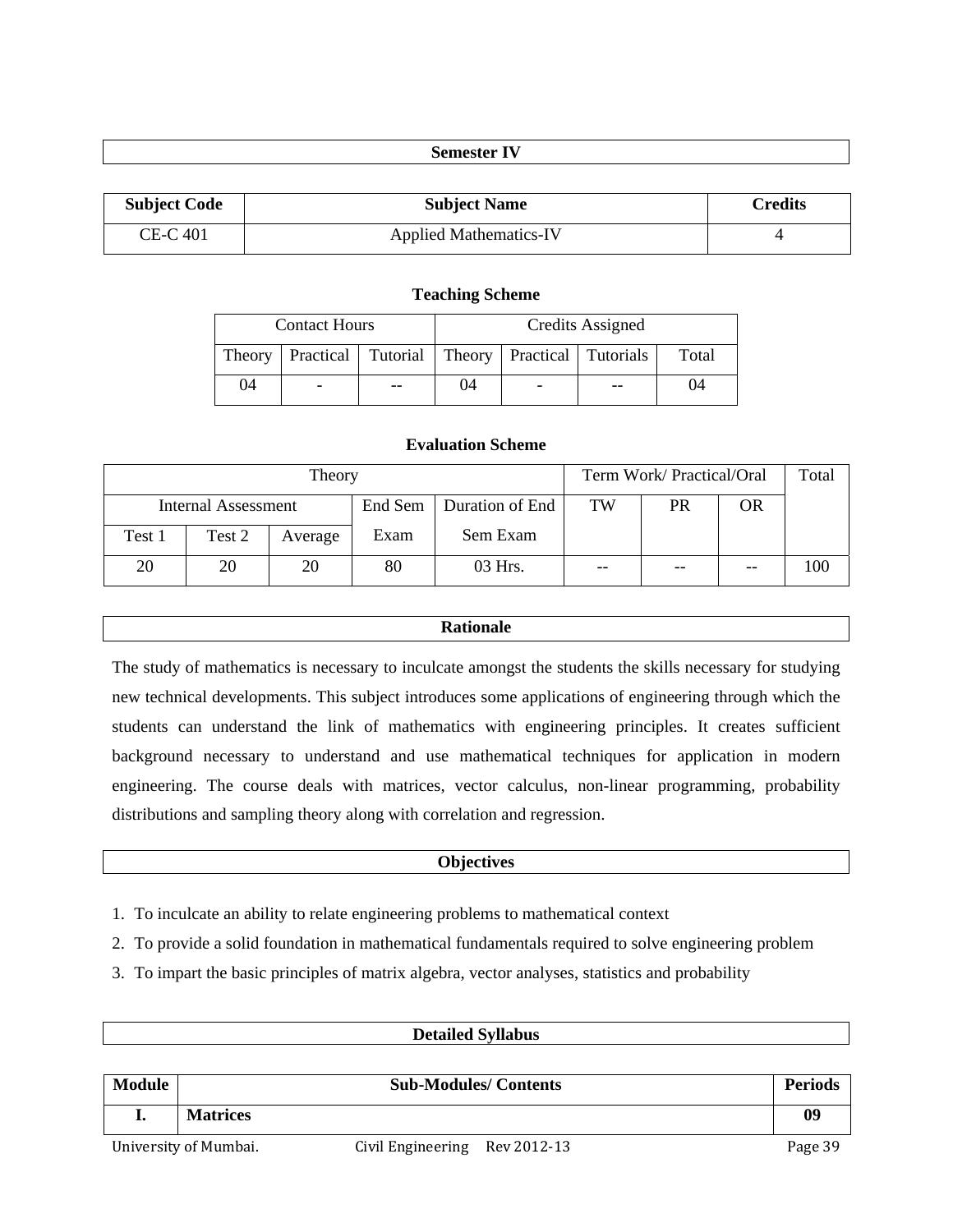## Semester IV

| Subject Code | Subject Name | Credits |
|---|---|---|
| CE-C 401 | Applied Mathematics-IV | 4 |

### Teaching Scheme

| Contact Hours | | | Credits Assigned | | | |
|---|---|---|---|---|---|---|
| Theory | Practical | Tutorial | Theory | Practical | Tutorials | Total |
| 04 | - | -- | 04 | - | -- | 04 |

### Evaluation Scheme

| Theory | | | | | Term Work/ Practical/Oral | | | Total |
|---|---|---|---|---|---|---|---|---|
| Internal Assessment | | | End Sem Exam | Duration of End Sem Exam | TW | PR | OR | |
| Test 1 | Test 2 | Average | | | | | | |
| 20 | 20 | 20 | 80 | 03 Hrs. | -- | -- | -- | 100 |

## Rationale

The study of mathematics is necessary to inculcate amongst the students the skills necessary for studying new technical developments. This subject introduces some applications of engineering through which the students can understand the link of mathematics with engineering principles. It creates sufficient background necessary to understand and use mathematical techniques for application in modern engineering. The course deals with matrices, vector calculus, non-linear programming, probability distributions and sampling theory along with correlation and regression.

## Objectives

1. To inculcate an ability to relate engineering problems to mathematical context
2. To provide a solid foundation in mathematical fundamentals required to solve engineering problem
3. To impart the basic principles of matrix algebra, vector analyses, statistics and probability

## Detailed Syllabus

| Module | Sub-Modules/ Contents | Periods |
|---|---|---|
| **I.** | **Matrices** | **09** |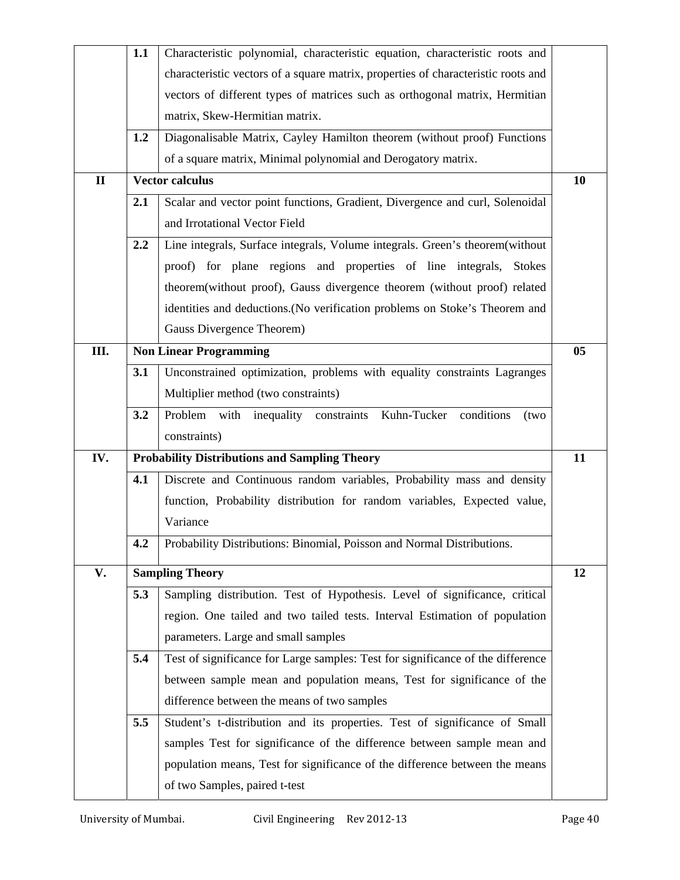| | | | |
|---|---|---|---|
| | 1.1 | Characteristic polynomial, characteristic equation, characteristic roots and characteristic vectors of a square matrix, properties of characteristic roots and vectors of different types of matrices such as orthogonal matrix, Hermitian matrix, Skew-Hermitian matrix. | |
| | 1.2 | Diagonalisable Matrix, Cayley Hamilton theorem (without proof) Functions of a square matrix, Minimal polynomial and Derogatory matrix. | |
| **II** | **Vector calculus** | | **10** |
| | 2.1 | Scalar and vector point functions, Gradient, Divergence and curl, Solenoidal and Irrotational Vector Field | |
| | 2.2 | Line integrals, Surface integrals, Volume integrals. Green's theorem(without proof) for plane regions and properties of line integrals, Stokes theorem(without proof), Gauss divergence theorem (without proof) related identities and deductions.(No verification problems on Stoke's Theorem and Gauss Divergence Theorem) | |
| **III.** | **Non Linear Programming** | | **05** |
| | 3.1 | Unconstrained optimization, problems with equality constraints Lagranges Multiplier method (two constraints) | |
| | 3.2 | Problem with inequality constraints Kuhn-Tucker conditions (two constraints) | |
| **IV.** | **Probability Distributions and Sampling Theory** | | **11** |
| | 4.1 | Discrete and Continuous random variables, Probability mass and density function, Probability distribution for random variables, Expected value, Variance | |
| | 4.2 | Probability Distributions: Binomial, Poisson and Normal Distributions. | |
| **V.** | **Sampling Theory** | | **12** |
| | 5.3 | Sampling distribution. Test of Hypothesis. Level of significance, critical region. One tailed and two tailed tests. Interval Estimation of population parameters. Large and small samples | |
| | 5.4 | Test of significance for Large samples: Test for significance of the difference between sample mean and population means, Test for significance of the difference between the means of two samples | |
| | 5.5 | Student's t-distribution and its properties. Test of significance of Small samples Test for significance of the difference between sample mean and population means, Test for significance of the difference between the means of two Samples, paired t-test | |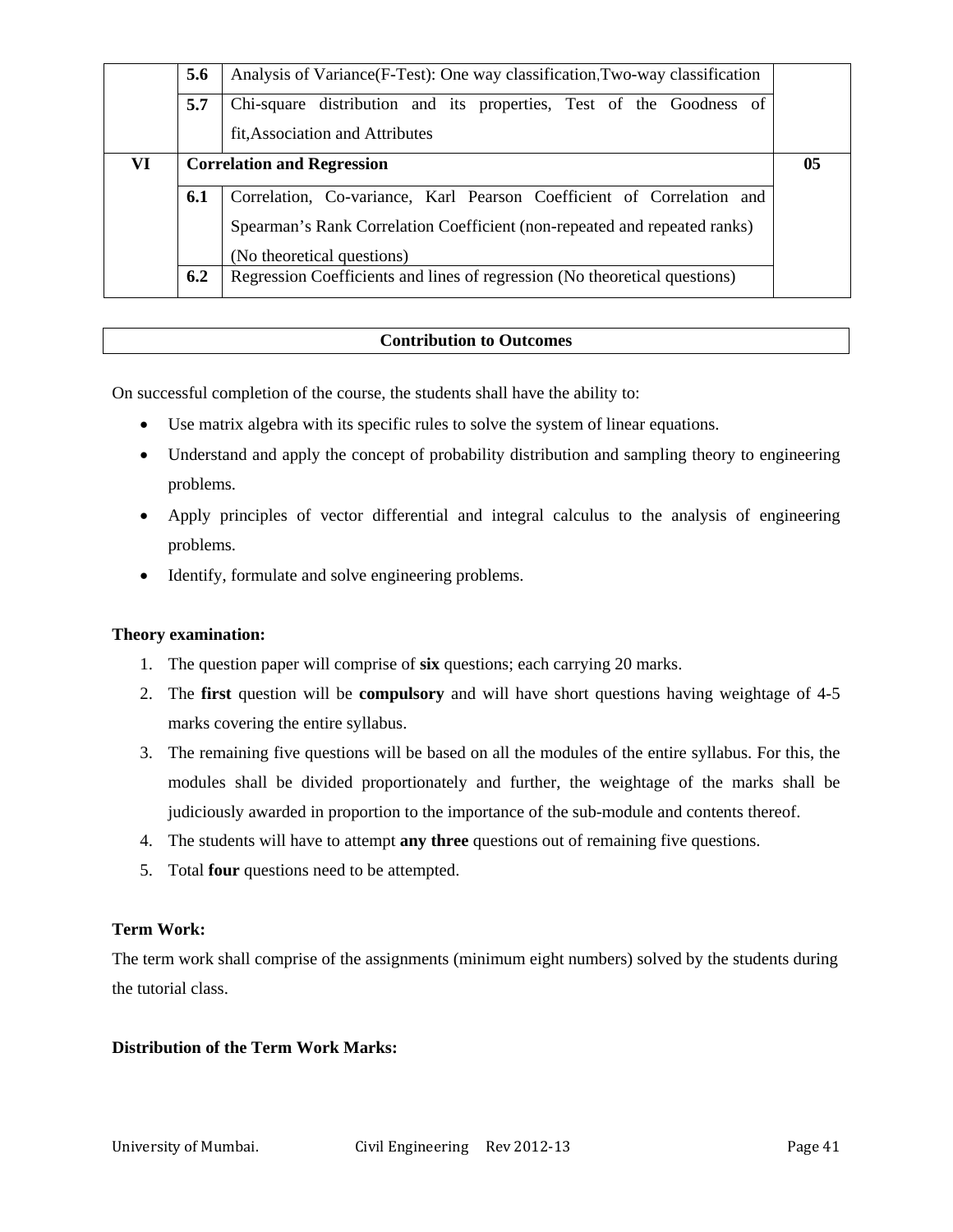| | | | |
|---|---|---|---|
| | 5.6 | Analysis of Variance(F-Test): One way classification,Two-way classification | |
| | 5.7 | Chi-square distribution and its properties, Test of the Goodness of fit,Association and Attributes | |
| **VI** | **Correlation and Regression** | | **05** |
| | 6.1 | Correlation, Co-variance, Karl Pearson Coefficient of Correlation and Spearman's Rank Correlation Coefficient (non-repeated and repeated ranks) (No theoretical questions) | |
| | 6.2 | Regression Coefficients and lines of regression (No theoretical questions) | |

**Contribution to Outcomes**

On successful completion of the course, the students shall have the ability to:

- Use matrix algebra with its specific rules to solve the system of linear equations.
- Understand and apply the concept of probability distribution and sampling theory to engineering problems.
- Apply principles of vector differential and integral calculus to the analysis of engineering problems.
- Identify, formulate and solve engineering problems.

**Theory examination:**

1. The question paper will comprise of **six** questions; each carrying 20 marks.
2. The **first** question will be **compulsory** and will have short questions having weightage of 4-5 marks covering the entire syllabus.
3. The remaining five questions will be based on all the modules of the entire syllabus. For this, the modules shall be divided proportionately and further, the weightage of the marks shall be judiciously awarded in proportion to the importance of the sub-module and contents thereof.
4. The students will have to attempt **any three** questions out of remaining five questions.
5. Total **four** questions need to be attempted.

**Term Work:**

The term work shall comprise of the assignments (minimum eight numbers) solved by the students during the tutorial class.

**Distribution of the Term Work Marks:**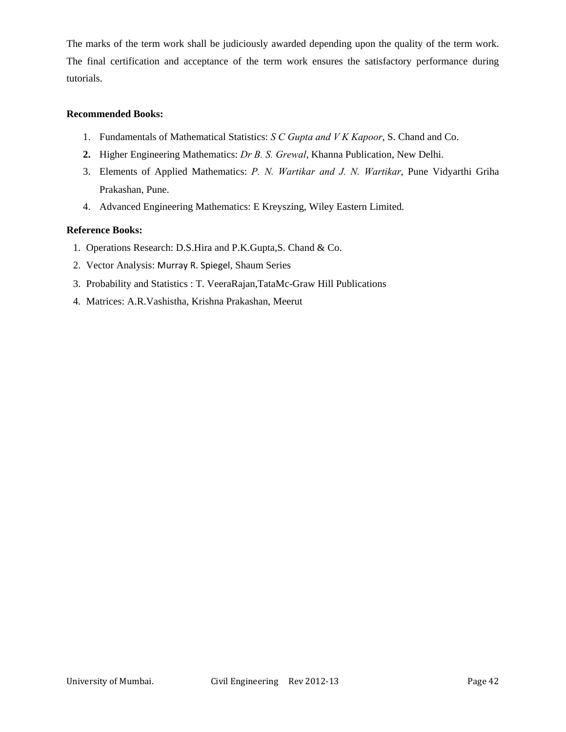The marks of the term work shall be judiciously awarded depending upon the quality of the term work. The final certification and acceptance of the term work ensures the satisfactory performance during tutorials.

**Recommended Books:**

1. Fundamentals of Mathematical Statistics: *S C Gupta and V K Kapoor*, S. Chand and Co.
2. Higher Engineering Mathematics: *Dr B. S. Grewal*, Khanna Publication, New Delhi.
3. Elements of Applied Mathematics: *P. N. Wartikar and J. N. Wartikar*, Pune Vidyarthi Griha Prakashan, Pune.
4. Advanced Engineering Mathematics: E Kreyszing, Wiley Eastern Limited.

**Reference Books:**

1. Operations Research: D.S.Hira and P.K.Gupta,S. Chand & Co.
2. Vector Analysis: Murray R. Spiegel, Shaum Series
3. Probability and Statistics : T. VeeraRajan,TataMc-Graw Hill Publications
4. Matrices: A.R.Vashistha, Krishna Prakashan, Meerut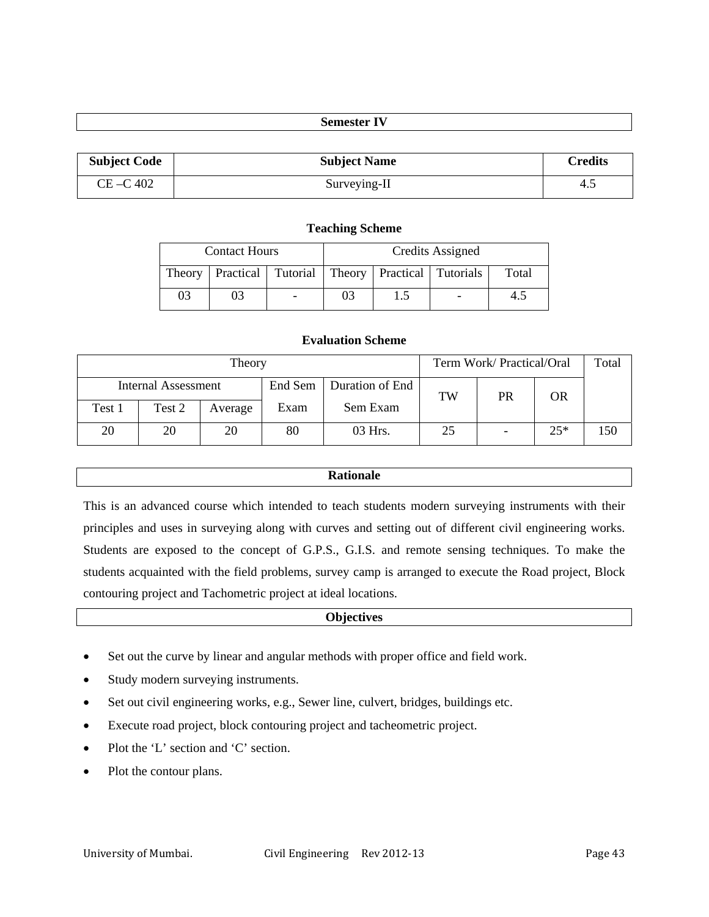## Semester IV

| Subject Code | Subject Name | Credits |
|---|---|---|
| CE –C 402 | Surveying-II | 4.5 |

### Teaching Scheme

| Contact Hours | | | Credits Assigned | | | |
|---|---|---|---|---|---|---|
| Theory | Practical | Tutorial | Theory | Practical | Tutorials | Total |
| 03 | 03 | - | 03 | 1.5 | - | 4.5 |

### Evaluation Scheme

| Theory | | | | | Term Work/ Practical/Oral | | | Total |
|---|---|---|---|---|---|---|---|---|
| Internal Assessment | | | End Sem Exam | Duration of End Sem Exam | TW | PR | OR | |
| Test 1 | Test 2 | Average | | | | | | |
| 20 | 20 | 20 | 80 | 03 Hrs. | 25 | - | 25* | 150 |

## Rationale

This is an advanced course which intended to teach students modern surveying instruments with their principles and uses in surveying along with curves and setting out of different civil engineering works. Students are exposed to the concept of G.P.S., G.I.S. and remote sensing techniques. To make the students acquainted with the field problems, survey camp is arranged to execute the Road project, Block contouring project and Tachometric project at ideal locations.

## Objectives

- Set out the curve by linear and angular methods with proper office and field work.
- Study modern surveying instruments.
- Set out civil engineering works, e.g., Sewer line, culvert, bridges, buildings etc.
- Execute road project, block contouring project and tacheometric project.
- Plot the ‘L’ section and ‘C’ section.
- Plot the contour plans.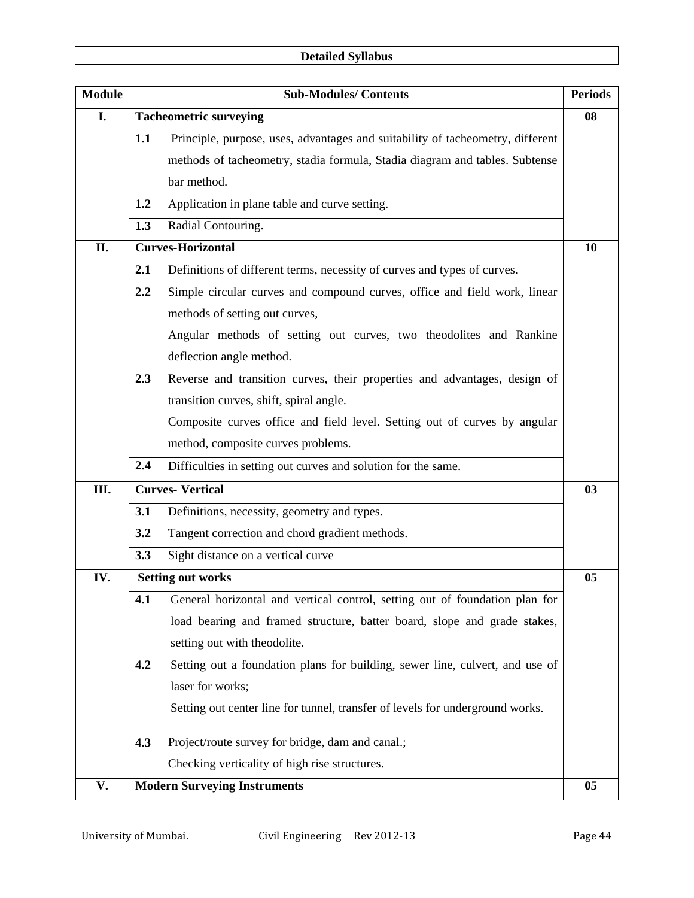## Detailed Syllabus

| Module | | Sub-Modules/ Contents | Periods |
|---|---|---|---|
| I. | | **Tacheometric surveying** | **08** |
| | **1.1** | Principle, purpose, uses, advantages and suitability of tacheometry, different methods of tacheometry, stadia formula, Stadia diagram and tables. Subtense bar method. | |
| | **1.2** | Application in plane table and curve setting. | |
| | **1.3** | Radial Contouring. | |
| II. | | **Curves-Horizontal** | **10** |
| | **2.1** | Definitions of different terms, necessity of curves and types of curves. | |
| | **2.2** | Simple circular curves and compound curves, office and field work, linear methods of setting out curves, Angular methods of setting out curves, two theodolites and Rankine deflection angle method. | |
| | **2.3** | Reverse and transition curves, their properties and advantages, design of transition curves, shift, spiral angle. Composite curves office and field level. Setting out of curves by angular method, composite curves problems. | |
| | **2.4** | Difficulties in setting out curves and solution for the same. | |
| III. | | **Curves- Vertical** | **03** |
| | **3.1** | Definitions, necessity, geometry and types. | |
| | **3.2** | Tangent correction and chord gradient methods. | |
| | **3.3** | Sight distance on a vertical curve | |
| IV. | | **Setting out works** | **05** |
| | **4.1** | General horizontal and vertical control, setting out of foundation plan for load bearing and framed structure, batter board, slope and grade stakes, setting out with theodolite. | |
| | **4.2** | Setting out a foundation plans for building, sewer line, culvert, and use of laser for works; Setting out center line for tunnel, transfer of levels for underground works. | |
| | **4.3** | Project/route survey for bridge, dam and canal.; Checking verticality of high rise structures. | |
| V. | | **Modern Surveying Instruments** | **05** |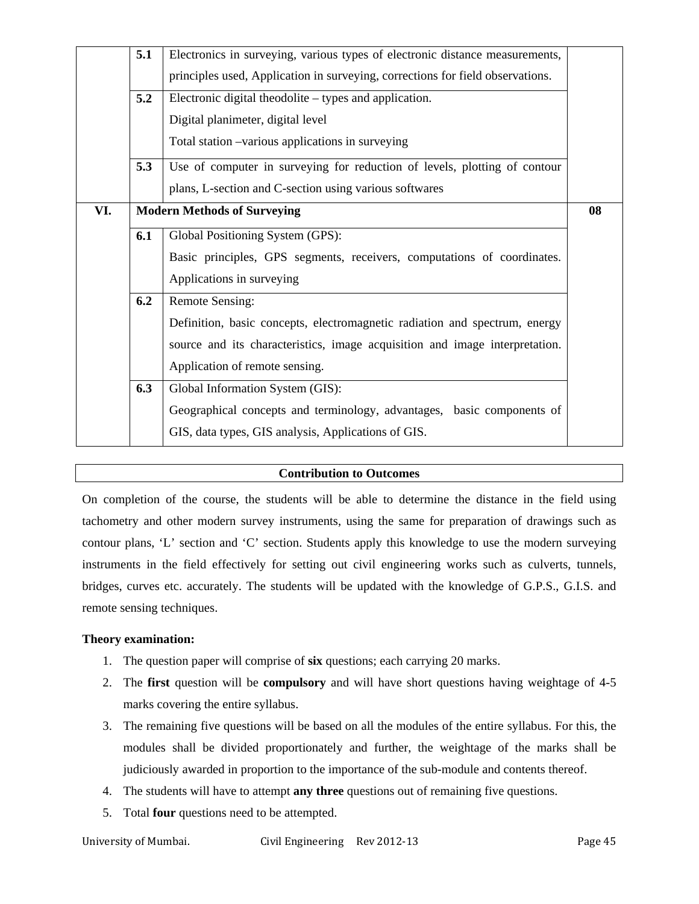| | | | |
|---|---|---|---|
| | **5.1** | Electronics in surveying, various types of electronic distance measurements, principles used, Application in surveying, corrections for field observations. | |
| | **5.2** | Electronic digital theodolite – types and application.<br>Digital planimeter, digital level<br>Total station –various applications in surveying | |
| | **5.3** | Use of computer in surveying for reduction of levels, plotting of contour plans, L-section and C-section using various softwares | |
| **VI.** | **Modern Methods of Surveying** | | **08** |
| | **6.1** | Global Positioning System (GPS):<br>Basic principles, GPS segments, receivers, computations of coordinates. Applications in surveying | |
| | **6.2** | Remote Sensing:<br>Definition, basic concepts, electromagnetic radiation and spectrum, energy source and its characteristics, image acquisition and image interpretation. Application of remote sensing. | |
| | **6.3** | Global Information System (GIS):<br>Geographical concepts and terminology, advantages, basic components of GIS, data types, GIS analysis, Applications of GIS. | |

**Contribution to Outcomes**

On completion of the course, the students will be able to determine the distance in the field using tachometry and other modern survey instruments, using the same for preparation of drawings such as contour plans, 'L' section and 'C' section. Students apply this knowledge to use the modern surveying instruments in the field effectively for setting out civil engineering works such as culverts, tunnels, bridges, curves etc. accurately. The students will be updated with the knowledge of G.P.S., G.I.S. and remote sensing techniques.

**Theory examination:**

1. The question paper will comprise of **six** questions; each carrying 20 marks.
2. The **first** question will be **compulsory** and will have short questions having weightage of 4-5 marks covering the entire syllabus.
3. The remaining five questions will be based on all the modules of the entire syllabus. For this, the modules shall be divided proportionately and further, the weightage of the marks shall be judiciously awarded in proportion to the importance of the sub-module and contents thereof.
4. The students will have to attempt **any three** questions out of remaining five questions.
5. Total **four** questions need to be attempted.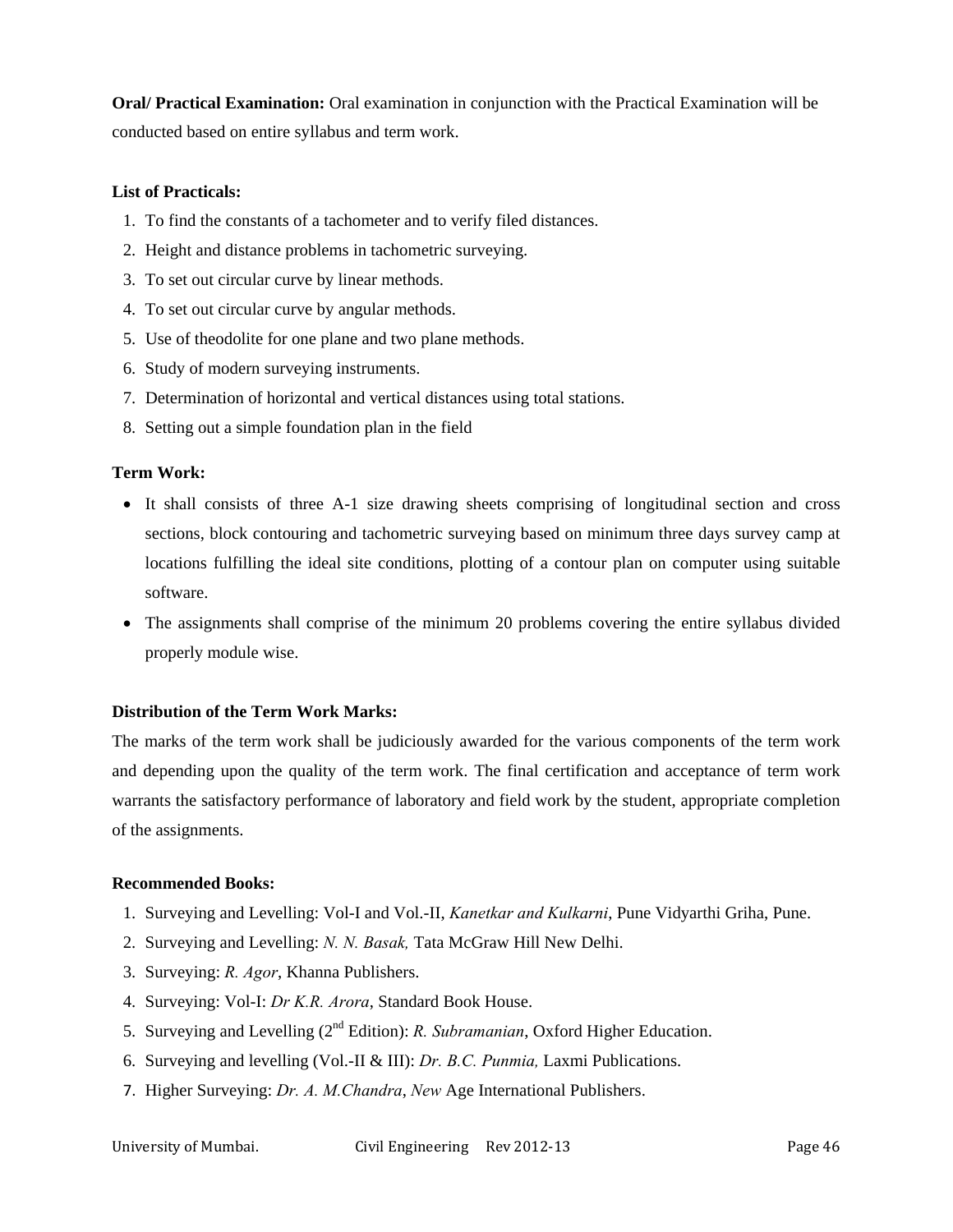**Oral/ Practical Examination:** Oral examination in conjunction with the Practical Examination will be conducted based on entire syllabus and term work.

**List of Practicals:**

1. To find the constants of a tachometer and to verify filed distances.
2. Height and distance problems in tachometric surveying.
3. To set out circular curve by linear methods.
4. To set out circular curve by angular methods.
5. Use of theodolite for one plane and two plane methods.
6. Study of modern surveying instruments.
7. Determination of horizontal and vertical distances using total stations.
8. Setting out a simple foundation plan in the field

**Term Work:**

- It shall consists of three A-1 size drawing sheets comprising of longitudinal section and cross sections, block contouring and tachometric surveying based on minimum three days survey camp at locations fulfilling the ideal site conditions, plotting of a contour plan on computer using suitable software.
- The assignments shall comprise of the minimum 20 problems covering the entire syllabus divided properly module wise.

**Distribution of the Term Work Marks:**

The marks of the term work shall be judiciously awarded for the various components of the term work and depending upon the quality of the term work. The final certification and acceptance of term work warrants the satisfactory performance of laboratory and field work by the student, appropriate completion of the assignments.

**Recommended Books:**

1. Surveying and Levelling: Vol-I and Vol.-II, *Kanetkar and Kulkarni*, Pune Vidyarthi Griha, Pune.
2. Surveying and Levelling: *N. N. Basak,* Tata McGraw Hill New Delhi.
3. Surveying: *R. Agor*, Khanna Publishers.
4. Surveying: Vol-I: *Dr K.R. Arora*, Standard Book House.
5. Surveying and Levelling (2nd Edition): *R. Subramanian*, Oxford Higher Education.
6. Surveying and levelling (Vol.-II & III): *Dr. B.C. Punmia,* Laxmi Publications.
7. Higher Surveying: *Dr. A. M.Chandra*, *New* Age International Publishers.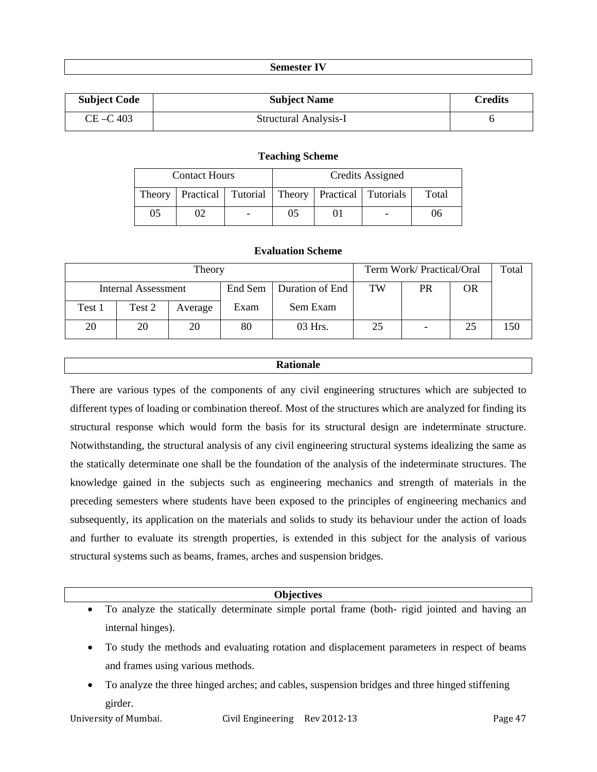## Semester IV

| Subject Code | Subject Name | Credits |
|---|---|---|
| CE –C 403 | Structural Analysis-I | 6 |

### Teaching Scheme

| Contact Hours | | | Credits Assigned | | | |
|---|---|---|---|---|---|---|
| Theory | Practical | Tutorial | Theory | Practical | Tutorials | Total |
| 05 | 02 | - | 05 | 01 | - | 06 |

### Evaluation Scheme

| Theory | | | | | Term Work/ Practical/Oral | | | Total |
|---|---|---|---|---|---|---|---|---|
| Internal Assessment | | | End Sem Exam | Duration of End Sem Exam | TW | PR | OR | |
| Test 1 | Test 2 | Average | | | | | | |
| 20 | 20 | 20 | 80 | 03 Hrs. | 25 | - | 25 | 150 |

### Rationale

There are various types of the components of any civil engineering structures which are subjected to different types of loading or combination thereof. Most of the structures which are analyzed for finding its structural response which would form the basis for its structural design are indeterminate structure. Notwithstanding, the structural analysis of any civil engineering structural systems idealizing the same as the statically determinate one shall be the foundation of the analysis of the indeterminate structures. The knowledge gained in the subjects such as engineering mechanics and strength of materials in the preceding semesters where students have been exposed to the principles of engineering mechanics and subsequently, its application on the materials and solids to study its behaviour under the action of loads and further to evaluate its strength properties, is extended in this subject for the analysis of various structural systems such as beams, frames, arches and suspension bridges.

### Objectives

- To analyze the statically determinate simple portal frame (both- rigid jointed and having an internal hinges).
- To study the methods and evaluating rotation and displacement parameters in respect of beams and frames using various methods.
- To analyze the three hinged arches; and cables, suspension bridges and three hinged stiffening girder.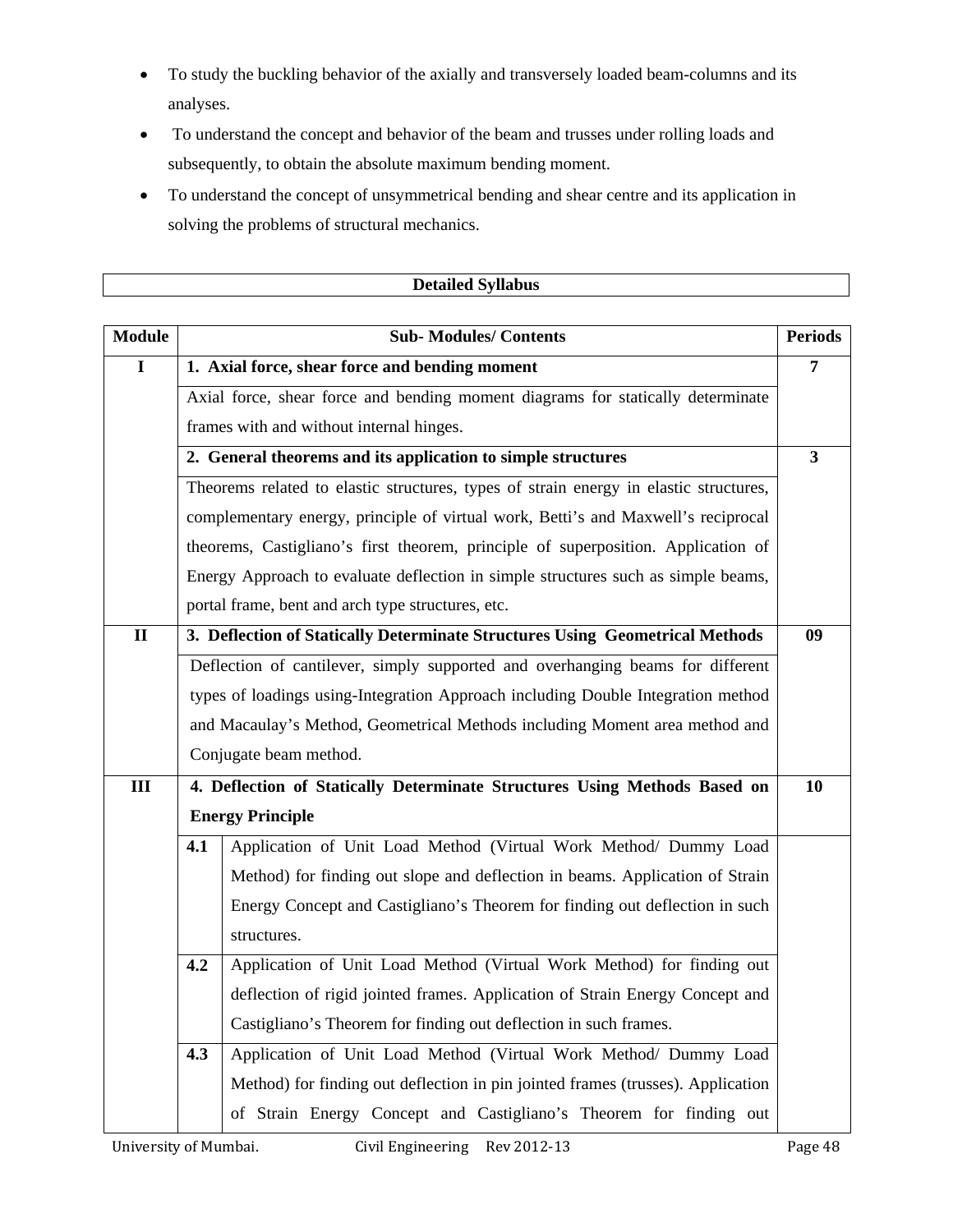- To study the buckling behavior of the axially and transversely loaded beam-columns and its analyses.
- To understand the concept and behavior of the beam and trusses under rolling loads and subsequently, to obtain the absolute maximum bending moment.
- To understand the concept of unsymmetrical bending and shear centre and its application in solving the problems of structural mechanics.

## Detailed Syllabus

| Module | Sub- Modules/ Contents | | Periods |
|---|---|---|---|
| I | **1. Axial force, shear force and bending moment** | | **7** |
| | Axial force, shear force and bending moment diagrams for statically determinate frames with and without internal hinges. | | |
| | **2. General theorems and its application to simple structures** | | **3** |
| | Theorems related to elastic structures, types of strain energy in elastic structures, complementary energy, principle of virtual work, Betti's and Maxwell's reciprocal theorems, Castigliano's first theorem, principle of superposition. Application of Energy Approach to evaluate deflection in simple structures such as simple beams, portal frame, bent and arch type structures, etc. | | |
| II | **3. Deflection of Statically Determinate Structures Using Geometrical Methods** | | **09** |
| | Deflection of cantilever, simply supported and overhanging beams for different types of loadings using-Integration Approach including Double Integration method and Macaulay's Method, Geometrical Methods including Moment area method and Conjugate beam method. | | |
| III | **4. Deflection of Statically Determinate Structures Using Methods Based on Energy Principle** | | **10** |
| | **4.1** | Application of Unit Load Method (Virtual Work Method/ Dummy Load Method) for finding out slope and deflection in beams. Application of Strain Energy Concept and Castigliano's Theorem for finding out deflection in such structures. | |
| | **4.2** | Application of Unit Load Method (Virtual Work Method) for finding out deflection of rigid jointed frames. Application of Strain Energy Concept and Castigliano's Theorem for finding out deflection in such frames. | |
| | **4.3** | Application of Unit Load Method (Virtual Work Method/ Dummy Load Method) for finding out deflection in pin jointed frames (trusses). Application of Strain Energy Concept and Castigliano's Theorem for finding out | |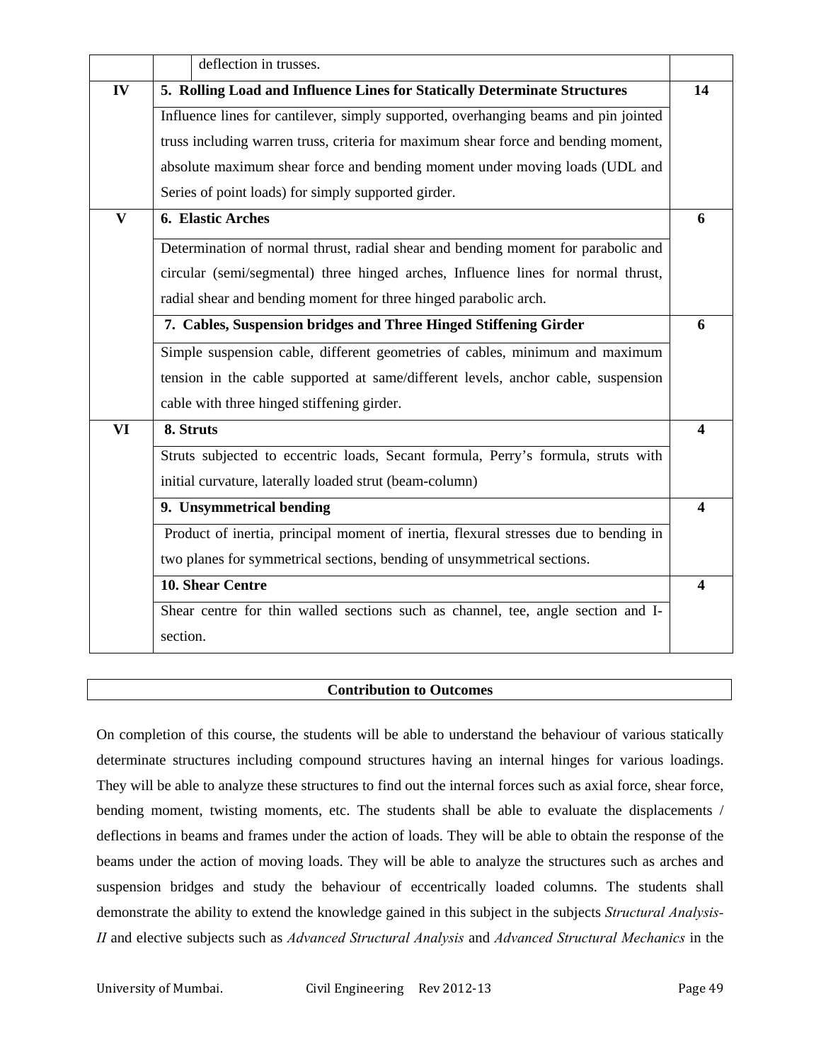| | | |
|---|---|---|
| | deflection in trusses. | |
| IV | **5. Rolling Load and Influence Lines for Statically Determinate Structures** | **14** |
| | Influence lines for cantilever, simply supported, overhanging beams and pin jointed truss including warren truss, criteria for maximum shear force and bending moment, absolute maximum shear force and bending moment under moving loads (UDL and Series of point loads) for simply supported girder. | |
| V | **6. Elastic Arches** | **6** |
| | Determination of normal thrust, radial shear and bending moment for parabolic and circular (semi/segmental) three hinged arches, Influence lines for normal thrust, radial shear and bending moment for three hinged parabolic arch. | |
| | **7. Cables, Suspension bridges and Three Hinged Stiffening Girder** | **6** |
| | Simple suspension cable, different geometries of cables, minimum and maximum tension in the cable supported at same/different levels, anchor cable, suspension cable with three hinged stiffening girder. | |
| VI | **8. Struts** | **4** |
| | Struts subjected to eccentric loads, Secant formula, Perry's formula, struts with initial curvature, laterally loaded strut (beam-column) | |
| | **9. Unsymmetrical bending** | **4** |
| | Product of inertia, principal moment of inertia, flexural stresses due to bending in two planes for symmetrical sections, bending of unsymmetrical sections. | |
| | **10. Shear Centre** | **4** |
| | Shear centre for thin walled sections such as channel, tee, angle section and I-section. | |

**Contribution to Outcomes**

On completion of this course, the students will be able to understand the behaviour of various statically determinate structures including compound structures having an internal hinges for various loadings. They will be able to analyze these structures to find out the internal forces such as axial force, shear force, bending moment, twisting moments, etc. The students shall be able to evaluate the displacements / deflections in beams and frames under the action of loads. They will be able to obtain the response of the beams under the action of moving loads. They will be able to analyze the structures such as arches and suspension bridges and study the behaviour of eccentrically loaded columns. The students shall demonstrate the ability to extend the knowledge gained in this subject in the subjects *Structural Analysis-II* and elective subjects such as *Advanced Structural Analysis* and *Advanced Structural Mechanics* in the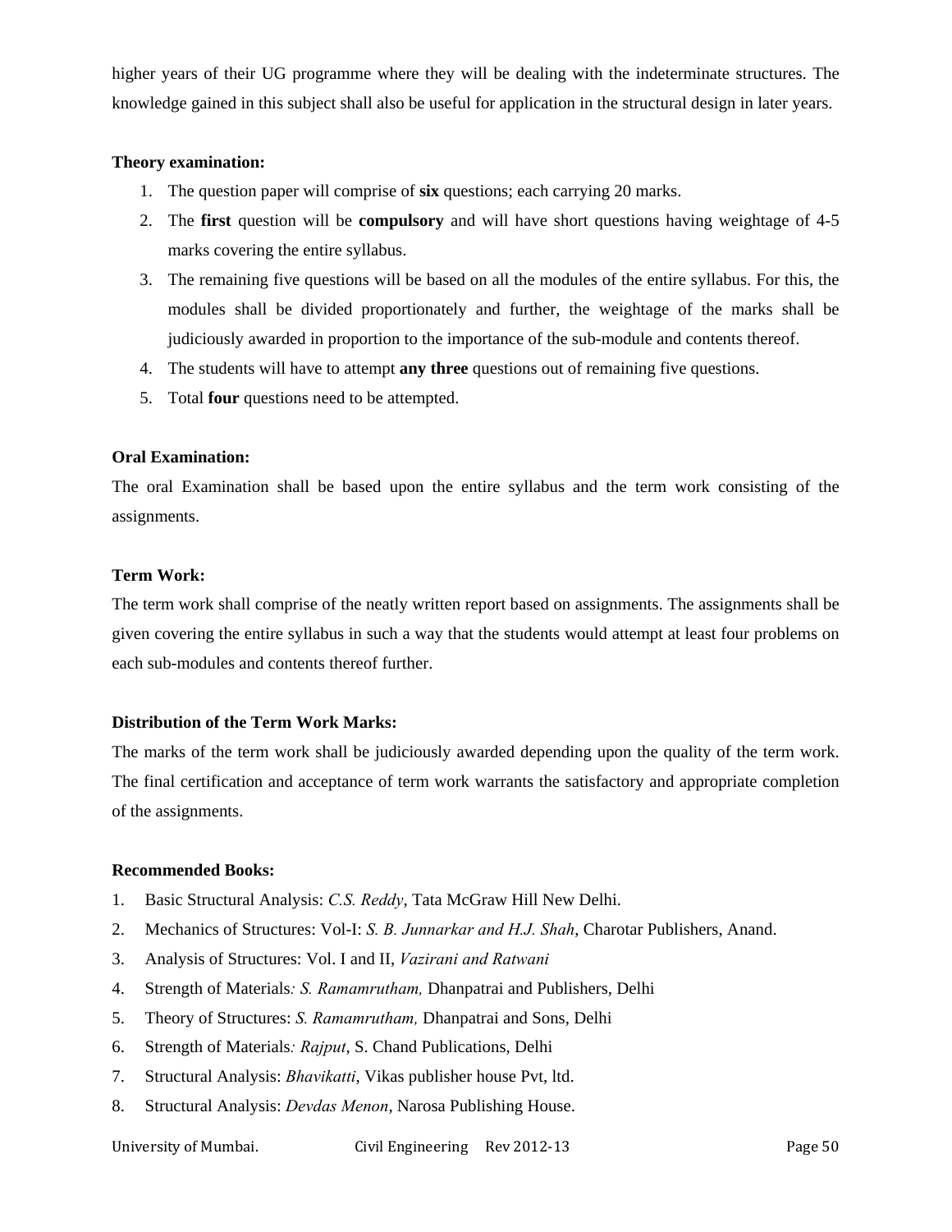higher years of their UG programme where they will be dealing with the indeterminate structures. The knowledge gained in this subject shall also be useful for application in the structural design in later years.

**Theory examination:**

1. The question paper will comprise of **six** questions; each carrying 20 marks.
2. The **first** question will be **compulsory** and will have short questions having weightage of 4-5 marks covering the entire syllabus.
3. The remaining five questions will be based on all the modules of the entire syllabus. For this, the modules shall be divided proportionately and further, the weightage of the marks shall be judiciously awarded in proportion to the importance of the sub-module and contents thereof.
4. The students will have to attempt **any three** questions out of remaining five questions.
5. Total **four** questions need to be attempted.

**Oral Examination:**

The oral Examination shall be based upon the entire syllabus and the term work consisting of the assignments.

**Term Work:**

The term work shall comprise of the neatly written report based on assignments. The assignments shall be given covering the entire syllabus in such a way that the students would attempt at least four problems on each sub-modules and contents thereof further.

**Distribution of the Term Work Marks:**

The marks of the term work shall be judiciously awarded depending upon the quality of the term work. The final certification and acceptance of term work warrants the satisfactory and appropriate completion of the assignments.

**Recommended Books:**

1. Basic Structural Analysis: *C.S. Reddy*, Tata McGraw Hill New Delhi.
2. Mechanics of Structures: Vol-I: *S. B. Junnarkar and H.J. Shah*, Charotar Publishers, Anand.
3. Analysis of Structures: Vol. I and II, *Vazirani and Ratwani*
4. Strength of Materials*: S. Ramamrutham,* Dhanpatrai and Publishers, Delhi
5. Theory of Structures: *S. Ramamrutham,* Dhanpatrai and Sons, Delhi
6. Strength of Materials*: Rajput*, S. Chand Publications, Delhi
7. Structural Analysis: *Bhavikatti*, Vikas publisher house Pvt, ltd.
8. Structural Analysis: *Devdas Menon*, Narosa Publishing House.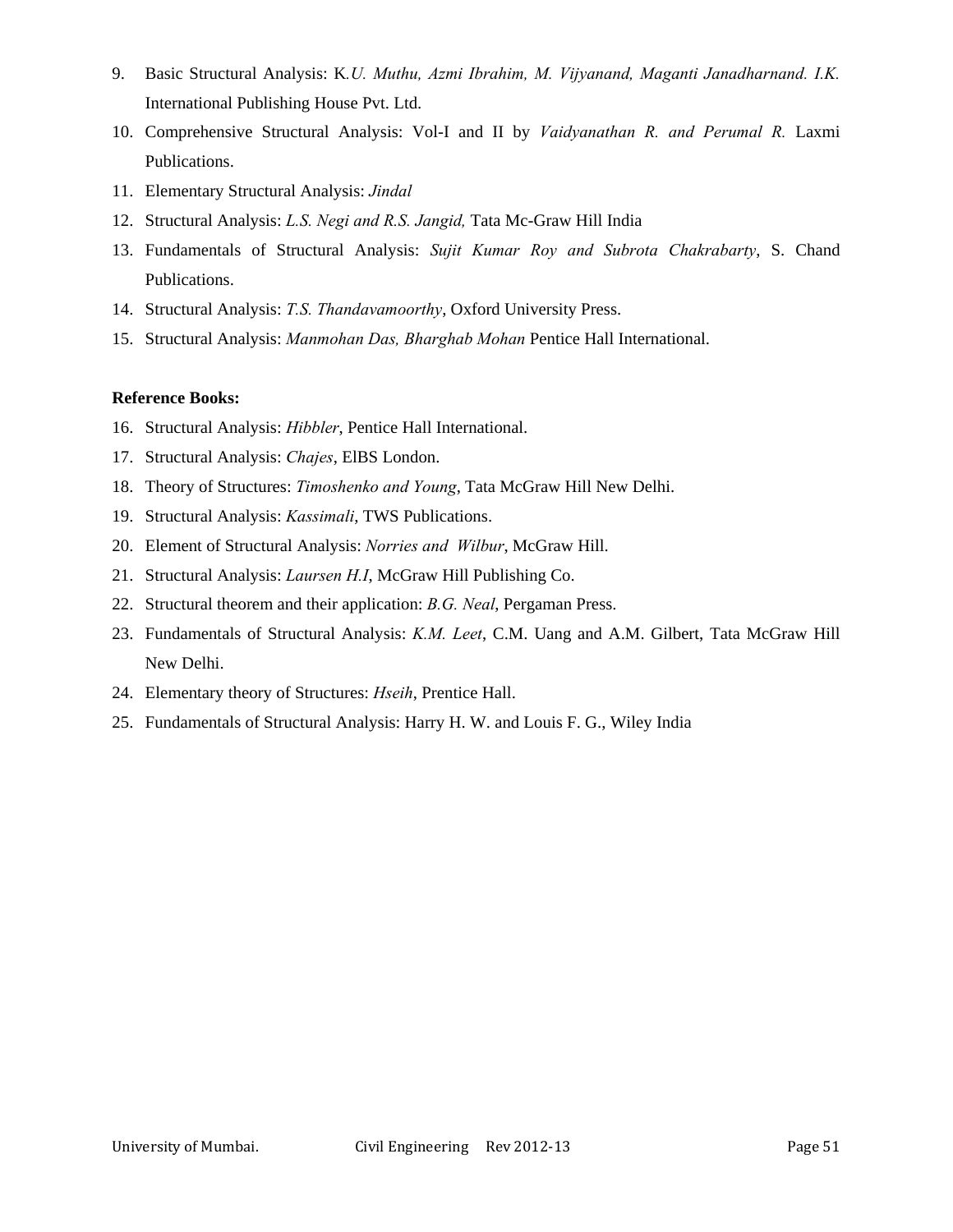9. Basic Structural Analysis: K*.U. Muthu, Azmi Ibrahim, M. Vijyanand, Maganti Janadharnand. I.K.* International Publishing House Pvt. Ltd.
10. Comprehensive Structural Analysis: Vol-I and II by *Vaidyanathan R. and Perumal R.* Laxmi Publications.
11. Elementary Structural Analysis: *Jindal*
12. Structural Analysis: *L.S. Negi and R.S. Jangid,* Tata Mc-Graw Hill India
13. Fundamentals of Structural Analysis: *Sujit Kumar Roy and Subrota Chakrabarty*, S. Chand Publications.
14. Structural Analysis: *T.S. Thandavamoorthy*, Oxford University Press.
15. Structural Analysis: *Manmohan Das, Bharghab Mohan* Pentice Hall International.

**Reference Books:**

16. Structural Analysis: *Hibbler*, Pentice Hall International.
17. Structural Analysis: *Chajes*, ElBS London.
18. Theory of Structures: *Timoshenko and Young*, Tata McGraw Hill New Delhi.
19. Structural Analysis: *Kassimali*, TWS Publications.
20. Element of Structural Analysis: *Norries and Wilbur*, McGraw Hill.
21. Structural Analysis: *Laursen H.I*, McGraw Hill Publishing Co.
22. Structural theorem and their application: *B.G. Neal*, Pergaman Press.
23. Fundamentals of Structural Analysis: *K.M. Leet*, C.M. Uang and A.M. Gilbert, Tata McGraw Hill New Delhi.
24. Elementary theory of Structures: *Hseih*, Prentice Hall.
25. Fundamentals of Structural Analysis: Harry H. W. and Louis F. G., Wiley India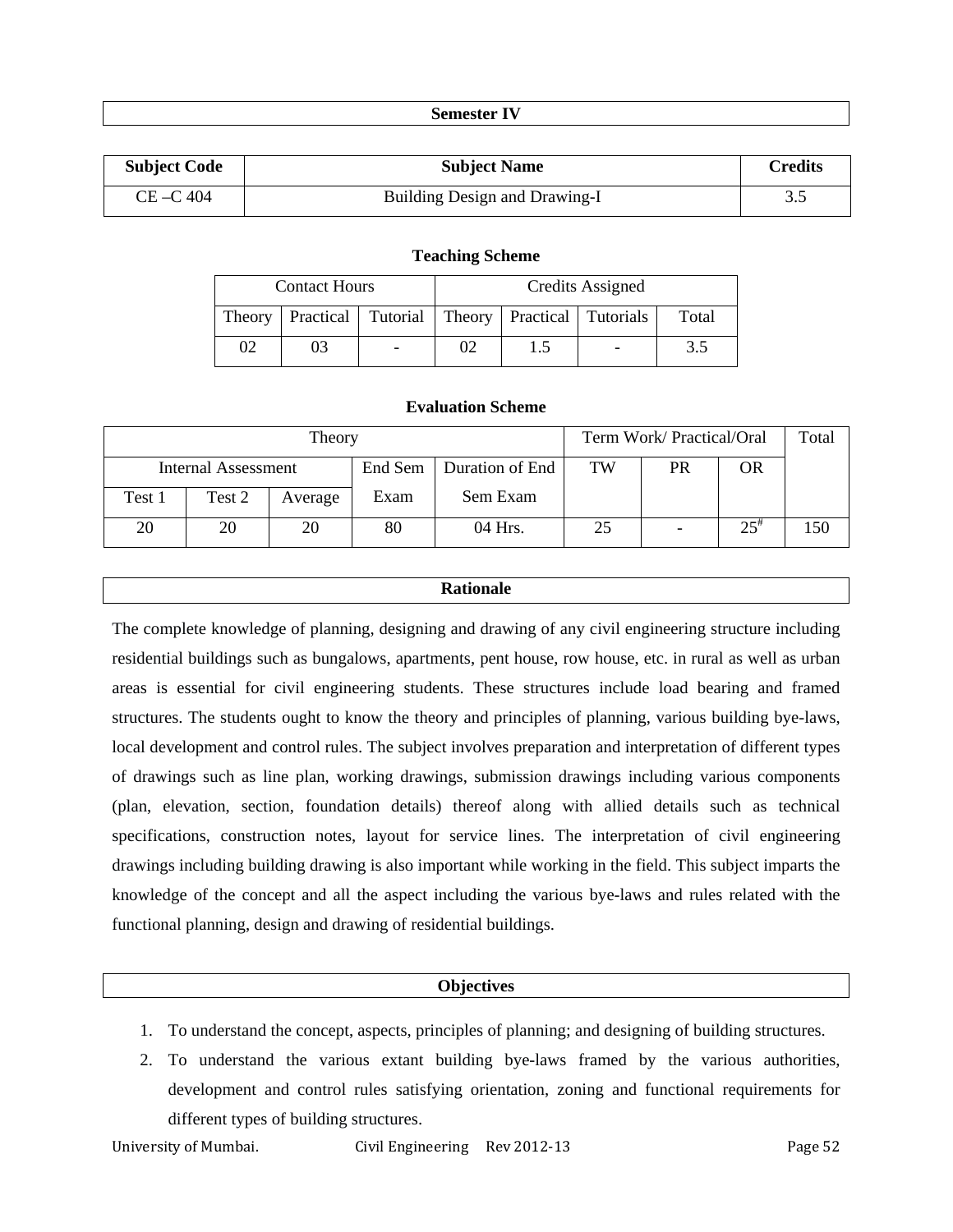## Semester IV

| Subject Code | Subject Name | Credits |
|---|---|---|
| CE –C 404 | Building Design and Drawing-I | 3.5 |

### Teaching Scheme

| Contact Hours | | | Credits Assigned | | | |
|---|---|---|---|---|---|---|
| Theory | Practical | Tutorial | Theory | Practical | Tutorials | Total |
| 02 | 03 | - | 02 | 1.5 | - | 3.5 |

### Evaluation Scheme

| Theory | | | | | Term Work/ Practical/Oral | | | Total |
|---|---|---|---|---|---|---|---|---|
| Internal Assessment | | | End Sem Exam | Duration of End Sem Exam | TW | PR | OR | |
| Test 1 | Test 2 | Average | | | | | | |
| 20 | 20 | 20 | 80 | 04 Hrs. | 25 | - | 25# | 150 |

## Rationale

The complete knowledge of planning, designing and drawing of any civil engineering structure including residential buildings such as bungalows, apartments, pent house, row house, etc. in rural as well as urban areas is essential for civil engineering students. These structures include load bearing and framed structures. The students ought to know the theory and principles of planning, various building bye-laws, local development and control rules. The subject involves preparation and interpretation of different types of drawings such as line plan, working drawings, submission drawings including various components (plan, elevation, section, foundation details) thereof along with allied details such as technical specifications, construction notes, layout for service lines. The interpretation of civil engineering drawings including building drawing is also important while working in the field. This subject imparts the knowledge of the concept and all the aspect including the various bye-laws and rules related with the functional planning, design and drawing of residential buildings.

## Objectives

1. To understand the concept, aspects, principles of planning; and designing of building structures.
2. To understand the various extant building bye-laws framed by the various authorities, development and control rules satisfying orientation, zoning and functional requirements for different types of building structures.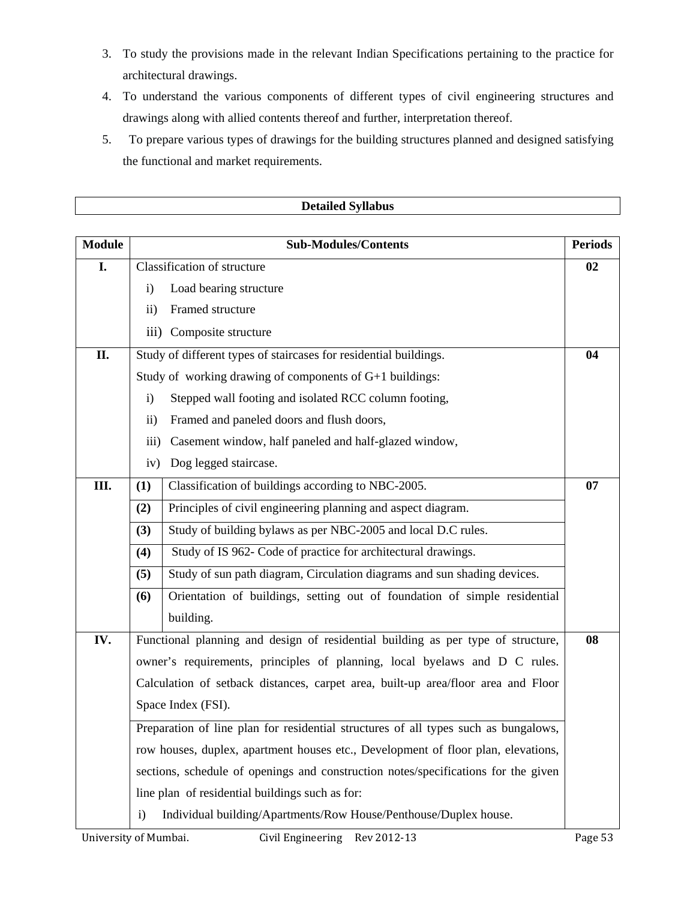3. To study the provisions made in the relevant Indian Specifications pertaining to the practice for architectural drawings.
4. To understand the various components of different types of civil engineering structures and drawings along with allied contents thereof and further, interpretation thereof.
5. To prepare various types of drawings for the building structures planned and designed satisfying the functional and market requirements.

| **Detailed Syllabus** |
|---|

| Module | Sub-Modules/Contents | Periods |
|---|---|---|
| **I.** | Classification of structure<br>i) Load bearing structure<br>ii) Framed structure<br>iii) Composite structure | **02** |
| **II.** | Study of different types of staircases for residential buildings.<br>Study of working drawing of components of G+1 buildings:<br>i) Stepped wall footing and isolated RCC column footing,<br>ii) Framed and paneled doors and flush doors,<br>iii) Casement window, half paneled and half-glazed window,<br>iv) Dog legged staircase. | **04** |
| **III.** | **(1)** Classification of buildings according to NBC-2005.<br>**(2)** Principles of civil engineering planning and aspect diagram.<br>**(3)** Study of building bylaws as per NBC-2005 and local D.C rules.<br>**(4)** Study of IS 962- Code of practice for architectural drawings.<br>**(5)** Study of sun path diagram, Circulation diagrams and sun shading devices.<br>**(6)** Orientation of buildings, setting out of foundation of simple residential building. | **07** |
| **IV.** | Functional planning and design of residential building as per type of structure, owner's requirements, principles of planning, local byelaws and D C rules. Calculation of setback distances, carpet area, built-up area/floor area and Floor Space Index (FSI).<br>Preparation of line plan for residential structures of all types such as bungalows, row houses, duplex, apartment houses etc., Development of floor plan, elevations, sections, schedule of openings and construction notes/specifications for the given line plan of residential buildings such as for:<br>i) Individual building/Apartments/Row House/Penthouse/Duplex house. | **08** |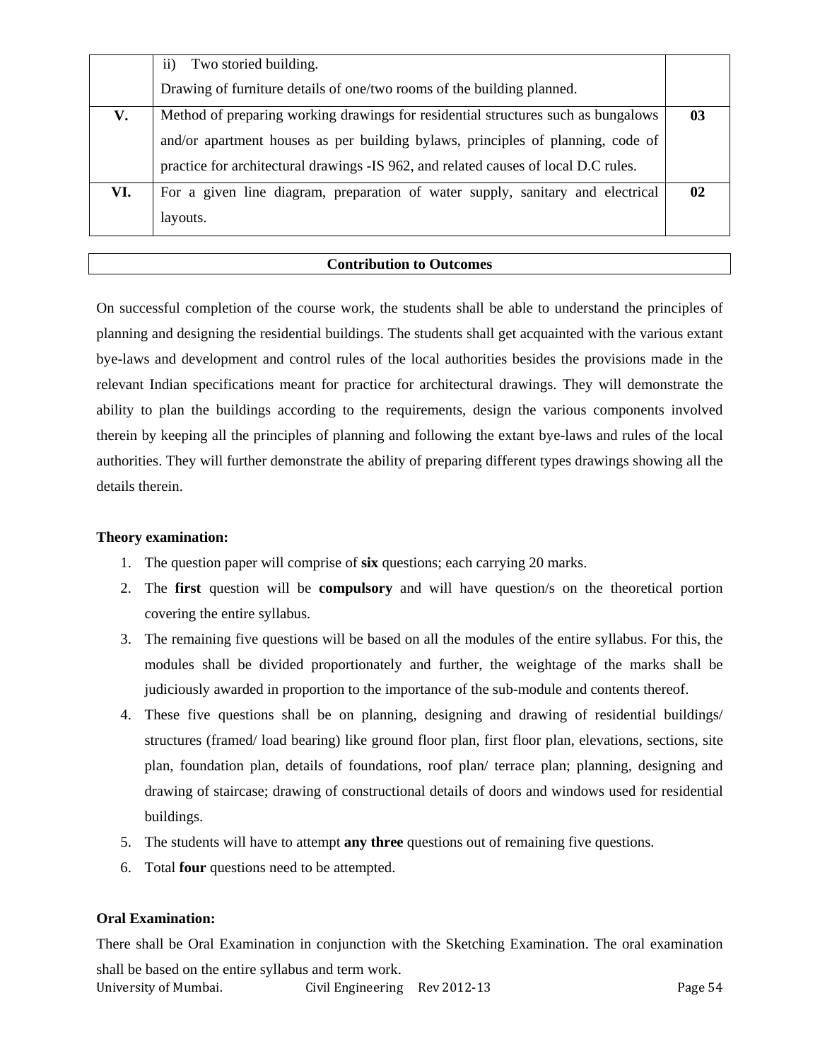| | | |
|---|---|---|
| | ii) Two storied building.<br>Drawing of furniture details of one/two rooms of the building planned. | |
| **V.** | Method of preparing working drawings for residential structures such as bungalows and/or apartment houses as per building bylaws, principles of planning, code of practice for architectural drawings -IS 962, and related causes of local D.C rules. | **03** |
| **VI.** | For a given line diagram, preparation of water supply, sanitary and electrical layouts. | **02** |

| **Contribution to Outcomes** |
|---|

On successful completion of the course work, the students shall be able to understand the principles of planning and designing the residential buildings. The students shall get acquainted with the various extant bye-laws and development and control rules of the local authorities besides the provisions made in the relevant Indian specifications meant for practice for architectural drawings. They will demonstrate the ability to plan the buildings according to the requirements, design the various components involved therein by keeping all the principles of planning and following the extant bye-laws and rules of the local authorities. They will further demonstrate the ability of preparing different types drawings showing all the details therein.

**Theory examination:**

1. The question paper will comprise of **six** questions; each carrying 20 marks.
2. The **first** question will be **compulsory** and will have question/s on the theoretical portion covering the entire syllabus.
3. The remaining five questions will be based on all the modules of the entire syllabus. For this, the modules shall be divided proportionately and further, the weightage of the marks shall be judiciously awarded in proportion to the importance of the sub-module and contents thereof.
4. These five questions shall be on planning, designing and drawing of residential buildings/ structures (framed/ load bearing) like ground floor plan, first floor plan, elevations, sections, site plan, foundation plan, details of foundations, roof plan/ terrace plan; planning, designing and drawing of staircase; drawing of constructional details of doors and windows used for residential buildings.
5. The students will have to attempt **any three** questions out of remaining five questions.
6. Total **four** questions need to be attempted.

**Oral Examination:**

There shall be Oral Examination in conjunction with the Sketching Examination. The oral examination shall be based on the entire syllabus and term work.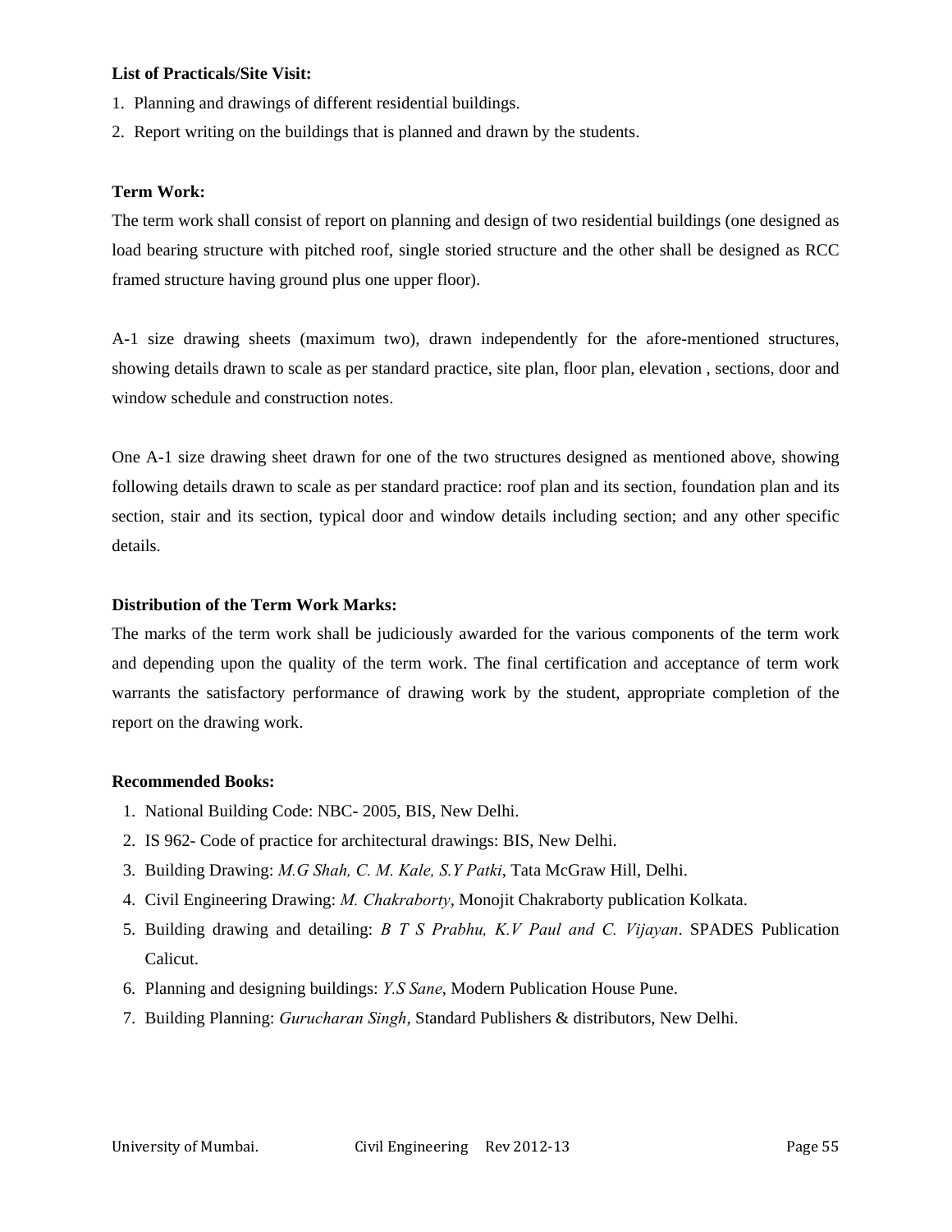**List of Practicals/Site Visit:**

1. Planning and drawings of different residential buildings.
2. Report writing on the buildings that is planned and drawn by the students.

**Term Work:**

The term work shall consist of report on planning and design of two residential buildings (one designed as load bearing structure with pitched roof, single storied structure and the other shall be designed as RCC framed structure having ground plus one upper floor).

A-1 size drawing sheets (maximum two), drawn independently for the afore-mentioned structures, showing details drawn to scale as per standard practice, site plan, floor plan, elevation , sections, door and window schedule and construction notes.

One A-1 size drawing sheet drawn for one of the two structures designed as mentioned above, showing following details drawn to scale as per standard practice: roof plan and its section, foundation plan and its section, stair and its section, typical door and window details including section; and any other specific details.

**Distribution of the Term Work Marks:**

The marks of the term work shall be judiciously awarded for the various components of the term work and depending upon the quality of the term work. The final certification and acceptance of term work warrants the satisfactory performance of drawing work by the student, appropriate completion of the report on the drawing work.

**Recommended Books:**

1. National Building Code: NBC- 2005, BIS, New Delhi.
2. IS 962- Code of practice for architectural drawings: BIS, New Delhi.
3. Building Drawing: *M.G Shah, C. M. Kale, S.Y Patki*, Tata McGraw Hill, Delhi.
4. Civil Engineering Drawing: *M. Chakraborty*, Monojit Chakraborty publication Kolkata.
5. Building drawing and detailing: *B T S Prabhu, K.V Paul and C. Vijayan*. SPADES Publication Calicut.
6. Planning and designing buildings: *Y.S Sane*, Modern Publication House Pune.
7. Building Planning: *Gurucharan Singh*, Standard Publishers & distributors, New Delhi.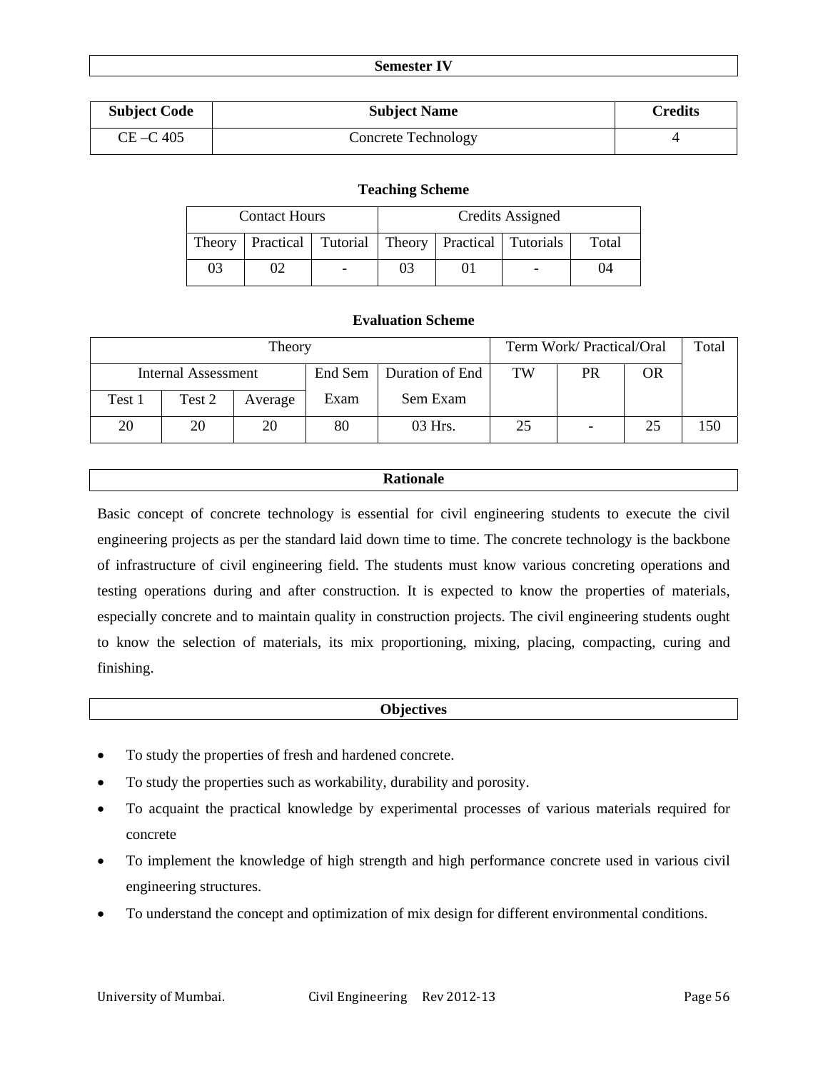## Semester IV

| Subject Code | Subject Name | Credits |
|---|---|---|
| CE –C 405 | Concrete Technology | 4 |

### Teaching Scheme

| Contact Hours | | | Credits Assigned | | | |
|---|---|---|---|---|---|---|
| Theory | Practical | Tutorial | Theory | Practical | Tutorials | Total |
| 03 | 02 | - | 03 | 01 | - | 04 |

### Evaluation Scheme

| Theory | | | | | Term Work/ Practical/Oral | | | Total |
|---|---|---|---|---|---|---|---|---|
| Internal Assessment | | | End Sem Exam | Duration of End Sem Exam | TW | PR | OR | |
| Test 1 | Test 2 | Average | | | | | | |
| 20 | 20 | 20 | 80 | 03 Hrs. | 25 | - | 25 | 150 |

## Rationale

Basic concept of concrete technology is essential for civil engineering students to execute the civil engineering projects as per the standard laid down time to time. The concrete technology is the backbone of infrastructure of civil engineering field. The students must know various concreting operations and testing operations during and after construction. It is expected to know the properties of materials, especially concrete and to maintain quality in construction projects. The civil engineering students ought to know the selection of materials, its mix proportioning, mixing, placing, compacting, curing and finishing.

## Objectives

- To study the properties of fresh and hardened concrete.
- To study the properties such as workability, durability and porosity.
- To acquaint the practical knowledge by experimental processes of various materials required for concrete
- To implement the knowledge of high strength and high performance concrete used in various civil engineering structures.
- To understand the concept and optimization of mix design for different environmental conditions.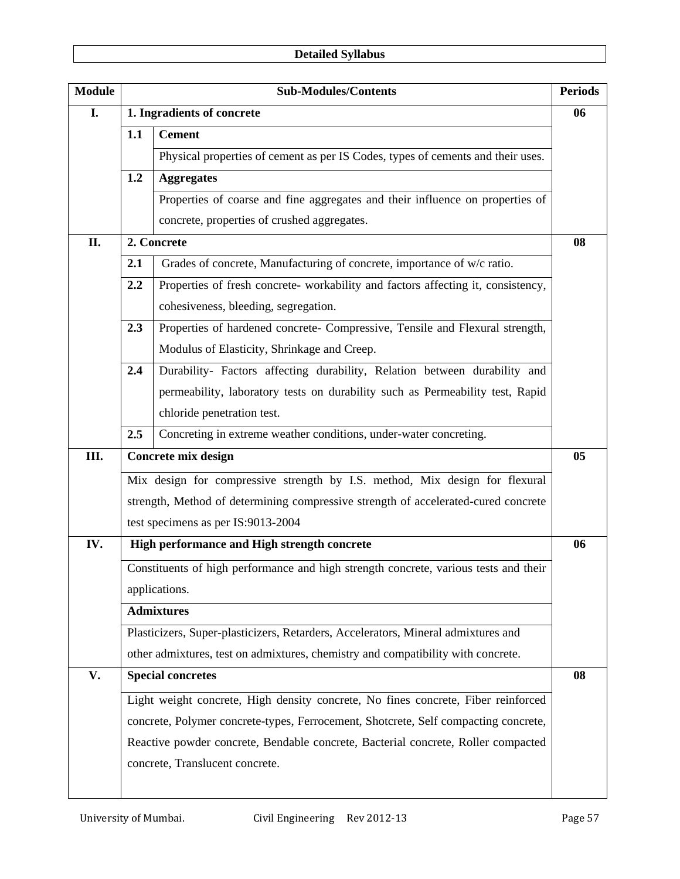## Detailed Syllabus

| Module | Sub-Modules/Contents | | Periods |
|---|---|---|---|
| I. | **1. Ingradients of concrete** | | 06 |
| | **1.1** | **Cement** | |
| | | Physical properties of cement as per IS Codes, types of cements and their uses. | |
| | **1.2** | **Aggregates** | |
| | | Properties of coarse and fine aggregates and their influence on properties of concrete, properties of crushed aggregates. | |
| II. | **2. Concrete** | | 08 |
| | **2.1** | Grades of concrete, Manufacturing of concrete, importance of w/c ratio. | |
| | **2.2** | Properties of fresh concrete- workability and factors affecting it, consistency, cohesiveness, bleeding, segregation. | |
| | **2.3** | Properties of hardened concrete- Compressive, Tensile and Flexural strength, Modulus of Elasticity, Shrinkage and Creep. | |
| | **2.4** | Durability- Factors affecting durability, Relation between durability and permeability, laboratory tests on durability such as Permeability test, Rapid chloride penetration test. | |
| | **2.5** | Concreting in extreme weather conditions, under-water concreting. | |
| III. | **Concrete mix design** | | 05 |
| | Mix design for compressive strength by I.S. method, Mix design for flexural strength, Method of determining compressive strength of accelerated-cured concrete test specimens as per IS:9013-2004 | | |
| IV. | **High performance and High strength concrete** | | 06 |
| | Constituents of high performance and high strength concrete, various tests and their applications. | | |
| | **Admixtures** | | |
| | Plasticizers, Super-plasticizers, Retarders, Accelerators, Mineral admixtures and other admixtures, test on admixtures, chemistry and compatibility with concrete. | | |
| V. | **Special concretes** | | 08 |
| | Light weight concrete, High density concrete, No fines concrete, Fiber reinforced concrete, Polymer concrete-types, Ferrocement, Shotcrete, Self compacting concrete, Reactive powder concrete, Bendable concrete, Bacterial concrete, Roller compacted concrete, Translucent concrete. | | |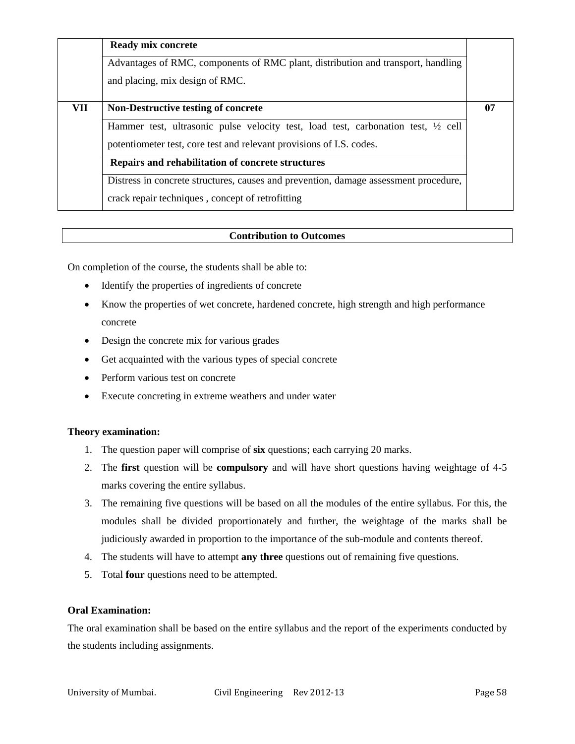| | | |
|---|---|---|
| | **Ready mix concrete** | |
| | Advantages of RMC, components of RMC plant, distribution and transport, handling and placing, mix design of RMC. | |
| **VII** | **Non-Destructive testing of concrete** | **07** |
| | Hammer test, ultrasonic pulse velocity test, load test, carbonation test, ½ cell potentiometer test, core test and relevant provisions of I.S. codes. | |
| | **Repairs and rehabilitation of concrete structures** | |
| | Distress in concrete structures, causes and prevention, damage assessment procedure, crack repair techniques , concept of retrofitting | |

## Contribution to Outcomes

On completion of the course, the students shall be able to:

- Identify the properties of ingredients of concrete
- Know the properties of wet concrete, hardened concrete, high strength and high performance concrete
- Design the concrete mix for various grades
- Get acquainted with the various types of special concrete
- Perform various test on concrete
- Execute concreting in extreme weathers and under water

**Theory examination:**

1. The question paper will comprise of **six** questions; each carrying 20 marks.
2. The **first** question will be **compulsory** and will have short questions having weightage of 4-5 marks covering the entire syllabus.
3. The remaining five questions will be based on all the modules of the entire syllabus. For this, the modules shall be divided proportionately and further, the weightage of the marks shall be judiciously awarded in proportion to the importance of the sub-module and contents thereof.
4. The students will have to attempt **any three** questions out of remaining five questions.
5. Total **four** questions need to be attempted.

**Oral Examination:**

The oral examination shall be based on the entire syllabus and the report of the experiments conducted by the students including assignments.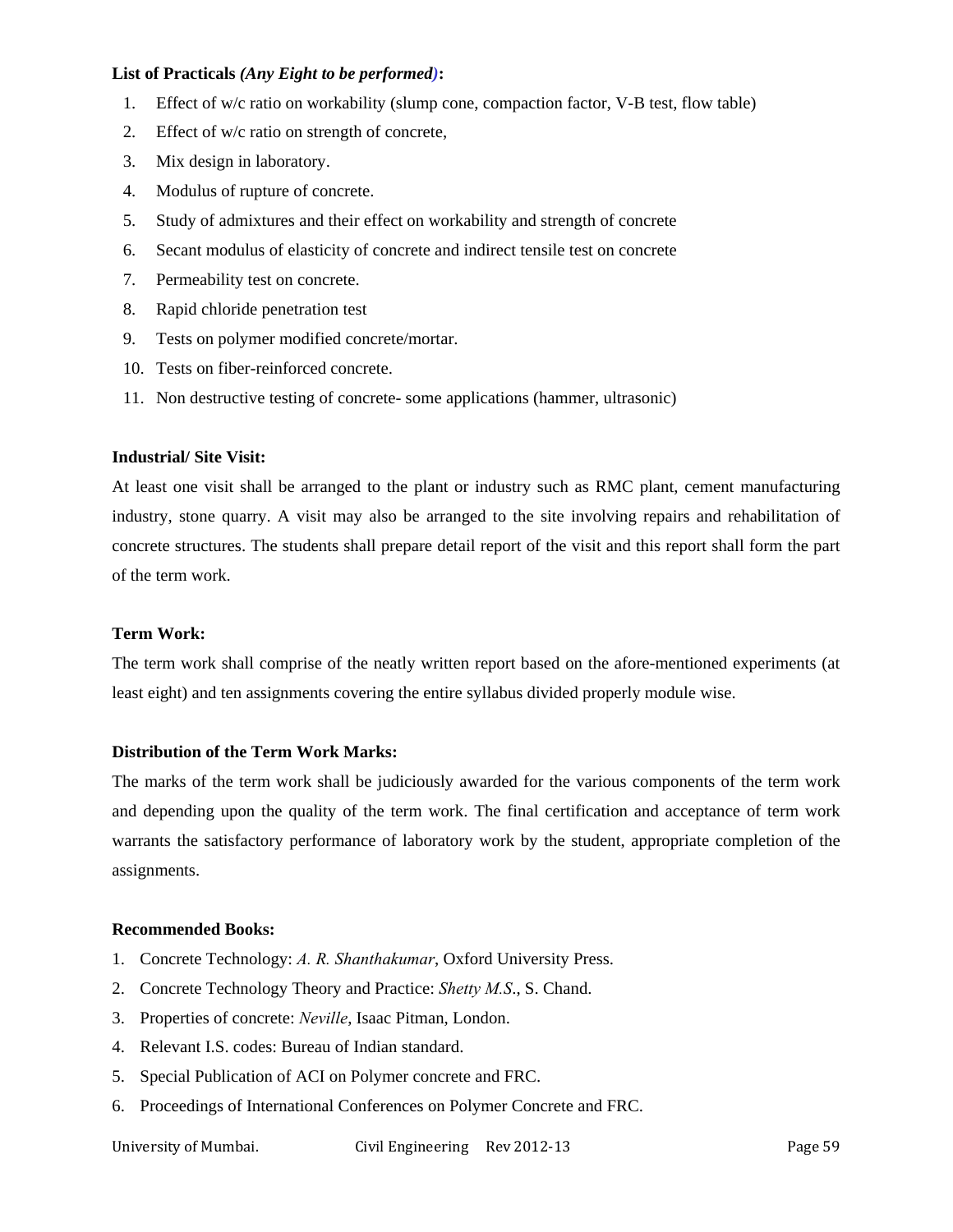**List of Practicals *(Any Eight to be performed)*:**

1. Effect of w/c ratio on workability (slump cone, compaction factor, V-B test, flow table)
2. Effect of w/c ratio on strength of concrete,
3. Mix design in laboratory.
4. Modulus of rupture of concrete.
5. Study of admixtures and their effect on workability and strength of concrete
6. Secant modulus of elasticity of concrete and indirect tensile test on concrete
7. Permeability test on concrete.
8. Rapid chloride penetration test
9. Tests on polymer modified concrete/mortar.
10. Tests on fiber-reinforced concrete.
11. Non destructive testing of concrete- some applications (hammer, ultrasonic)

**Industrial/ Site Visit:**

At least one visit shall be arranged to the plant or industry such as RMC plant, cement manufacturing industry, stone quarry. A visit may also be arranged to the site involving repairs and rehabilitation of concrete structures. The students shall prepare detail report of the visit and this report shall form the part of the term work.

**Term Work:**

The term work shall comprise of the neatly written report based on the afore-mentioned experiments (at least eight) and ten assignments covering the entire syllabus divided properly module wise.

**Distribution of the Term Work Marks:**

The marks of the term work shall be judiciously awarded for the various components of the term work and depending upon the quality of the term work. The final certification and acceptance of term work warrants the satisfactory performance of laboratory work by the student, appropriate completion of the assignments.

**Recommended Books:**

1. Concrete Technology: *A. R. Shanthakumar*, Oxford University Press.
2. Concrete Technology Theory and Practice: *Shetty M.S*., S. Chand.
3. Properties of concrete: *Neville*, Isaac Pitman, London.
4. Relevant I.S. codes: Bureau of Indian standard.
5. Special Publication of ACI on Polymer concrete and FRC.
6. Proceedings of International Conferences on Polymer Concrete and FRC.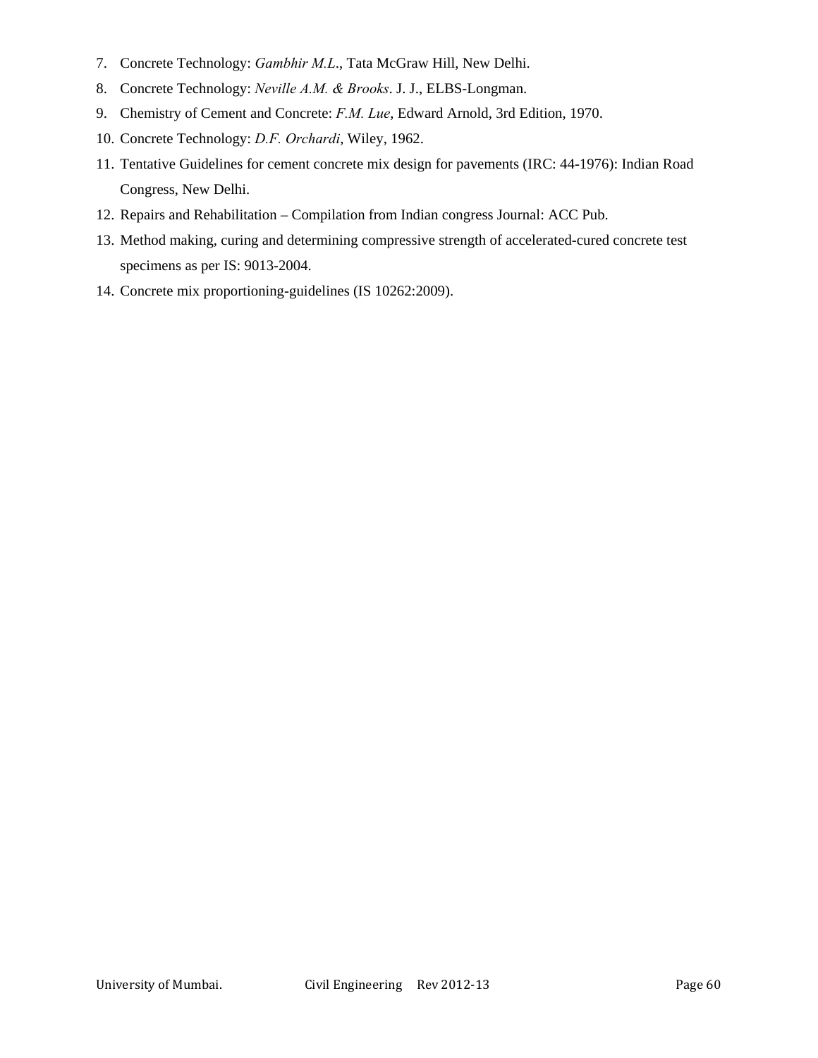7. Concrete Technology: *Gambhir M.L.*, Tata McGraw Hill, New Delhi.
8. Concrete Technology: *Neville A.M. & Brooks*. J. J., ELBS-Longman.
9. Chemistry of Cement and Concrete: *F.M. Lue*, Edward Arnold, 3rd Edition, 1970.
10. Concrete Technology: *D.F. Orchardi*, Wiley, 1962.
11. Tentative Guidelines for cement concrete mix design for pavements (IRC: 44-1976): Indian Road Congress, New Delhi.
12. Repairs and Rehabilitation – Compilation from Indian congress Journal: ACC Pub.
13. Method making, curing and determining compressive strength of accelerated-cured concrete test specimens as per IS: 9013-2004.
14. Concrete mix proportioning-guidelines (IS 10262:2009).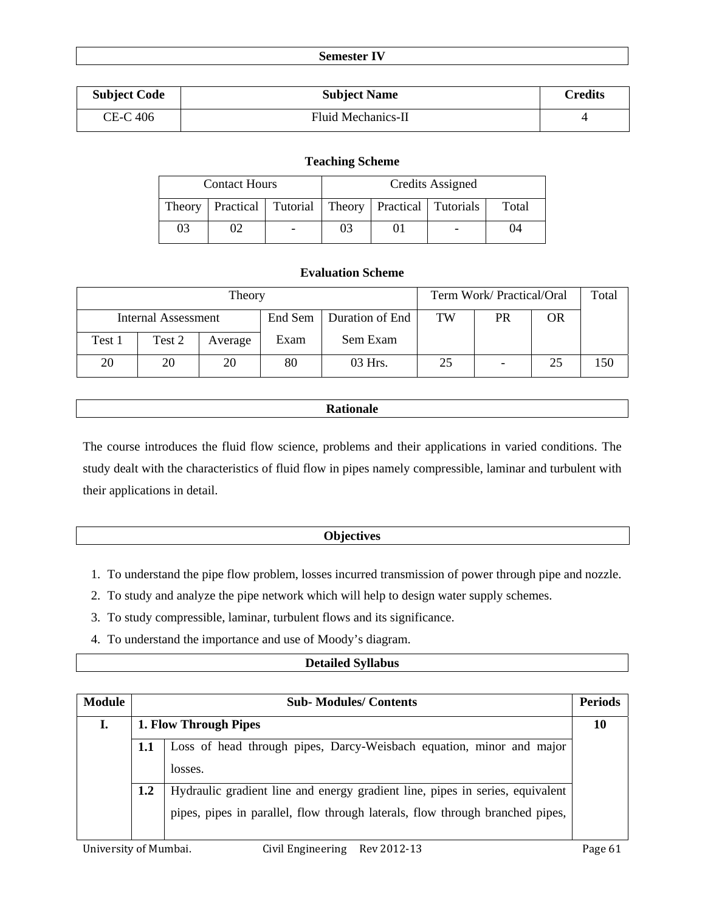## Semester IV

| Subject Code | Subject Name | Credits |
|---|---|---|
| CE-C 406 | Fluid Mechanics-II | 4 |

### Teaching Scheme

| Contact Hours | | | Credits Assigned | | | |
|---|---|---|---|---|---|---|
| Theory | Practical | Tutorial | Theory | Practical | Tutorials | Total |
| 03 | 02 | - | 03 | 01 | - | 04 |

### Evaluation Scheme

| Theory | | | | | Term Work/ Practical/Oral | | | Total |
|---|---|---|---|---|---|---|---|---|
| Internal Assessment | | | End Sem Exam | Duration of End Sem Exam | TW | PR | OR | |
| Test 1 | Test 2 | Average | | | | | | |
| 20 | 20 | 20 | 80 | 03 Hrs. | 25 | - | 25 | 150 |

## Rationale

The course introduces the fluid flow science, problems and their applications in varied conditions. The study dealt with the characteristics of fluid flow in pipes namely compressible, laminar and turbulent with their applications in detail.

## Objectives

1. To understand the pipe flow problem, losses incurred transmission of power through pipe and nozzle.
2. To study and analyze the pipe network which will help to design water supply schemes.
3. To study compressible, laminar, turbulent flows and its significance.
4. To understand the importance and use of Moody's diagram.

## Detailed Syllabus

| Module | Sub- Modules/ Contents | | Periods |
|---|---|---|---|
| I. | **1. Flow Through Pipes** | | 10 |
| | **1.1** | Loss of head through pipes, Darcy-Weisbach equation, minor and major losses. | |
| | **1.2** | Hydraulic gradient line and energy gradient line, pipes in series, equivalent pipes, pipes in parallel, flow through laterals, flow through branched pipes, | |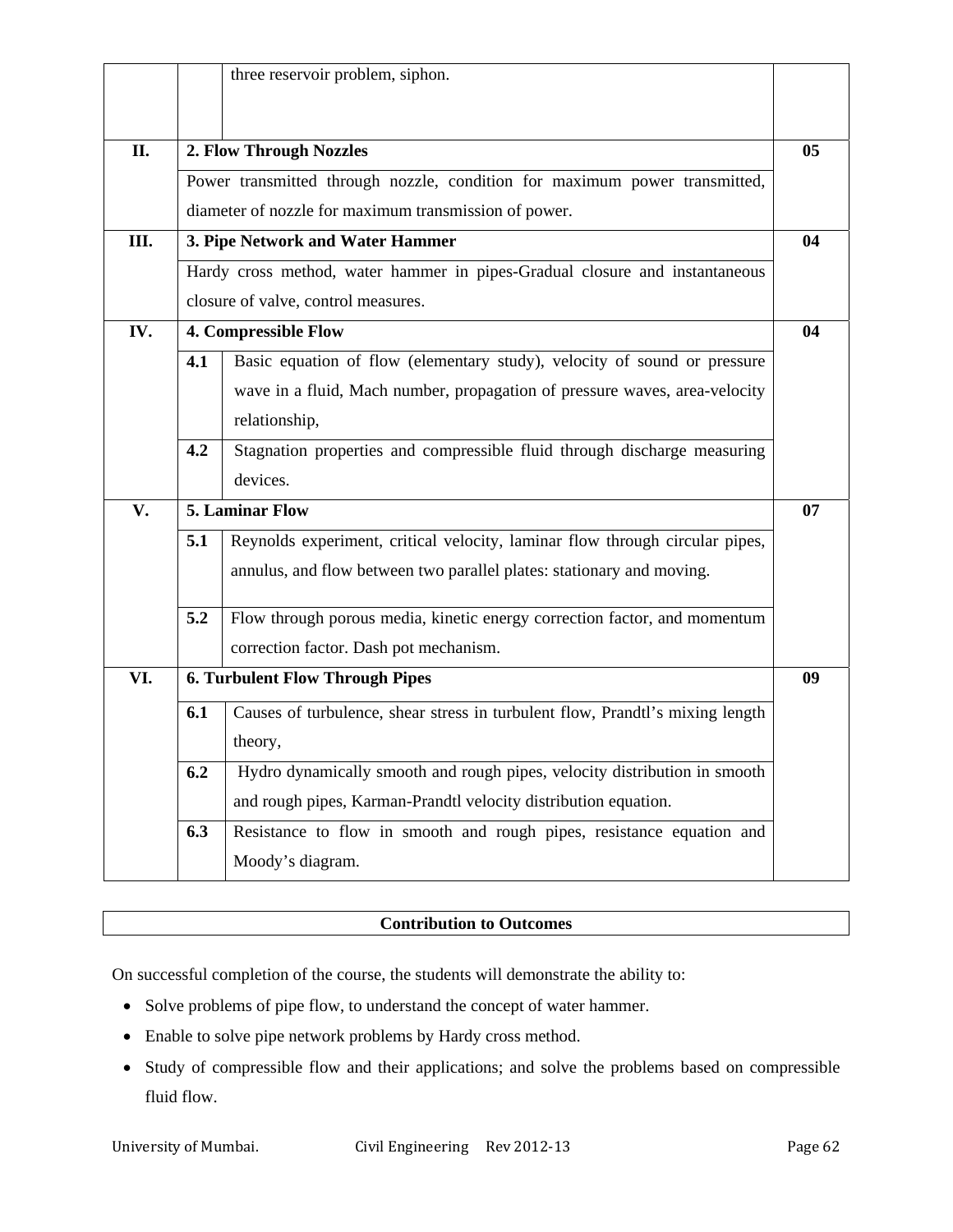| | | | |
|---|---|---|---|
| | | three reservoir problem, siphon. | |
| **II.** | **2. Flow Through Nozzles** | | **05** |
| | Power transmitted through nozzle, condition for maximum power transmitted, diameter of nozzle for maximum transmission of power. | | |
| **III.** | **3. Pipe Network and Water Hammer** | | **04** |
| | Hardy cross method, water hammer in pipes-Gradual closure and instantaneous closure of valve, control measures. | | |
| **IV.** | **4. Compressible Flow** | | **04** |
| | **4.1** | Basic equation of flow (elementary study), velocity of sound or pressure wave in a fluid, Mach number, propagation of pressure waves, area-velocity relationship, | |
| | **4.2** | Stagnation properties and compressible fluid through discharge measuring devices. | |
| **V.** | **5. Laminar Flow** | | **07** |
| | **5.1** | Reynolds experiment, critical velocity, laminar flow through circular pipes, annulus, and flow between two parallel plates: stationary and moving. | |
| | **5.2** | Flow through porous media, kinetic energy correction factor, and momentum correction factor. Dash pot mechanism. | |
| **VI.** | **6. Turbulent Flow Through Pipes** | | **09** |
| | **6.1** | Causes of turbulence, shear stress in turbulent flow, Prandtl's mixing length theory, | |
| | **6.2** | Hydro dynamically smooth and rough pipes, velocity distribution in smooth and rough pipes, Karman-Prandtl velocity distribution equation. | |
| | **6.3** | Resistance to flow in smooth and rough pipes, resistance equation and Moody's diagram. | |

## Contribution to Outcomes

On successful completion of the course, the students will demonstrate the ability to:

- Solve problems of pipe flow, to understand the concept of water hammer.
- Enable to solve pipe network problems by Hardy cross method.
- Study of compressible flow and their applications; and solve the problems based on compressible fluid flow.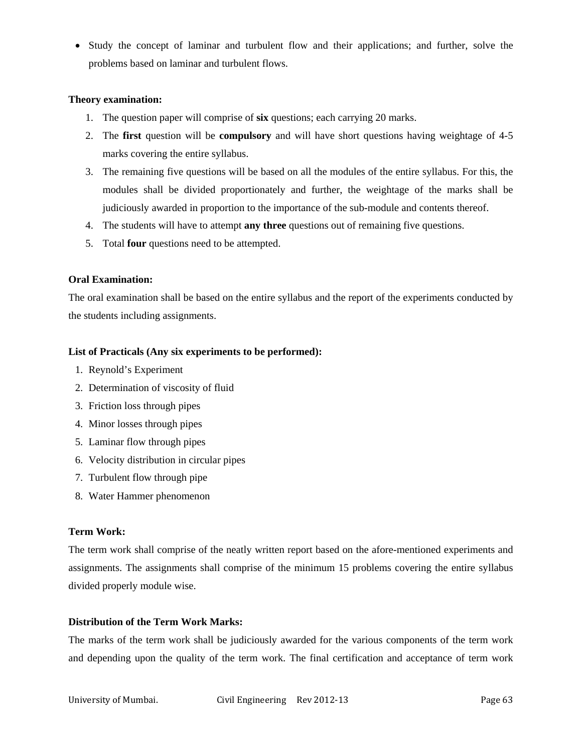- Study the concept of laminar and turbulent flow and their applications; and further, solve the problems based on laminar and turbulent flows.

**Theory examination:**

1. The question paper will comprise of **six** questions; each carrying 20 marks.
2. The **first** question will be **compulsory** and will have short questions having weightage of 4-5 marks covering the entire syllabus.
3. The remaining five questions will be based on all the modules of the entire syllabus. For this, the modules shall be divided proportionately and further, the weightage of the marks shall be judiciously awarded in proportion to the importance of the sub-module and contents thereof.
4. The students will have to attempt **any three** questions out of remaining five questions.
5. Total **four** questions need to be attempted.

**Oral Examination:**

The oral examination shall be based on the entire syllabus and the report of the experiments conducted by the students including assignments.

**List of Practicals (Any six experiments to be performed):**

1. Reynold's Experiment
2. Determination of viscosity of fluid
3. Friction loss through pipes
4. Minor losses through pipes
5. Laminar flow through pipes
6. Velocity distribution in circular pipes
7. Turbulent flow through pipe
8. Water Hammer phenomenon

**Term Work:**

The term work shall comprise of the neatly written report based on the afore-mentioned experiments and assignments. The assignments shall comprise of the minimum 15 problems covering the entire syllabus divided properly module wise.

**Distribution of the Term Work Marks:**

The marks of the term work shall be judiciously awarded for the various components of the term work and depending upon the quality of the term work. The final certification and acceptance of term work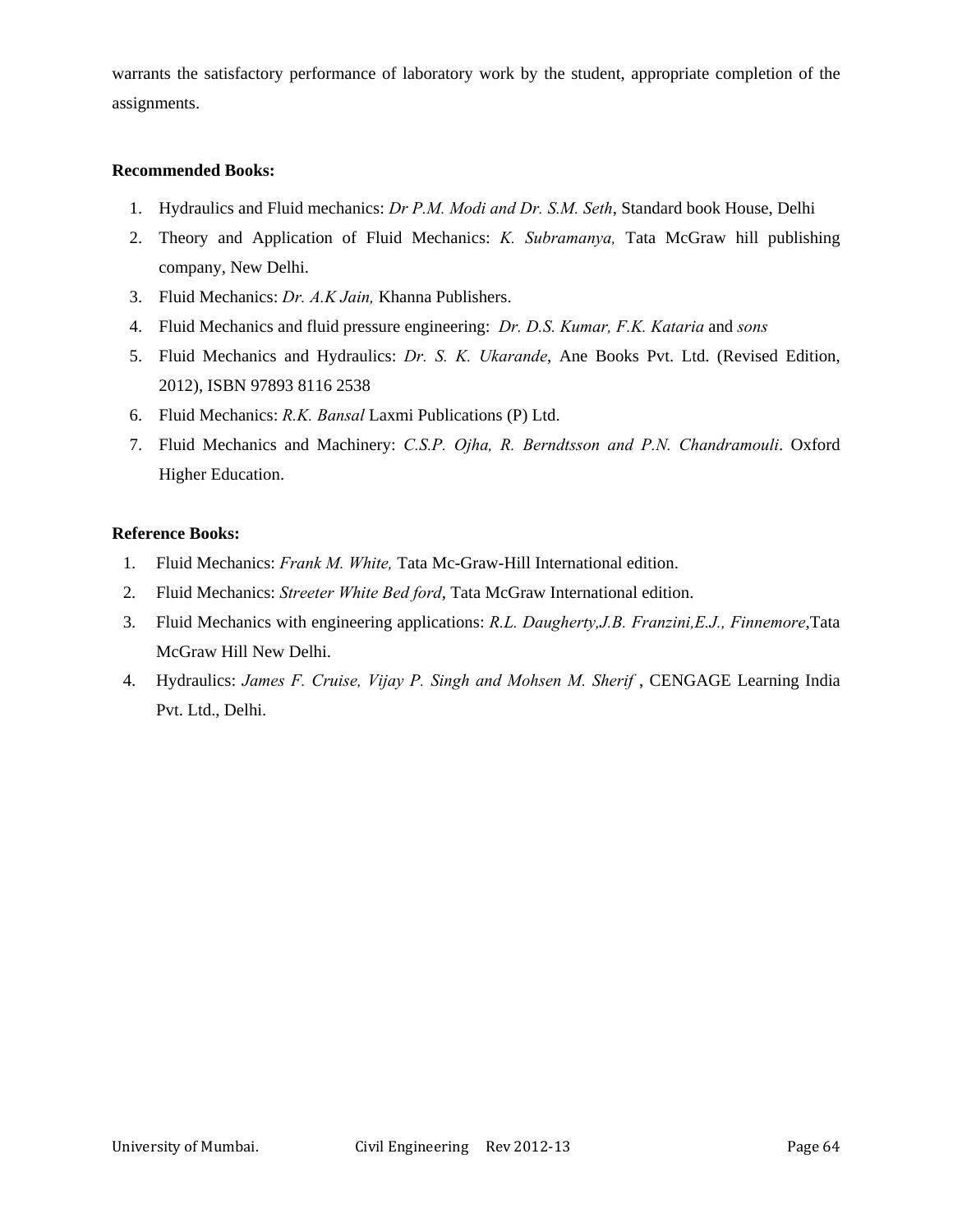warrants the satisfactory performance of laboratory work by the student, appropriate completion of the assignments.

**Recommended Books:**

1. Hydraulics and Fluid mechanics: *Dr P.M. Modi and Dr. S.M. Seth*, Standard book House, Delhi
2. Theory and Application of Fluid Mechanics: *K. Subramanya,* Tata McGraw hill publishing company, New Delhi.
3. Fluid Mechanics: *Dr. A.K Jain,* Khanna Publishers.
4. Fluid Mechanics and fluid pressure engineering: *Dr. D.S. Kumar, F.K. Kataria* and *sons*
5. Fluid Mechanics and Hydraulics: *Dr. S. K. Ukarande*, Ane Books Pvt. Ltd. (Revised Edition, 2012), ISBN 97893 8116 2538
6. Fluid Mechanics: *R.K. Bansal* Laxmi Publications (P) Ltd.
7. Fluid Mechanics and Machinery: *C.S.P. Ojha, R. Berndtsson and P.N. Chandramouli*. Oxford Higher Education.

**Reference Books:**

1. Fluid Mechanics: *Frank M. White,* Tata Mc-Graw-Hill International edition.
2. Fluid Mechanics: *Streeter White Bed ford*, Tata McGraw International edition.
3. Fluid Mechanics with engineering applications: *R.L. Daugherty,J.B. Franzini,E.J., Finnemore*,Tata McGraw Hill New Delhi.
4. Hydraulics: *James F. Cruise, Vijay P. Singh and Mohsen M. Sherif* , CENGAGE Learning India Pvt. Ltd., Delhi.